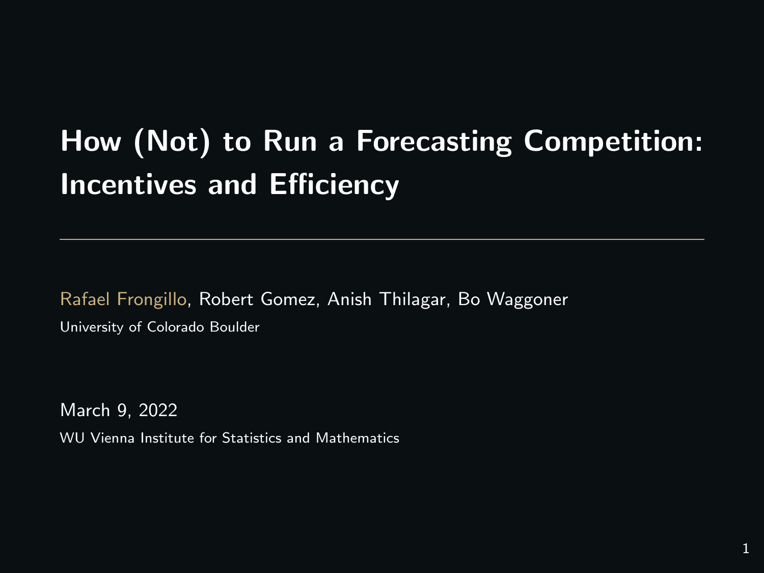# How (Not) to Run a Forecasting Competition: Incentives and Efficiency

Rafael Frongillo, Robert Gomez, Anish Thilagar, Bo Waggoner

University of Colorado Boulder

March 9, 2022

WU Vienna Institute for Statistics and Mathematics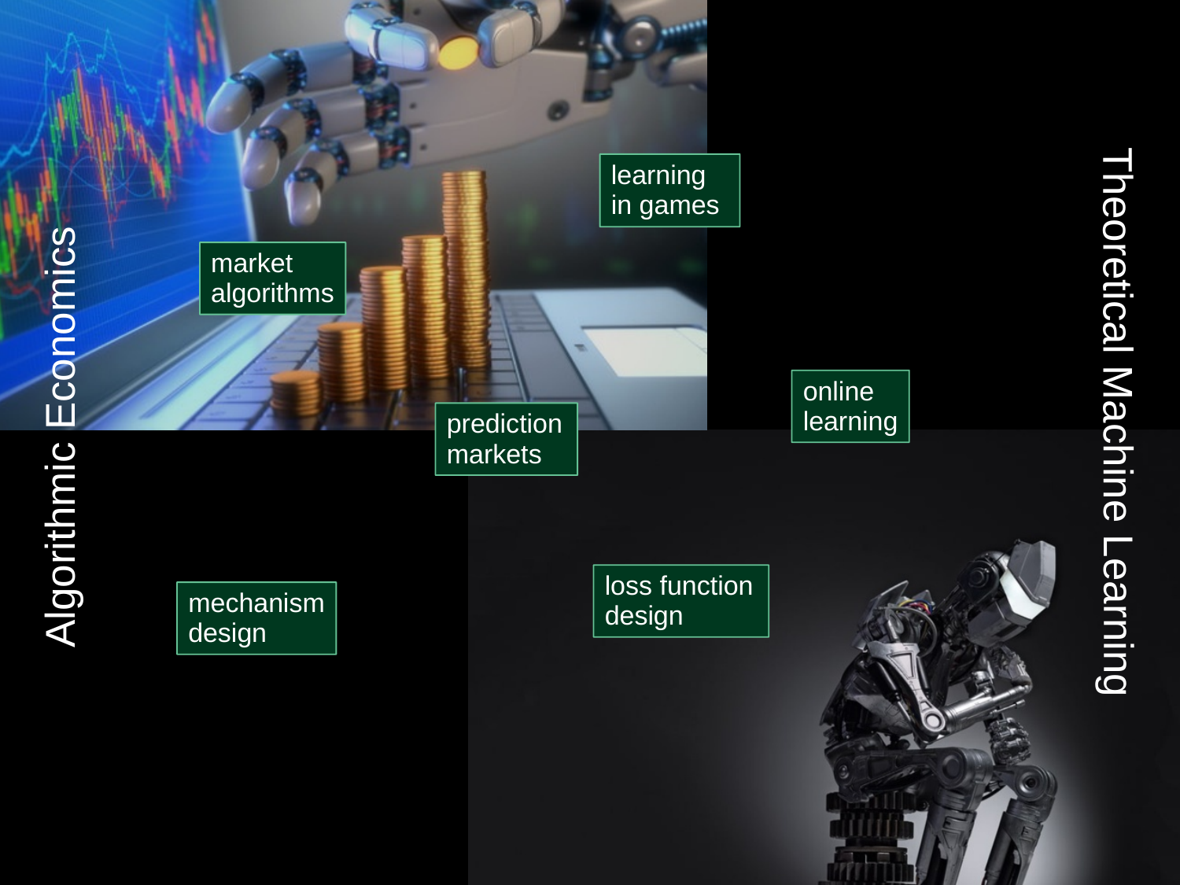Algorithmic Economics

Theoretical Machine Learning

market algorithms

learning in games

prediction markets

online learning

mechanism design

loss function design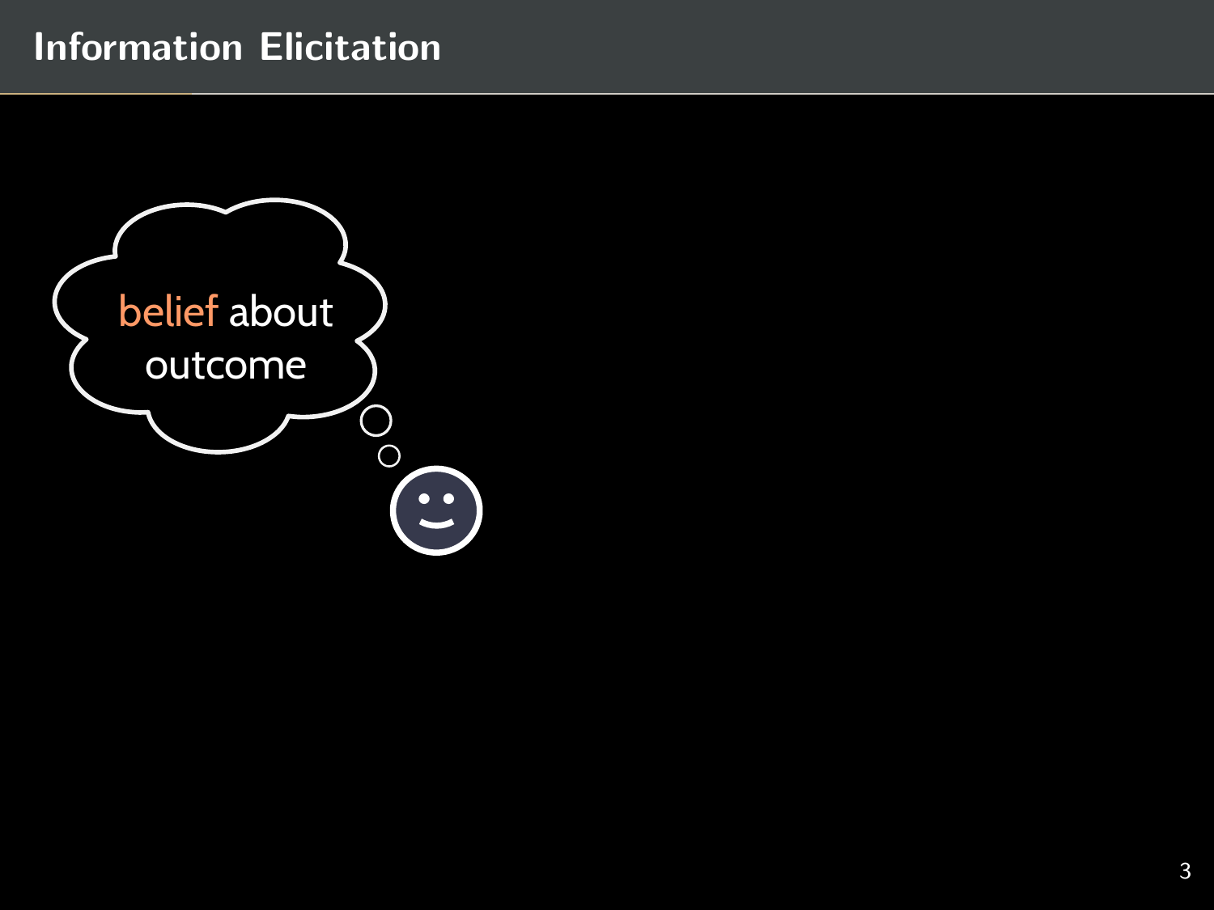# Information Elicitation

belief about outcome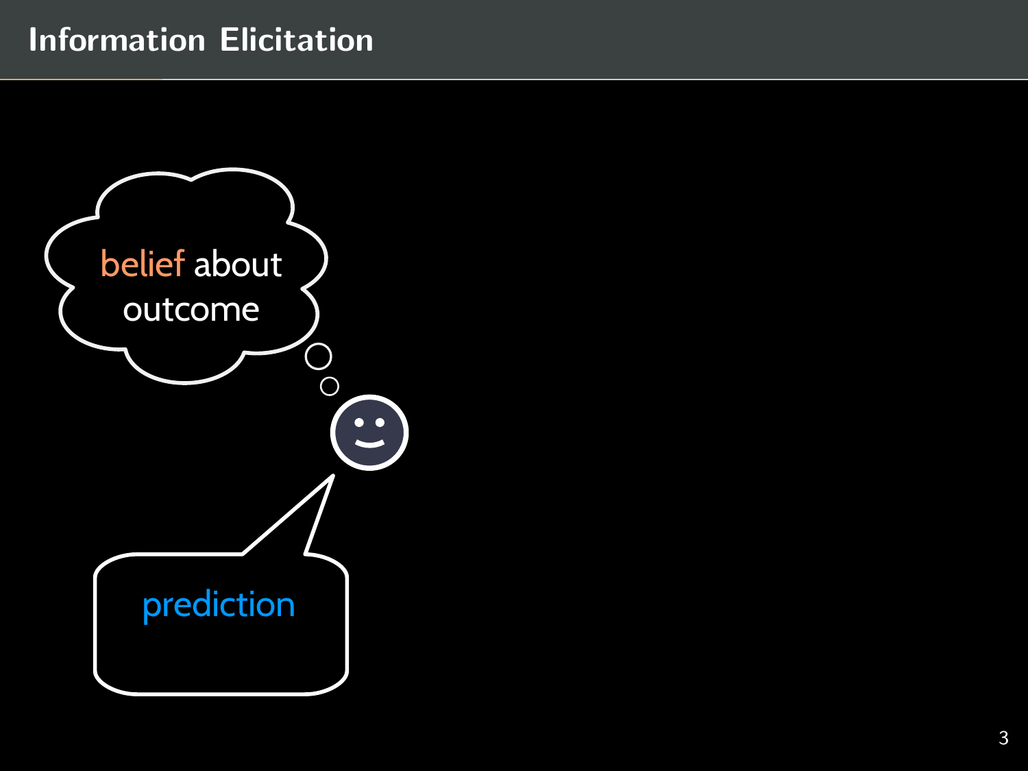# Information Elicitation

belief about outcome

prediction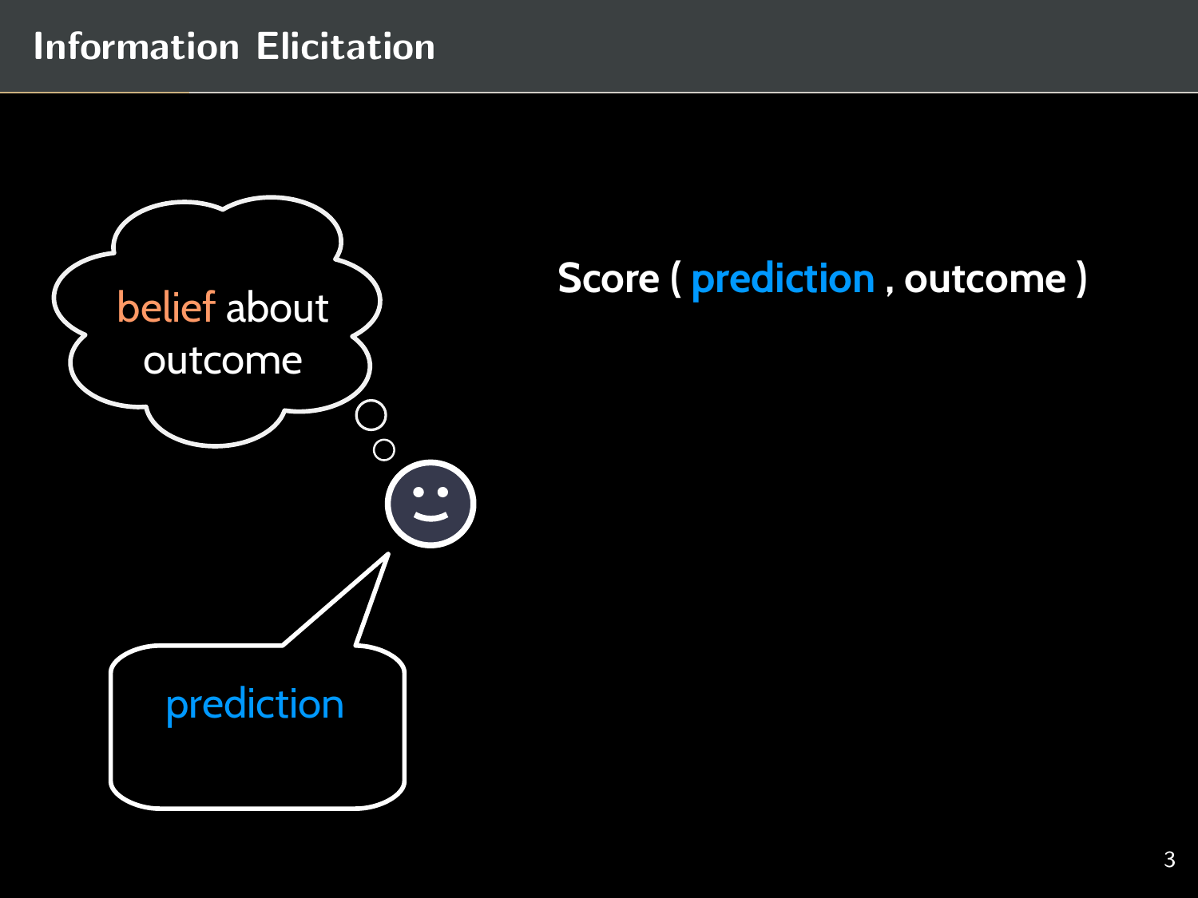# Information Elicitation

belief about outcome

prediction

**Score ( prediction , outcome )**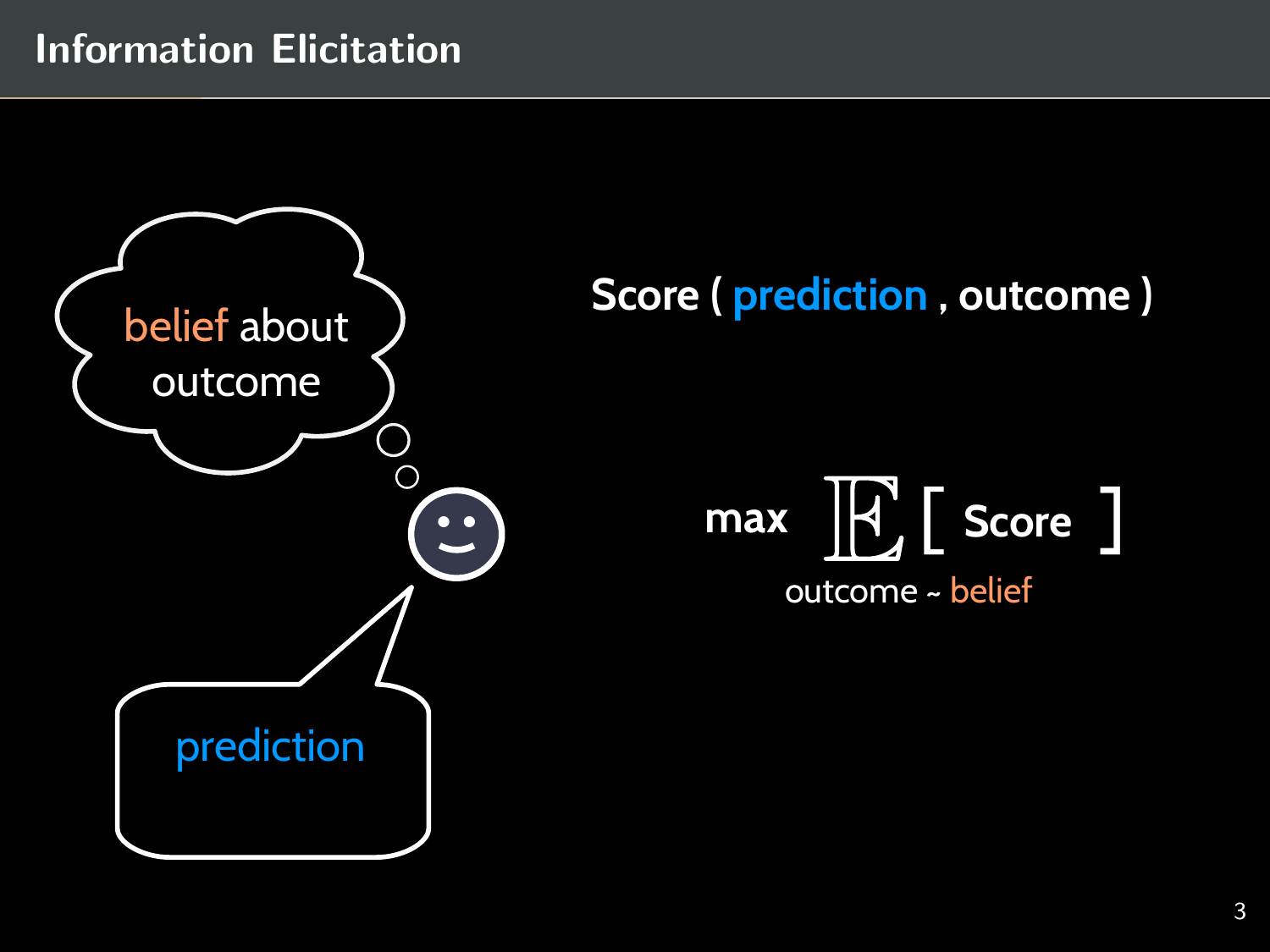# Information Elicitation

belief about outcome

prediction

Score ( prediction , outcome )

$$\max \; \mathbb{E}_{\text{outcome} \sim \text{belief}} [\ \text{Score}\ ]$$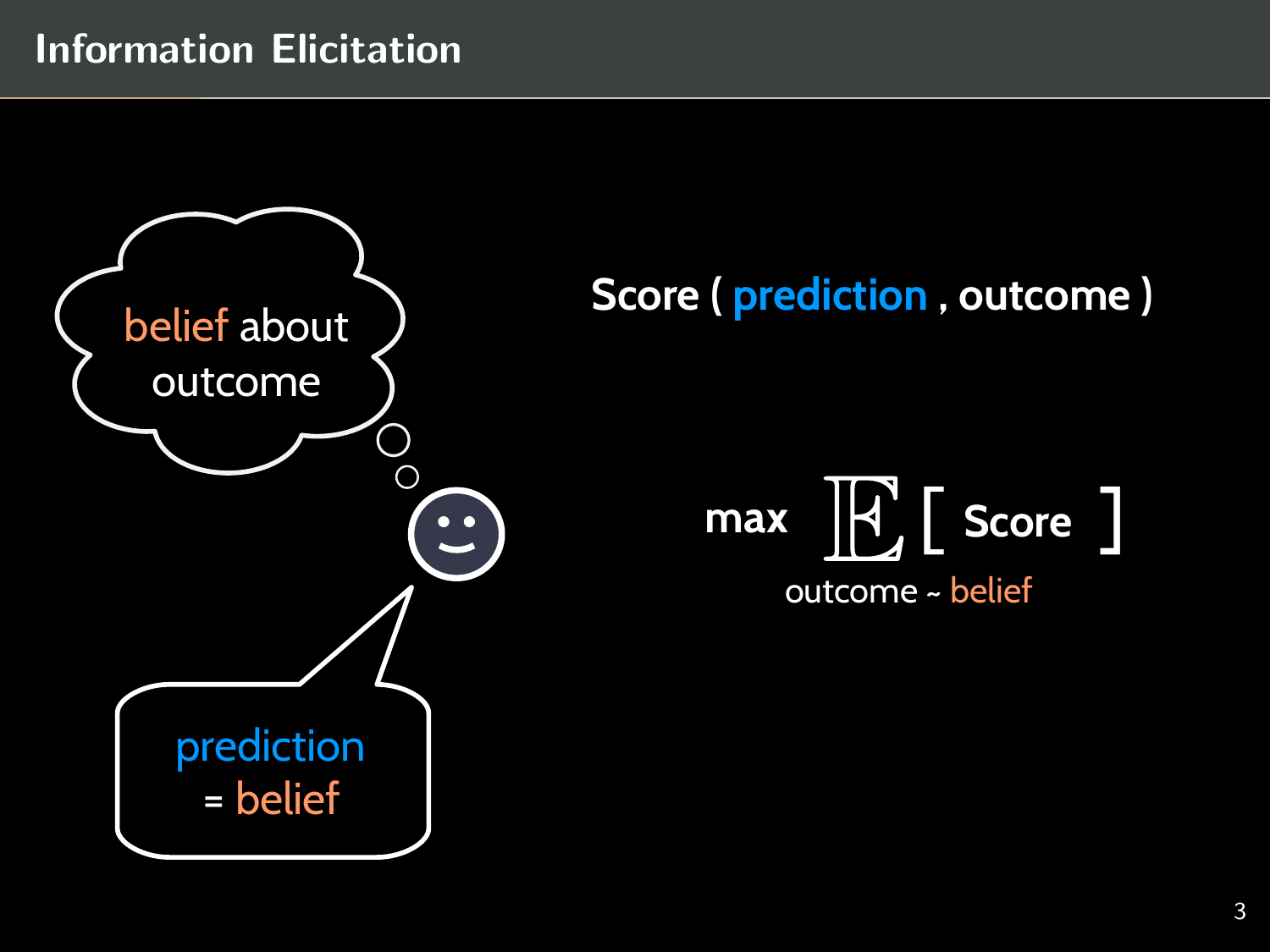# Information Elicitation

belief about outcome

prediction = belief

Score ( prediction , outcome )

$$\max \; \mathbb{E}_{\text{outcome} \sim \text{belief}} [\ \text{Score}\ ]$$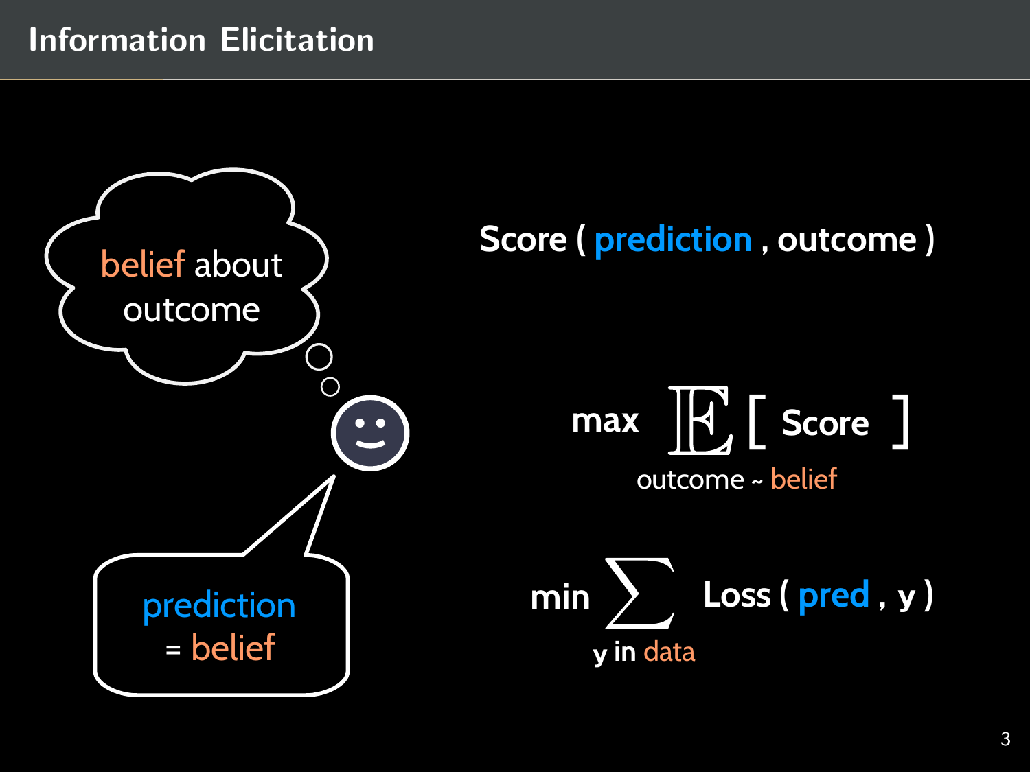# Information Elicitation

belief about outcome

prediction = belief

Score ( prediction , outcome )

$$\max \mathop{\mathbb{E}}_{\text{outcome} \sim \text{belief}} [\ \text{Score}\ ]$$

$$\min \sum_{\text{y in data}} \text{Loss} (\ \text{pred}\ ,\ \text{y}\ )$$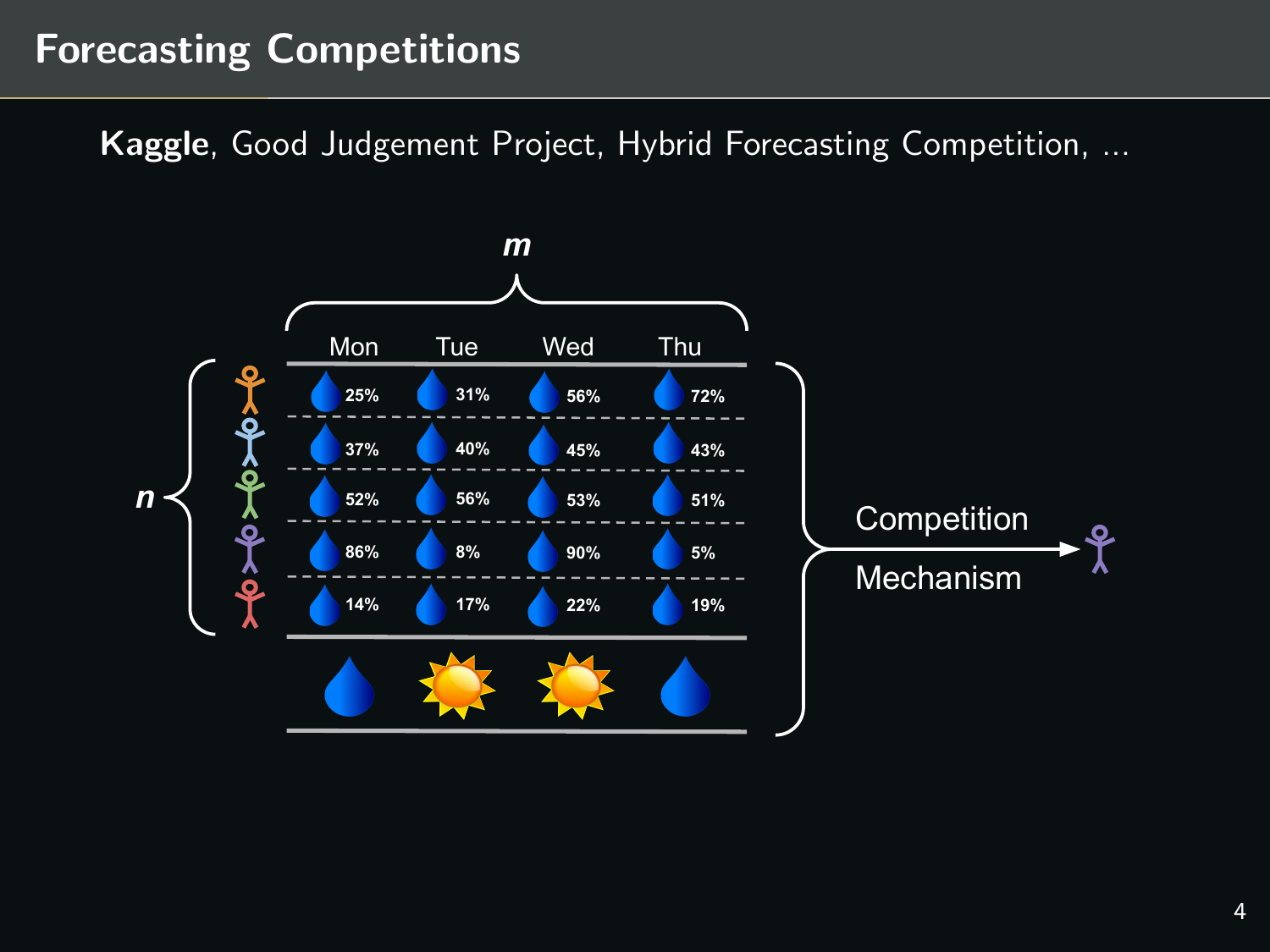# Forecasting Competitions

**Kaggle**, Good Judgement Project, Hybrid Forecasting Competition, ...

$m$

| | Mon | Tue | Wed | Thu |
|---|---|---|---|---|
| Forecaster 1 | 25% | 31% | 56% | 72% |
| Forecaster 2 | 37% | 40% | 45% | 43% |
| Forecaster 3 | 52% | 56% | 53% | 51% |
| Forecaster 4 | 86% | 8% | 90% | 5% |
| Forecaster 5 | 14% | 17% | 22% | 19% |
| Outcome | Rain | Sun | Sun | Rain |

$n$

Competition Mechanism →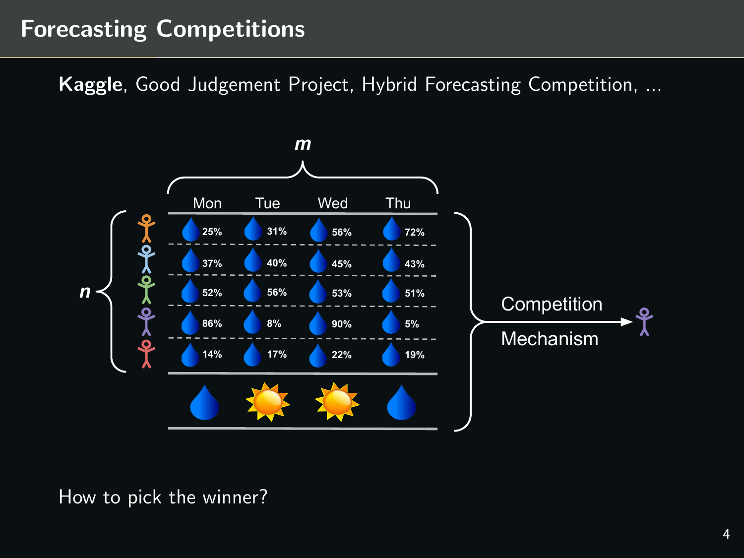# Forecasting Competitions

**Kaggle**, Good Judgement Project, Hybrid Forecasting Competition, ...

$m$

| | Mon | Tue | Wed | Thu |
|---|---|---|---|---|
| Forecaster 1 | 25% | 31% | 56% | 72% |
| Forecaster 2 | 37% | 40% | 45% | 43% |
| Forecaster 3 | 52% | 56% | 53% | 51% |
| Forecaster 4 | 86% | 8% | 90% | 5% |
| Forecaster 5 | 14% | 17% | 22% | 19% |
| Outcome | Rain | Sun | Sun | Rain |

$n$

Competition Mechanism → winner

How to pick the winner?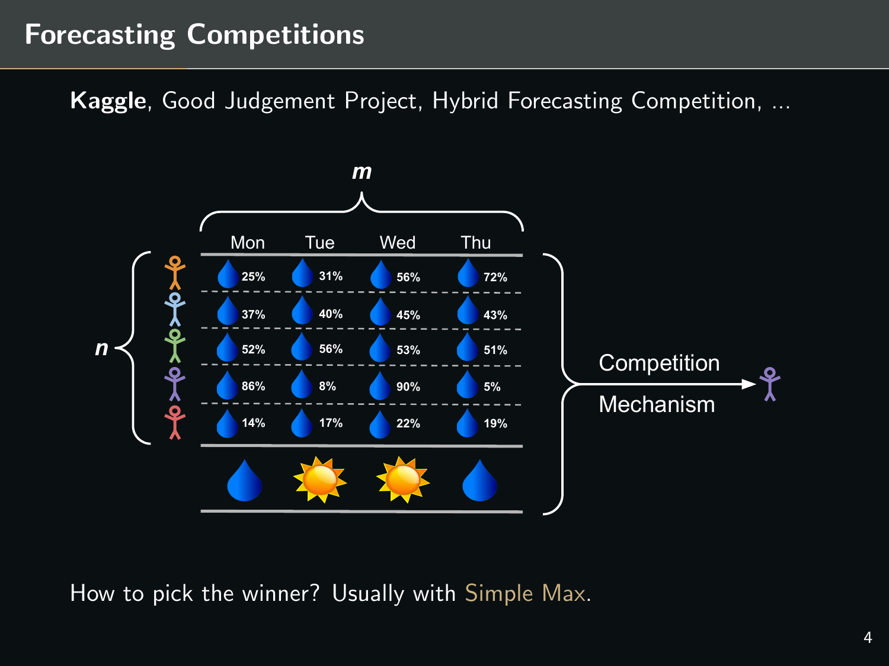# Forecasting Competitions

**Kaggle**, Good Judgement Project, Hybrid Forecasting Competition, ...

$m$

| | Mon | Tue | Wed | Thu |
|---|---|---|---|---|
| 1 | 25% | 31% | 56% | 72% |
| 2 | 37% | 40% | 45% | 43% |
| 3 | 52% | 56% | 53% | 51% |
| 4 | 86% | 8% | 90% | 5% |
| 5 | 14% | 17% | 22% | 19% |
| Outcome | rain | sun | sun | rain |

$n$

Competition Mechanism →

How to pick the winner? Usually with Simple Max.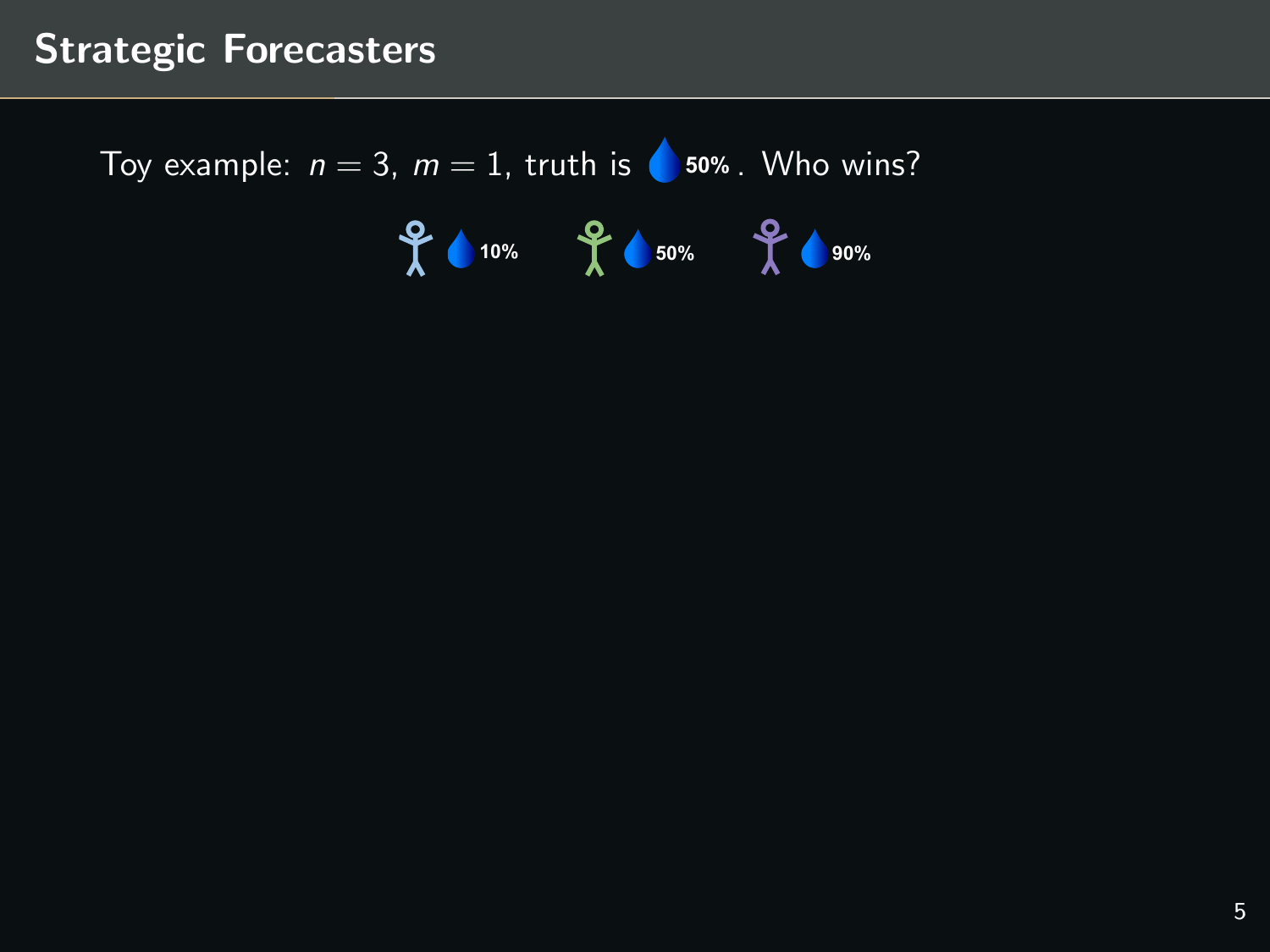# Strategic Forecasters

Toy example: $n = 3$, $m = 1$, truth is 50%. Who wins?

10% 50% 90%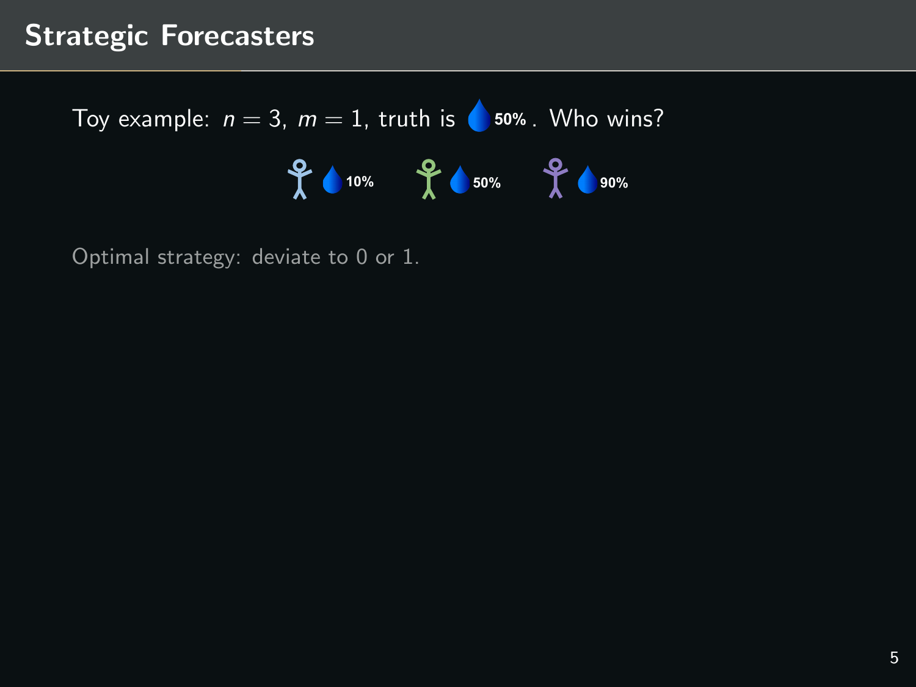# Strategic Forecasters

Toy example: $n = 3$, $m = 1$, truth is 50%. Who wins?

10% 50% 90%

Optimal strategy: deviate to 0 or 1.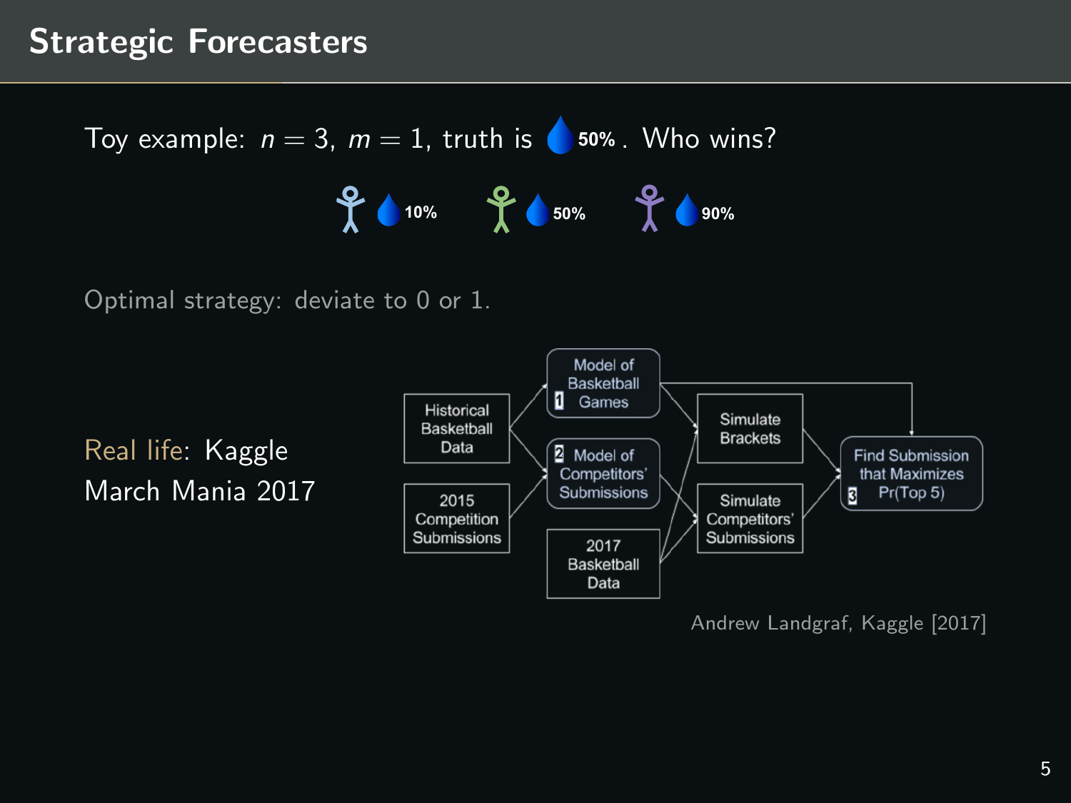# Strategic Forecasters

Toy example: $n = 3$, $m = 1$, truth is 50%. Who wins?

10%    50%    90%

Optimal strategy: deviate to 0 or 1.

Real life: Kaggle March Mania 2017

Historical Basketball Data → 1 Model of Basketball Games; 2 Model of Competitors' Submissions

2015 Competition Submissions → 2 Model of Competitors' Submissions

2017 Basketball Data → Simulate Brackets; Simulate Competitors' Submissions

Simulate Brackets; Simulate Competitors' Submissions → 3 Find Submission that Maximizes Pr(Top 5)

Andrew Landgraf, Kaggle [2017]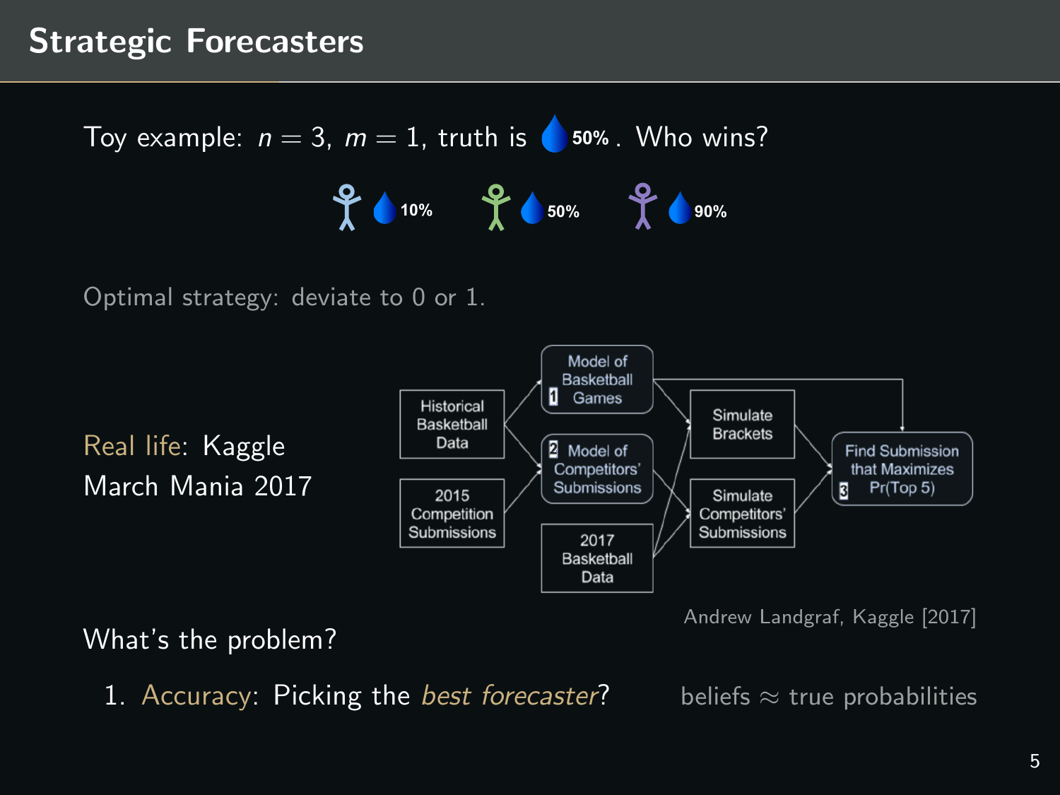# Strategic Forecasters

Toy example: $n = 3$, $m = 1$, truth is 50%. Who wins?

10% 50% 90%

Optimal strategy: deviate to 0 or 1.

Real life: Kaggle March Mania 2017

Historical Basketball Data

2015 Competition Submissions

1 Model of Basketball Games

2 Model of Competitors' Submissions

2017 Basketball Data

Simulate Brackets

Simulate Competitors' Submissions

Find Submission that Maximizes 3 Pr(Top 5)

Andrew Landgraf, Kaggle [2017]

What's the problem?

1. Accuracy: Picking the *best forecaster*? beliefs ≈ true probabilities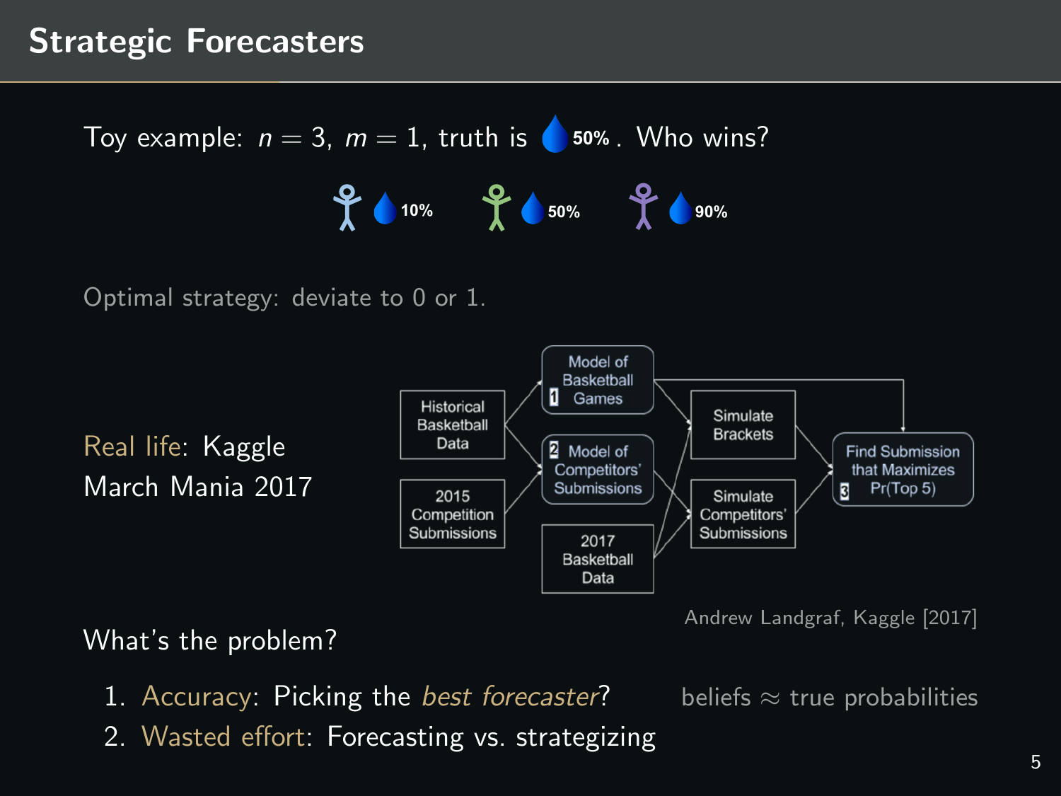# Strategic Forecasters

Toy example: $n = 3$, $m = 1$, truth is 50%. Who wins?

10%    50%    90%

Optimal strategy: deviate to 0 or 1.

Real life: Kaggle March Mania 2017

Historical Basketball Data → 1 Model of Basketball Games; 2015 Competition Submissions → 2 Model of Competitors' Submissions; 2017 Basketball Data; Simulate Brackets; Simulate Competitors' Submissions → 3 Find Submission that Maximizes Pr(Top 5)

Andrew Landgraf, Kaggle [2017]

What's the problem?

1. Accuracy: Picking the *best forecaster*?    beliefs ≈ true probabilities
2. Wasted effort: Forecasting vs. strategizing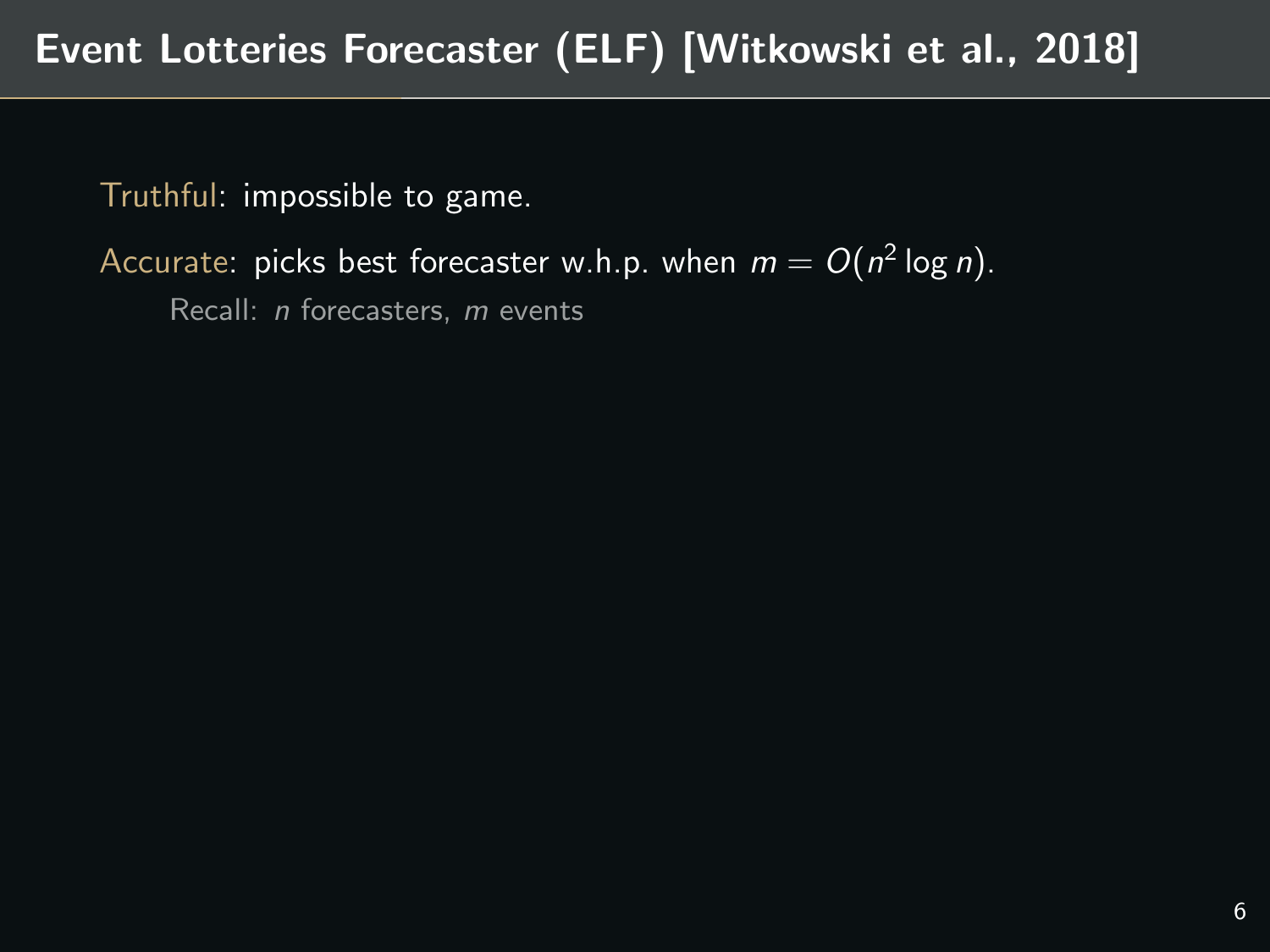# Event Lotteries Forecaster (ELF) [Witkowski et al., 2018]

Truthful: impossible to game.

Accurate: picks best forecaster w.h.p. when $m = O(n^2 \log n)$.

Recall: $n$ forecasters, $m$ events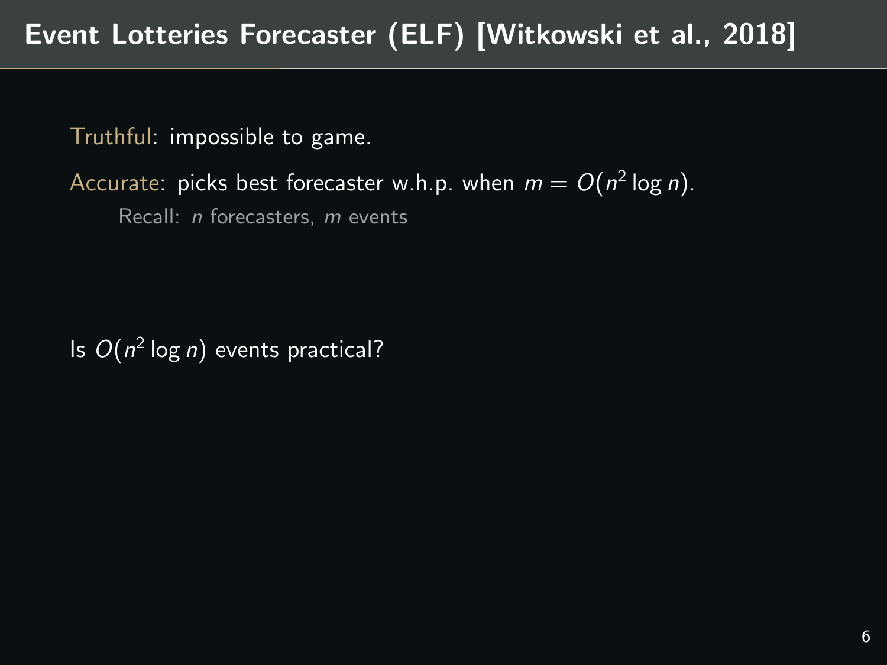# Event Lotteries Forecaster (ELF) [Witkowski et al., 2018]

Truthful: impossible to game.

Accurate: picks best forecaster w.h.p. when $m = O(n^2 \log n)$.

Recall: $n$ forecasters, $m$ events

Is $O(n^2 \log n)$ events practical?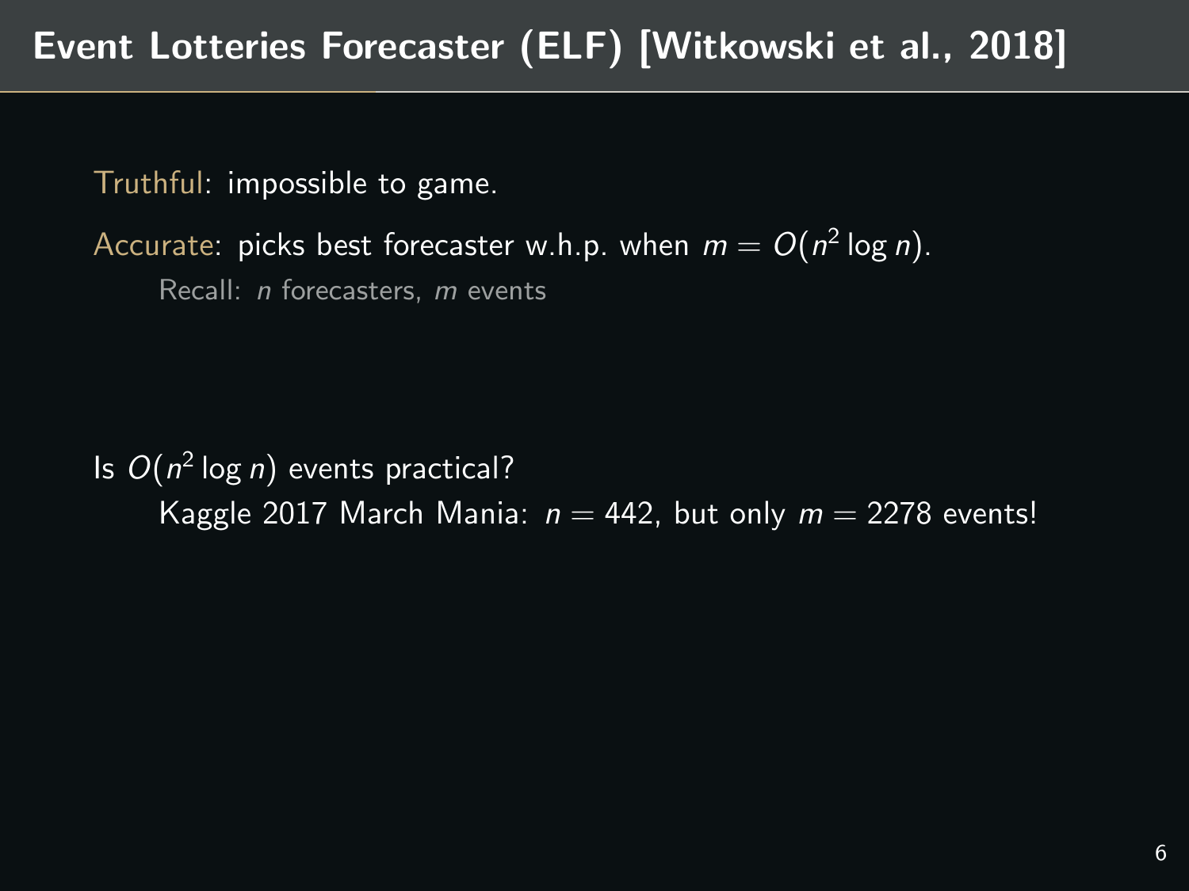# Event Lotteries Forecaster (ELF) [Witkowski et al., 2018]

Truthful: impossible to game.

Accurate: picks best forecaster w.h.p. when $m = O(n^2 \log n)$.

> Recall: $n$ forecasters, $m$ events

Is $O(n^2 \log n)$ events practical?

> Kaggle 2017 March Mania: $n = 442$, but only $m = 2278$ events!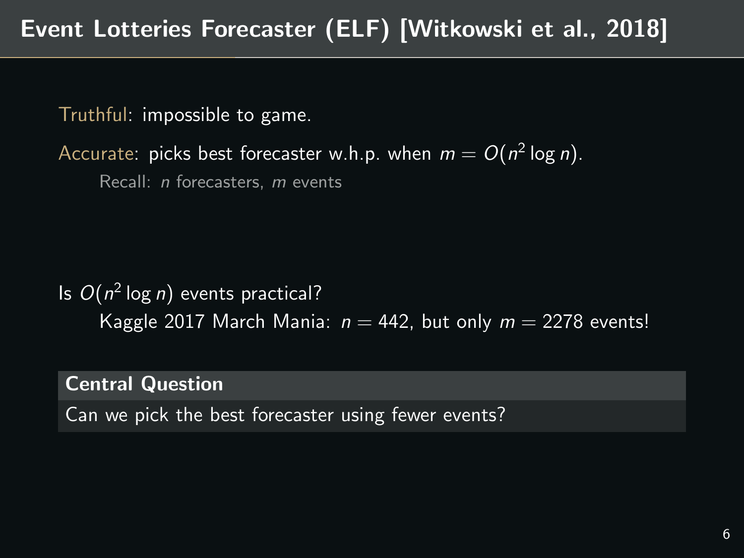# Event Lotteries Forecaster (ELF) [Witkowski et al., 2018]

Truthful: impossible to game.

Accurate: picks best forecaster w.h.p. when $m = O(n^2 \log n)$.

Recall: $n$ forecasters, $m$ events

Is $O(n^2 \log n)$ events practical?

Kaggle 2017 March Mania: $n = 442$, but only $m = 2278$ events!

**Central Question**

Can we pick the best forecaster using fewer events?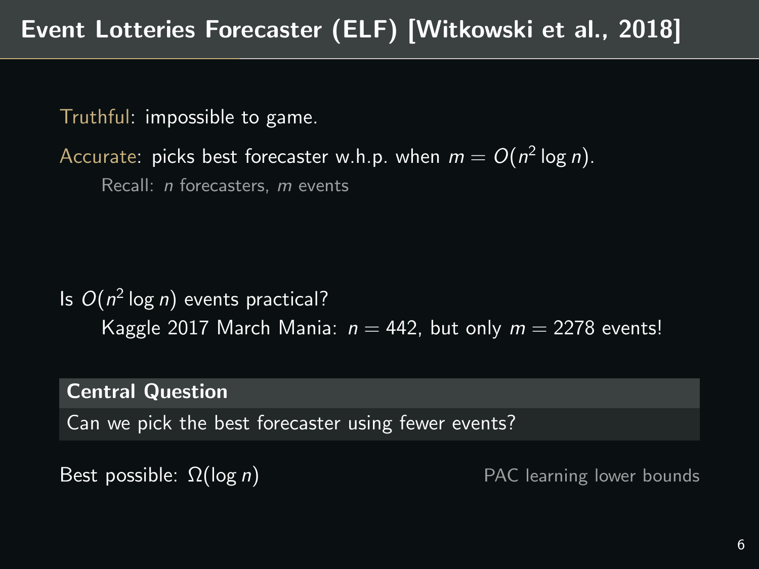# Event Lotteries Forecaster (ELF) [Witkowski et al., 2018]

Truthful: impossible to game.

Accurate: picks best forecaster w.h.p. when $m = O(n^2 \log n)$.

Recall: $n$ forecasters, $m$ events

Is $O(n^2 \log n)$ events practical?

Kaggle 2017 March Mania: $n = 442$, but only $m = 2278$ events!

**Central Question**

Can we pick the best forecaster using fewer events?

Best possible: $\Omega(\log n)$ — PAC learning lower bounds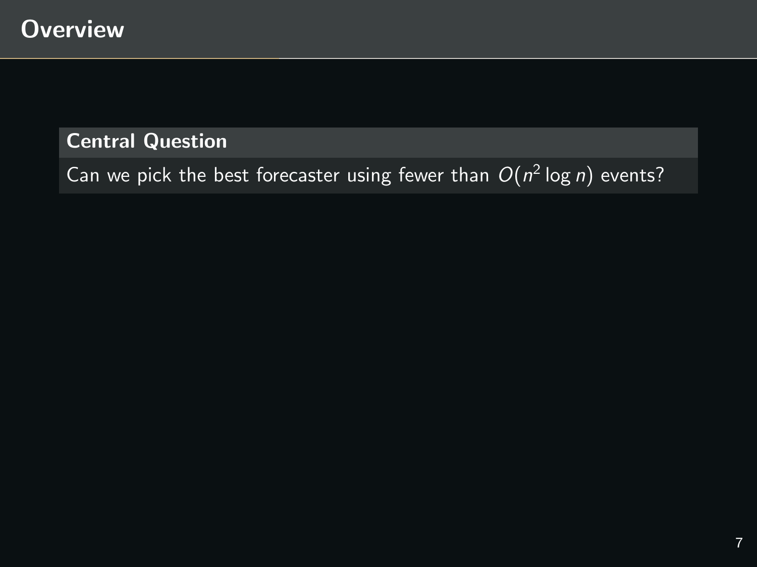# Overview

**Central Question**

Can we pick the best forecaster using fewer than $O(n^2 \log n)$ events?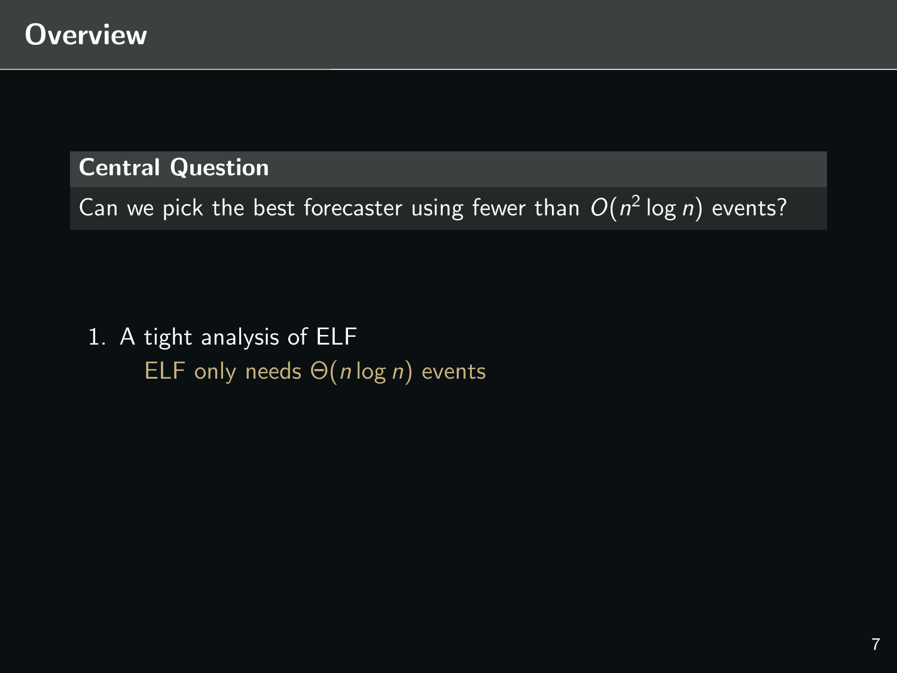# Overview

**Central Question**

Can we pick the best forecaster using fewer than $O(n^2 \log n)$ events?

1. A tight analysis of ELF
   ELF only needs $\Theta(n \log n)$ events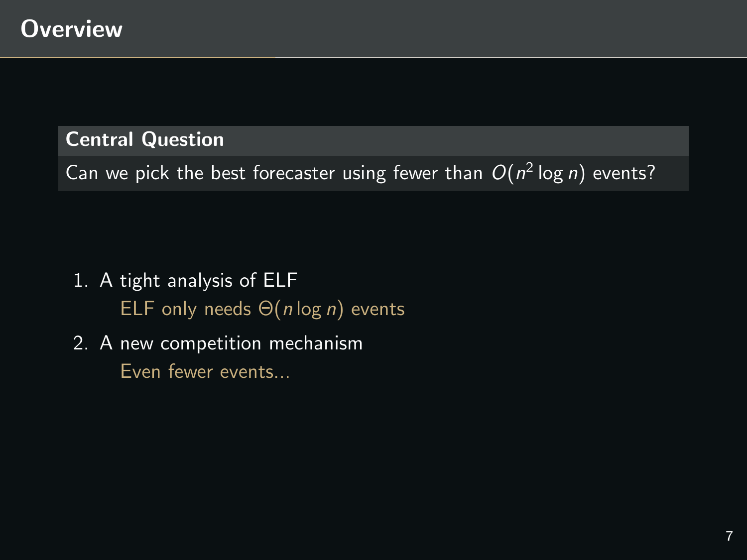# Overview

**Central Question**

Can we pick the best forecaster using fewer than $O(n^2 \log n)$ events?

1. A tight analysis of ELF
   ELF only needs $\Theta(n \log n)$ events
2. A new competition mechanism
   Even fewer events...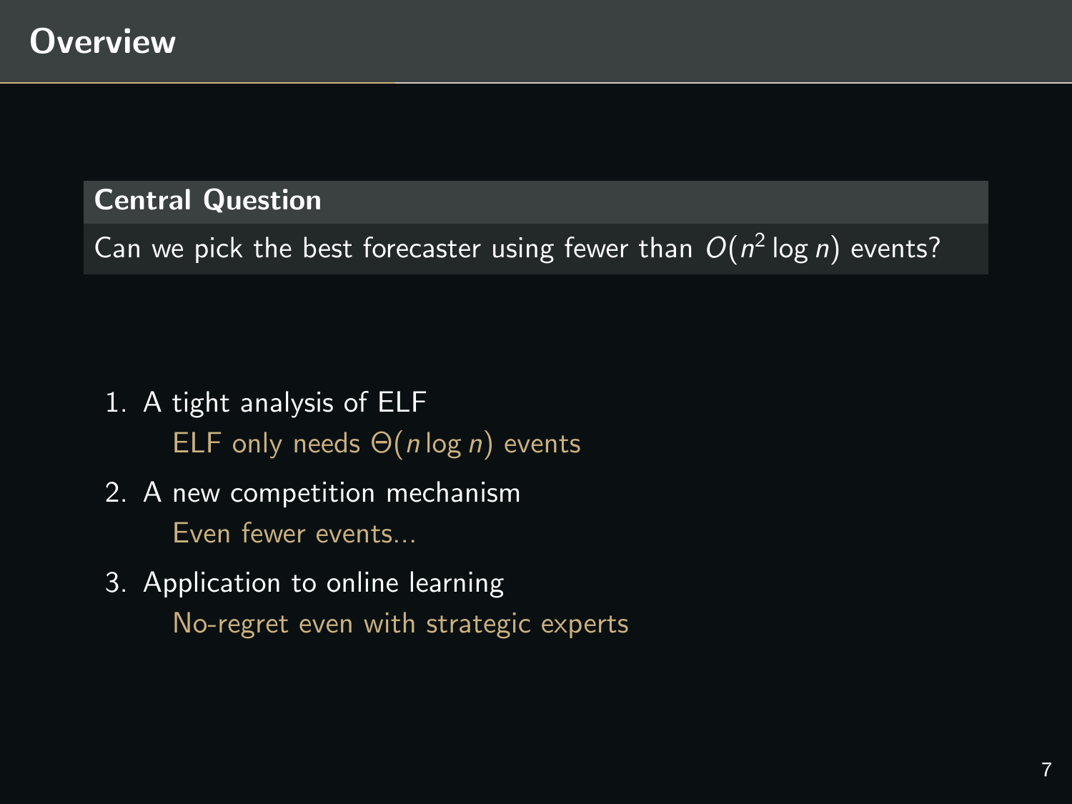# Overview

**Central Question**

Can we pick the best forecaster using fewer than $O(n^2 \log n)$ events?

1. A tight analysis of ELF

   ELF only needs $\Theta(n \log n)$ events

2. A new competition mechanism

   Even fewer events...

3. Application to online learning

   No-regret even with strategic experts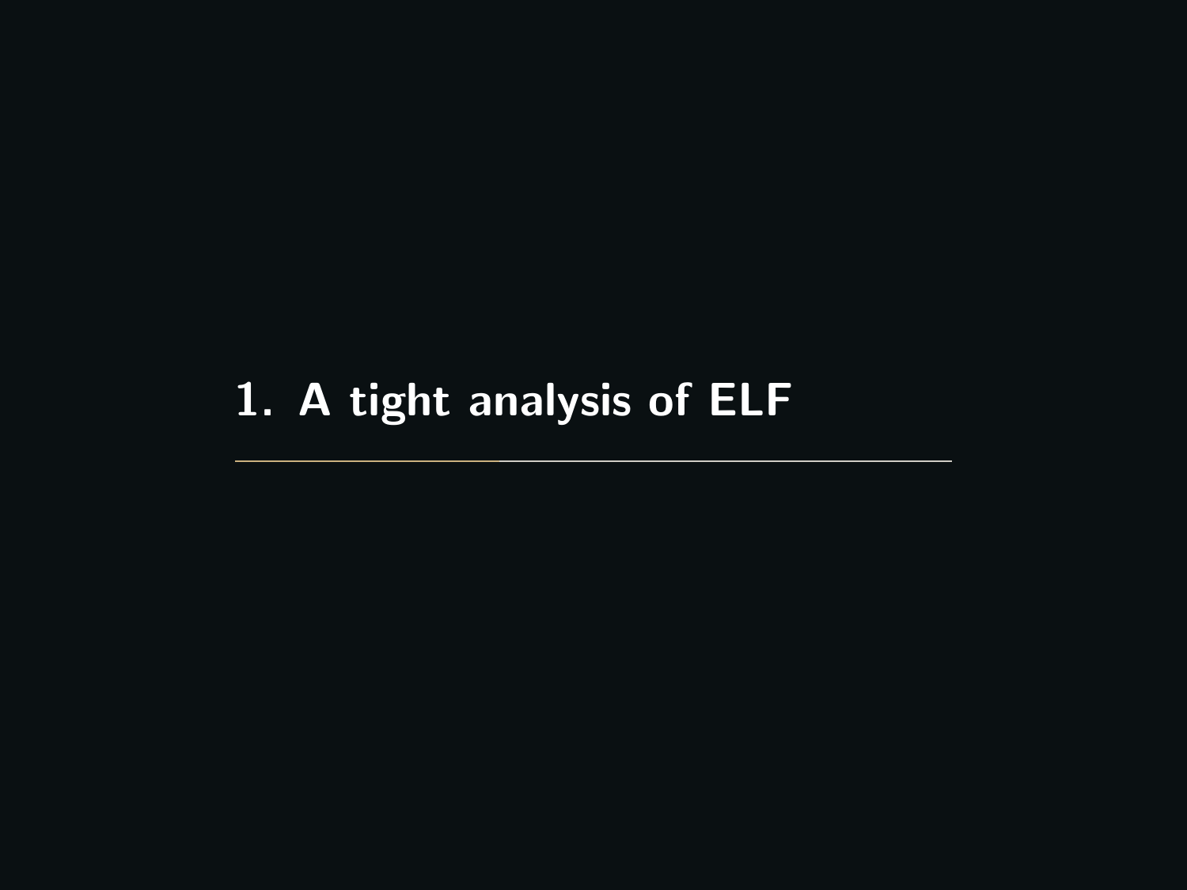# 1. A tight analysis of ELF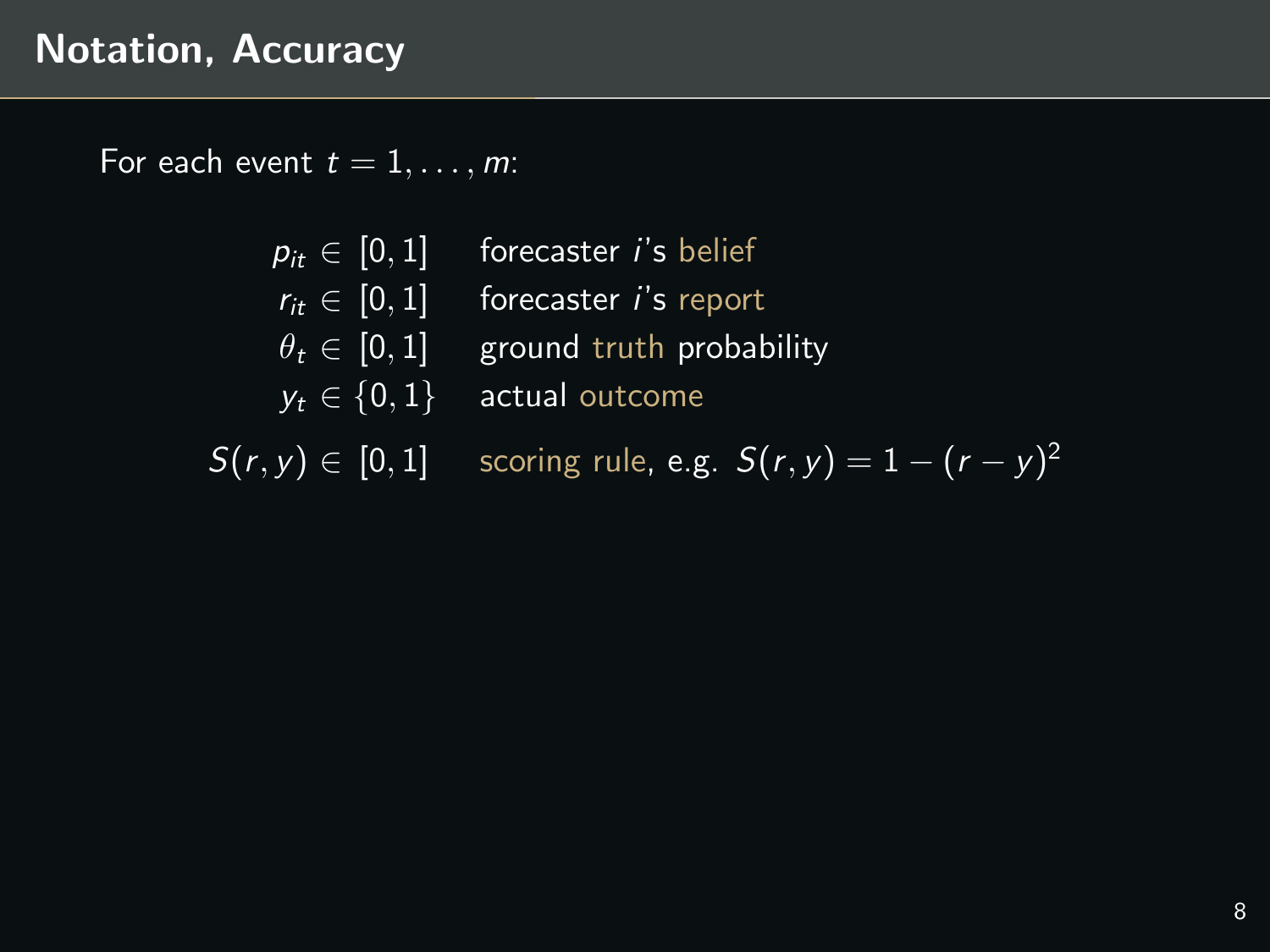# Notation, Accuracy

For each event $t = 1, \ldots, m$:

| | |
|---|---|
| $p_{it} \in [0,1]$ | forecaster $i$'s belief |
| $r_{it} \in [0,1]$ | forecaster $i$'s report |
| $\theta_t \in [0,1]$ | ground truth probability |
| $y_t \in \{0,1\}$ | actual outcome |
| $S(r,y) \in [0,1]$ | scoring rule, e.g. $S(r,y) = 1 - (r-y)^2$ |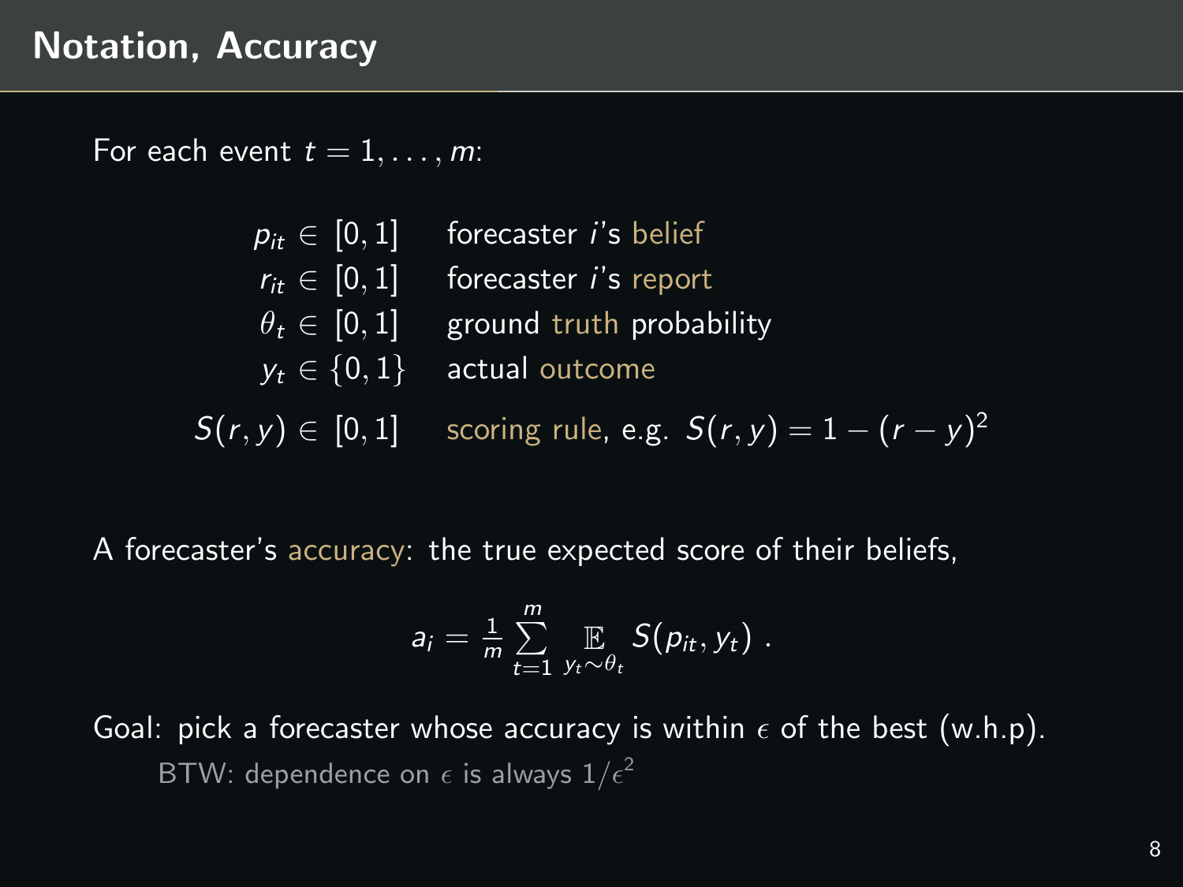## Notation, Accuracy

For each event $t = 1, \ldots, m$:

$$
\begin{aligned}
p_{it} &\in [0,1] && \text{forecaster } i\text{'s belief} \\
r_{it} &\in [0,1] && \text{forecaster } i\text{'s report} \\
\theta_t &\in [0,1] && \text{ground truth probability} \\
y_t &\in \{0,1\} && \text{actual outcome} \\
S(r,y) &\in [0,1] && \text{scoring rule, e.g. } S(r,y) = 1 - (r-y)^2
\end{aligned}
$$

A forecaster's accuracy: the true expected score of their beliefs,

$$a_i = \frac{1}{m} \sum_{t=1}^{m} \mathop{\mathbb{E}}_{y_t \sim \theta_t} S(p_{it}, y_t) \ .$$

Goal: pick a forecaster whose accuracy is within $\epsilon$ of the best (w.h.p).

BTW: dependence on $\epsilon$ is always $1/\epsilon^2$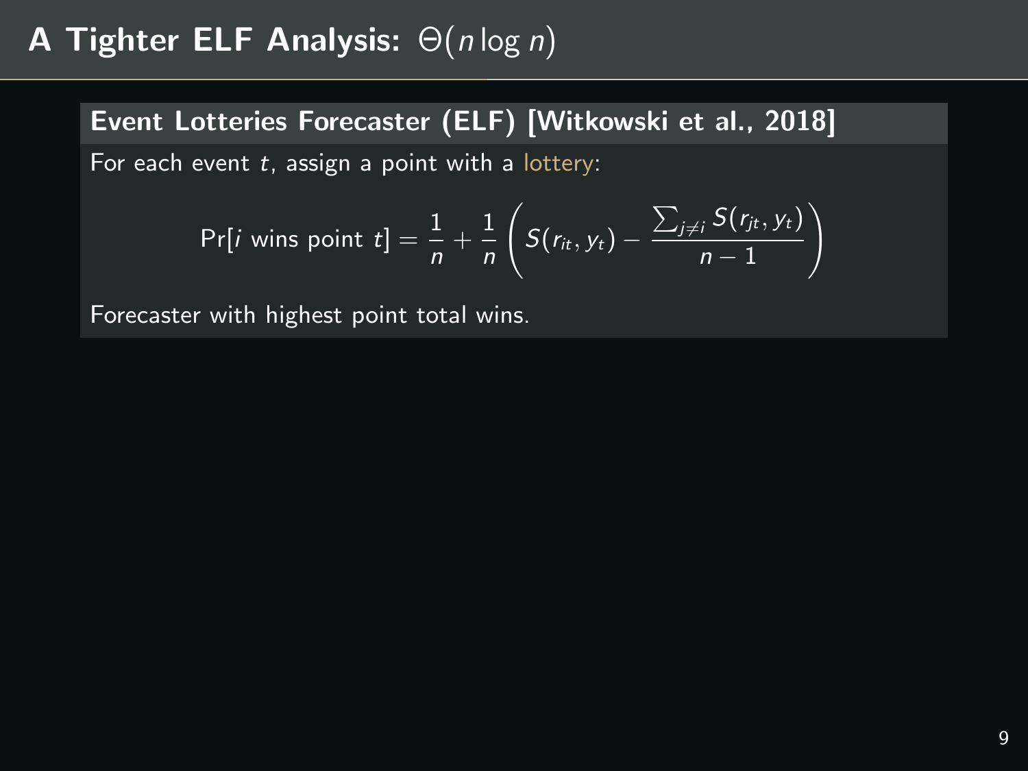# A Tighter ELF Analysis: $\Theta(n \log n)$

**Event Lotteries Forecaster (ELF) [Witkowski et al., 2018]**

For each event $t$, assign a point with a lottery:

$$\Pr[i \text{ wins point } t] = \frac{1}{n} + \frac{1}{n}\left(S(r_{it}, y_t) - \frac{\sum_{j \neq i} S(r_{jt}, y_t)}{n-1}\right)$$

Forecaster with highest point total wins.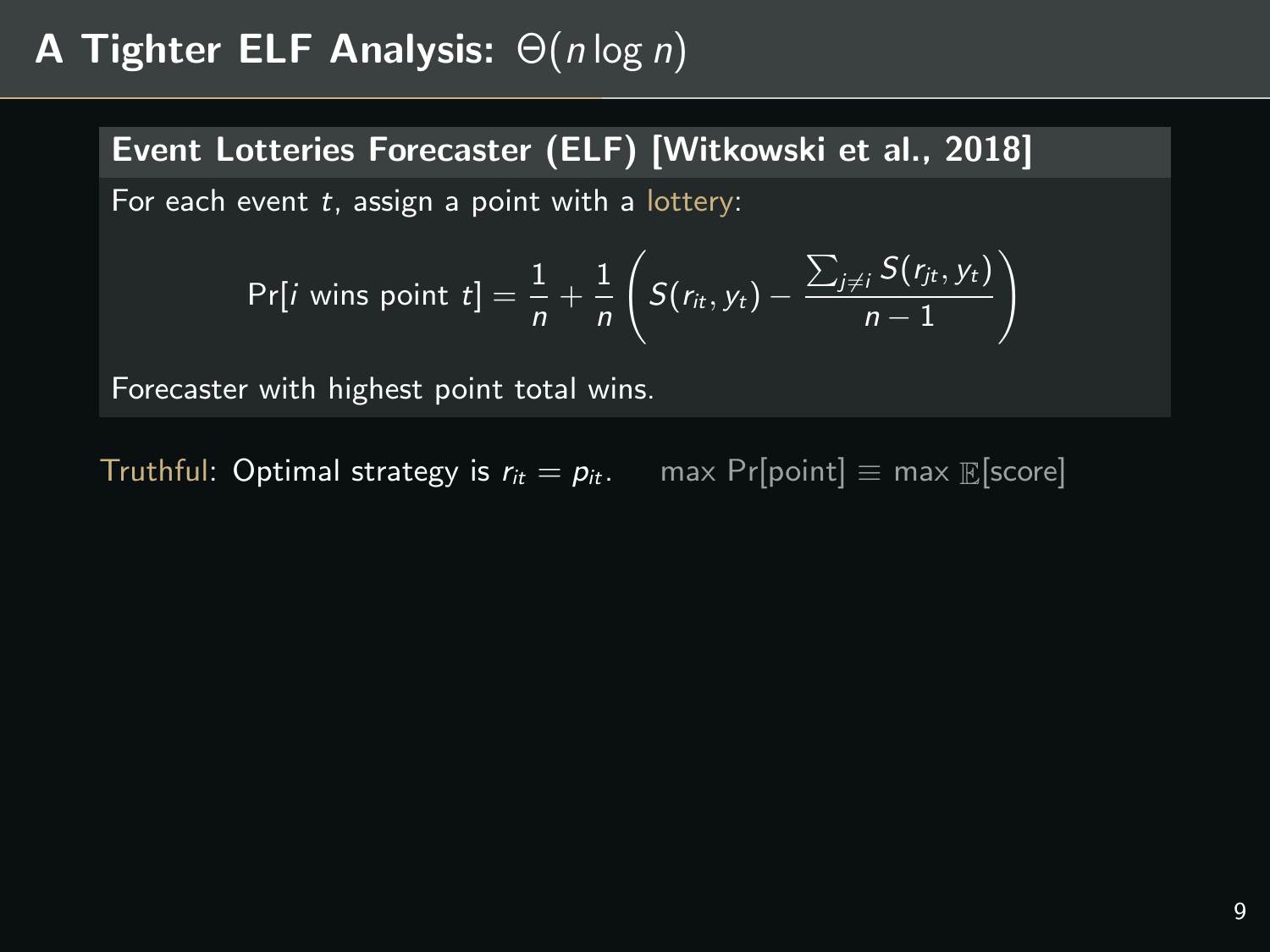# A Tighter ELF Analysis: $\Theta(n \log n)$

**Event Lotteries Forecaster (ELF) [Witkowski et al., 2018]**

For each event $t$, assign a point with a lottery:

$$\Pr[i \text{ wins point } t] = \frac{1}{n} + \frac{1}{n}\left(S(r_{it}, y_t) - \frac{\sum_{j \neq i} S(r_{jt}, y_t)}{n-1}\right)$$

Forecaster with highest point total wins.

Truthful: Optimal strategy is $r_{it} = p_{it}$. $\max \Pr[\text{point}] \equiv \max \mathbb{E}[\text{score}]$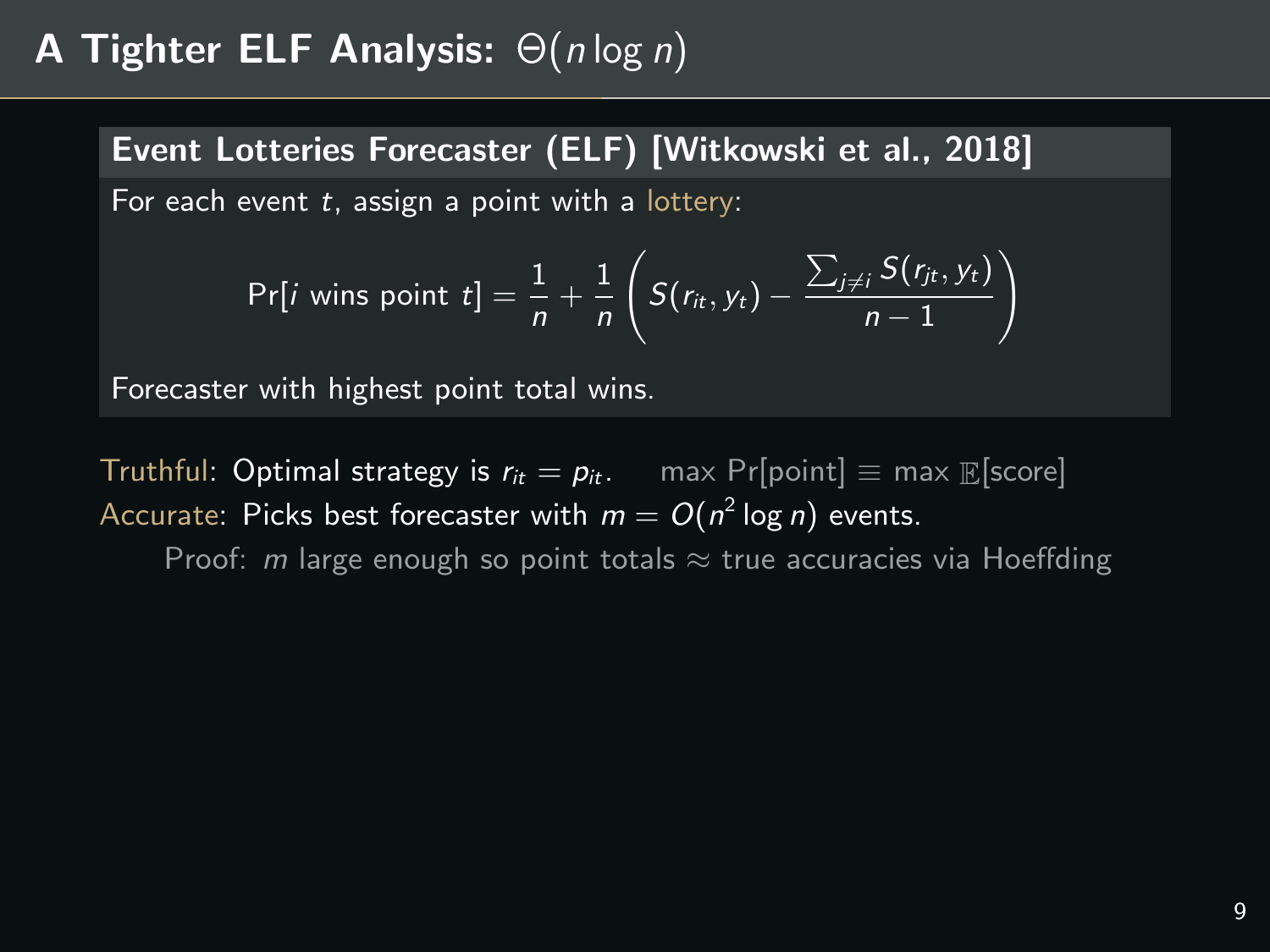# A Tighter ELF Analysis: $\Theta(n \log n)$

**Event Lotteries Forecaster (ELF) [Witkowski et al., 2018]**

For each event $t$, assign a point with a lottery:

$$\Pr[i \text{ wins point } t] = \frac{1}{n} + \frac{1}{n}\left(S(r_{it}, y_t) - \frac{\sum_{j \neq i} S(r_{jt}, y_t)}{n-1}\right)$$

Forecaster with highest point total wins.

Truthful: Optimal strategy is $r_{it} = p_{it}$. $\max \Pr[\text{point}] \equiv \max \mathbb{E}[\text{score}]$

Accurate: Picks best forecaster with $m = O(n^2 \log n)$ events.

Proof: $m$ large enough so point totals $\approx$ true accuracies via Hoeffding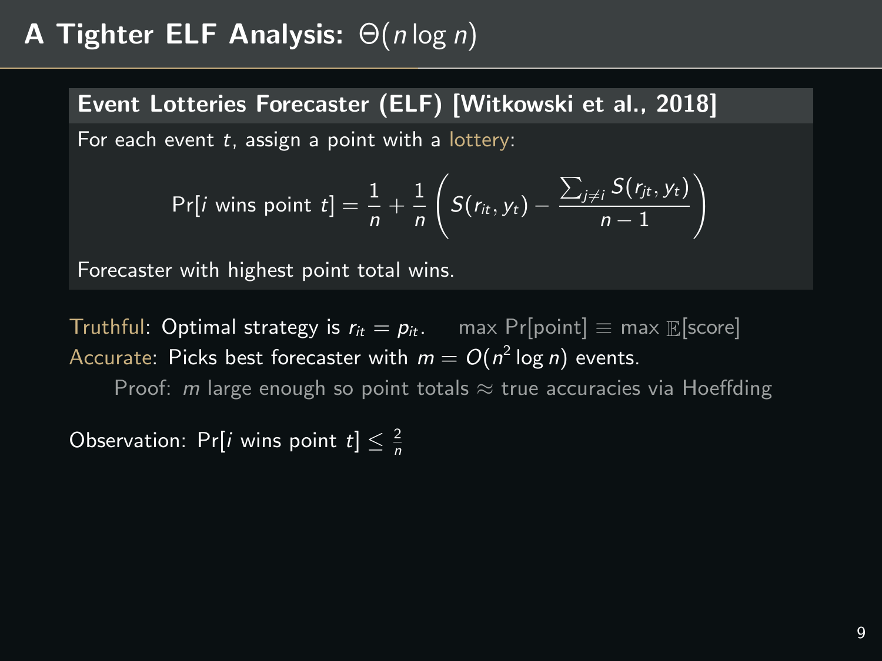# A Tighter ELF Analysis: $\Theta(n \log n)$

**Event Lotteries Forecaster (ELF) [Witkowski et al., 2018]**

For each event $t$, assign a point with a lottery:

$$\Pr[i \text{ wins point } t] = \frac{1}{n} + \frac{1}{n}\left(S(r_{it}, y_t) - \frac{\sum_{j \neq i} S(r_{jt}, y_t)}{n-1}\right)$$

Forecaster with highest point total wins.

Truthful: Optimal strategy is $r_{it} = p_{it}$. $\max \Pr[\text{point}] \equiv \max \mathbb{E}[\text{score}]$

Accurate: Picks best forecaster with $m = O(n^2 \log n)$ events.

Proof: $m$ large enough so point totals $\approx$ true accuracies via Hoeffding

Observation: $\Pr[i \text{ wins point } t] \leq \frac{2}{n}$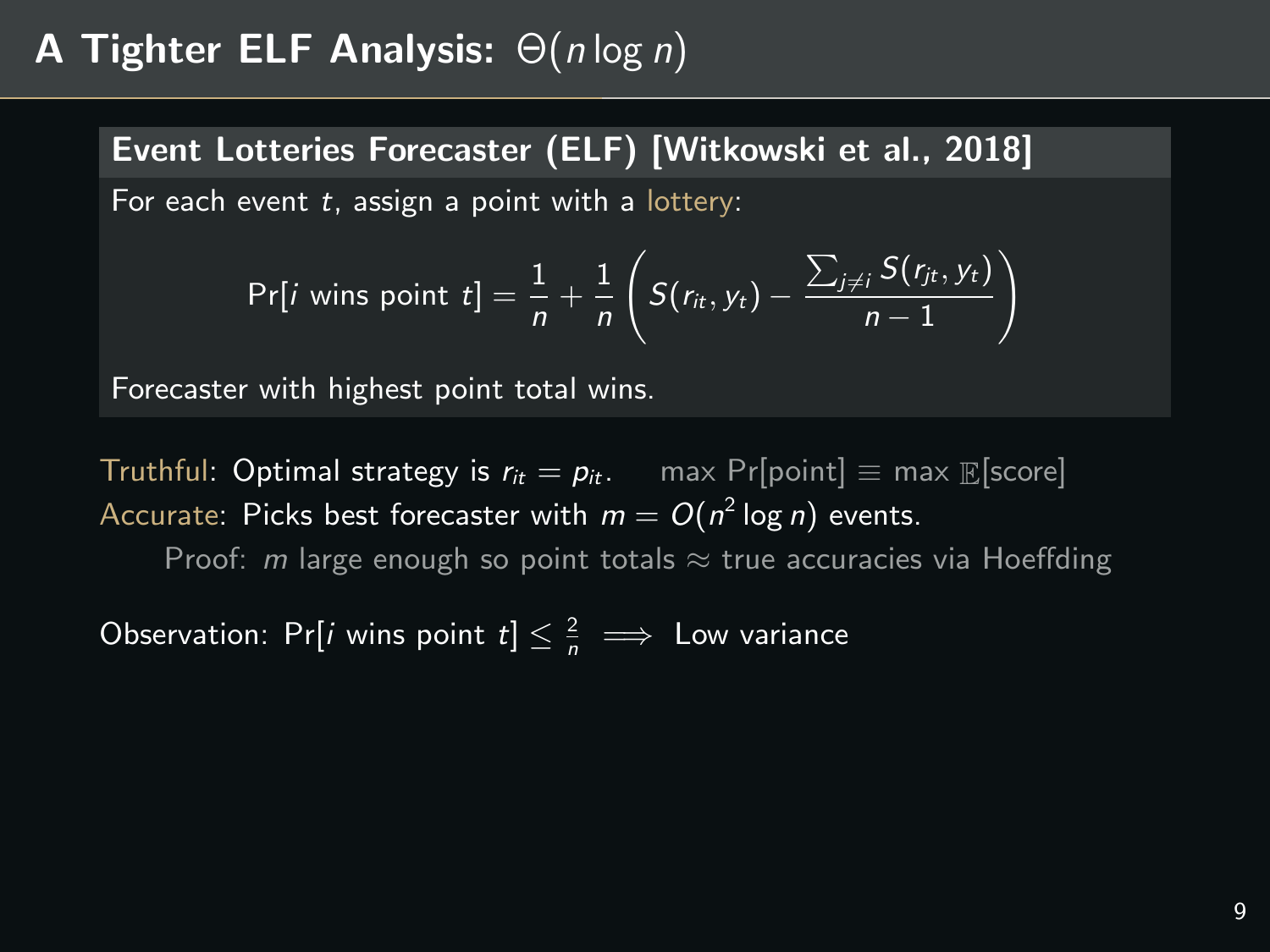# A Tighter ELF Analysis: $\Theta(n \log n)$

**Event Lotteries Forecaster (ELF) [Witkowski et al., 2018]**

For each event $t$, assign a point with a lottery:

$$\Pr[i \text{ wins point } t] = \frac{1}{n} + \frac{1}{n}\left(S(r_{it}, y_t) - \frac{\sum_{j \neq i} S(r_{jt}, y_t)}{n-1}\right)$$

Forecaster with highest point total wins.

Truthful: Optimal strategy is $r_{it} = p_{it}$. $\max \Pr[\text{point}] \equiv \max \mathbb{E}[\text{score}]$

Accurate: Picks best forecaster with $m = O(n^2 \log n)$ events.

Proof: $m$ large enough so point totals $\approx$ true accuracies via Hoeffding

Observation: $\Pr[i \text{ wins point } t] \leq \frac{2}{n} \implies$ Low variance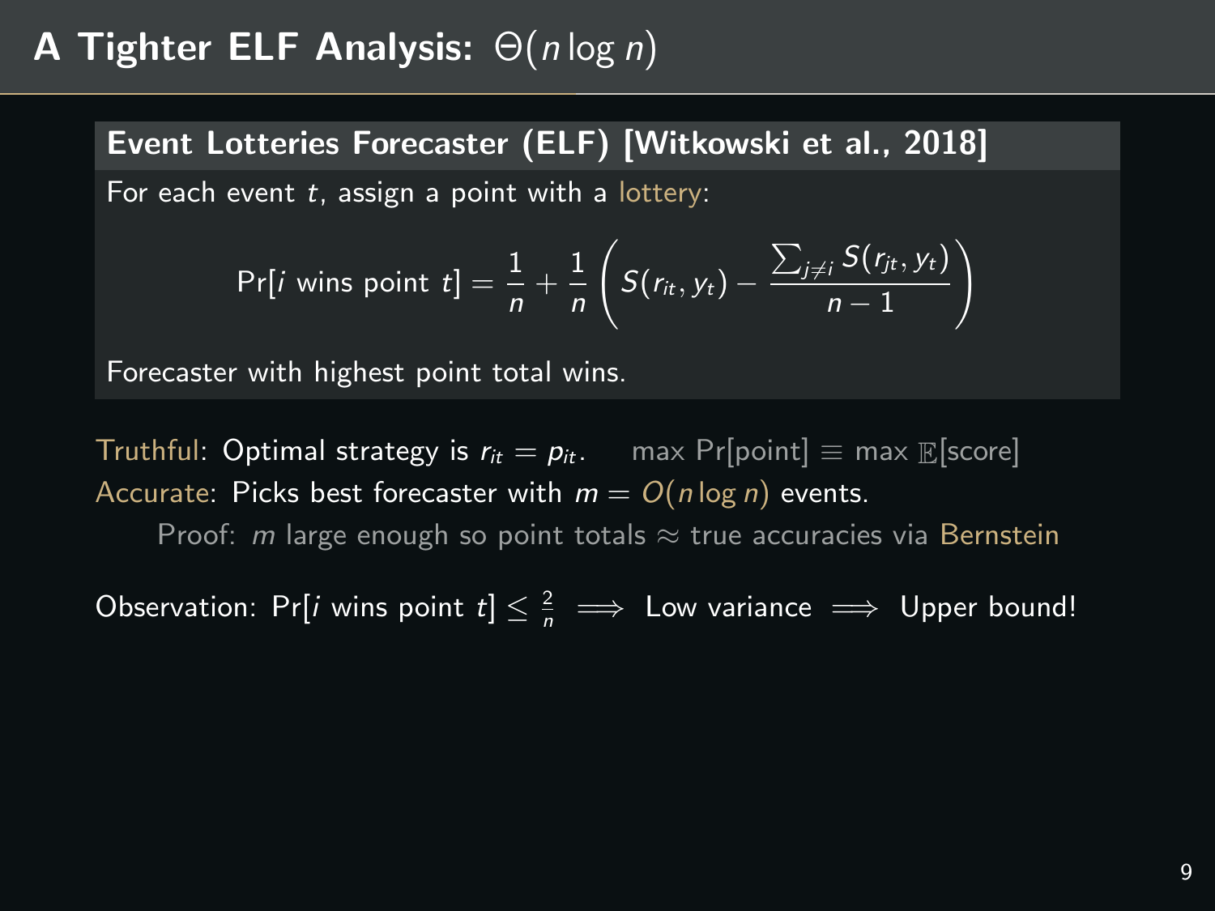# A Tighter ELF Analysis: $\Theta(n \log n)$

**Event Lotteries Forecaster (ELF) [Witkowski et al., 2018]**

For each event $t$, assign a point with a lottery:

$$\Pr[i \text{ wins point } t] = \frac{1}{n} + \frac{1}{n}\left(S(r_{it}, y_t) - \frac{\sum_{j \neq i} S(r_{jt}, y_t)}{n-1}\right)$$

Forecaster with highest point total wins.

Truthful: Optimal strategy is $r_{it} = p_{it}$. $\quad \max \Pr[\text{point}] \equiv \max \mathbb{E}[\text{score}]$

Accurate: Picks best forecaster with $m = O(n \log n)$ events.

Proof: $m$ large enough so point totals $\approx$ true accuracies via Bernstein

Observation: $\Pr[i \text{ wins point } t] \leq \frac{2}{n} \implies$ Low variance $\implies$ Upper bound!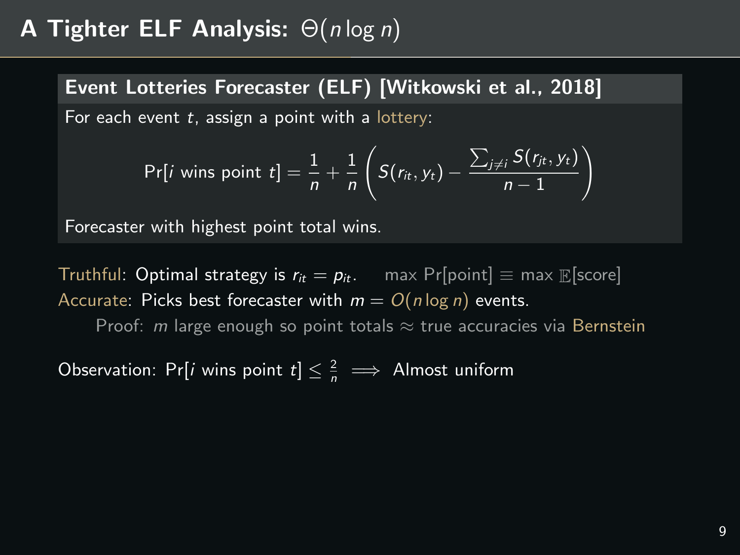# A Tighter ELF Analysis: $\Theta(n \log n)$

**Event Lotteries Forecaster (ELF) [Witkowski et al., 2018]**

For each event $t$, assign a point with a lottery:

$$\Pr[i \text{ wins point } t] = \frac{1}{n} + \frac{1}{n}\left(S(r_{it}, y_t) - \frac{\sum_{j \neq i} S(r_{jt}, y_t)}{n-1}\right)$$

Forecaster with highest point total wins.

Truthful: Optimal strategy is $r_{it} = p_{it}$. $\max \Pr[\text{point}] \equiv \max \mathbb{E}[\text{score}]$

Accurate: Picks best forecaster with $m = O(n \log n)$ events.

Proof: $m$ large enough so point totals $\approx$ true accuracies via Bernstein

Observation: $\Pr[i \text{ wins point } t] \leq \frac{2}{n} \implies$ Almost uniform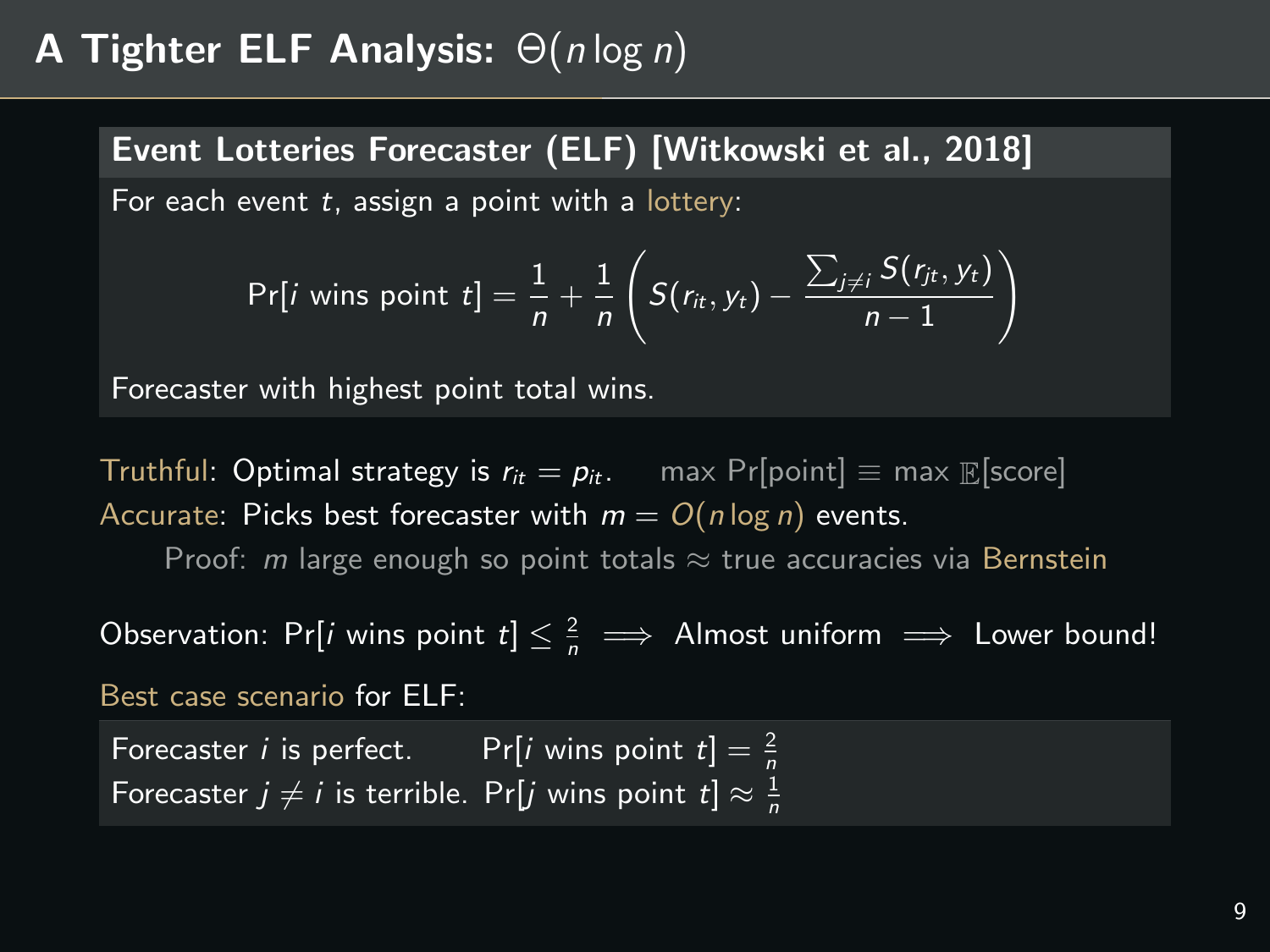# A Tighter ELF Analysis: $\Theta(n \log n)$

**Event Lotteries Forecaster (ELF) [Witkowski et al., 2018]**

For each event $t$, assign a point with a lottery:

$$\Pr[i \text{ wins point } t] = \frac{1}{n} + \frac{1}{n}\left(S(r_{it}, y_t) - \frac{\sum_{j \neq i} S(r_{jt}, y_t)}{n-1}\right)$$

Forecaster with highest point total wins.

Truthful: Optimal strategy is $r_{it} = p_{it}$. $\max \Pr[\text{point}] \equiv \max \mathbb{E}[\text{score}]$

Accurate: Picks best forecaster with $m = O(n \log n)$ events.

Proof: $m$ large enough so point totals $\approx$ true accuracies via Bernstein

Observation: $\Pr[i \text{ wins point } t] \leq \frac{2}{n} \implies$ Almost uniform $\implies$ Lower bound!

Best case scenario for ELF:

Forecaster $i$ is perfect. $\Pr[i \text{ wins point } t] = \frac{2}{n}$

Forecaster $j \neq i$ is terrible. $\Pr[j \text{ wins point } t] \approx \frac{1}{n}$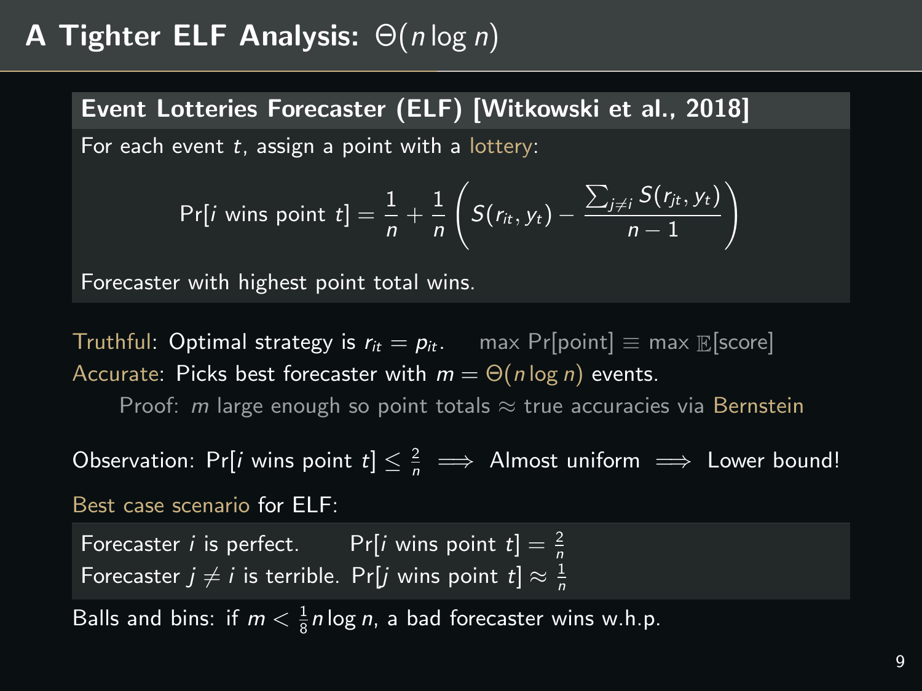# A Tighter ELF Analysis: $\Theta(n \log n)$

**Event Lotteries Forecaster (ELF) [Witkowski et al., 2018]**

For each event $t$, assign a point with a lottery:

$$\Pr[i \text{ wins point } t] = \frac{1}{n} + \frac{1}{n}\left(S(r_{it}, y_t) - \frac{\sum_{j \neq i} S(r_{jt}, y_t)}{n-1}\right)$$

Forecaster with highest point total wins.

Truthful: Optimal strategy is $r_{it} = p_{it}$. $\max \Pr[\text{point}] \equiv \max \mathbb{E}[\text{score}]$

Accurate: Picks best forecaster with $m = \Theta(n \log n)$ events.

Proof: $m$ large enough so point totals $\approx$ true accuracies via Bernstein

Observation: $\Pr[i \text{ wins point } t] \leq \frac{2}{n} \implies$ Almost uniform $\implies$ Lower bound!

Best case scenario for ELF:

Forecaster $i$ is perfect. $\Pr[i \text{ wins point } t] = \frac{2}{n}$
Forecaster $j \neq i$ is terrible. $\Pr[j \text{ wins point } t] \approx \frac{1}{n}$

Balls and bins: if $m < \frac{1}{8} n \log n$, a bad forecaster wins w.h.p.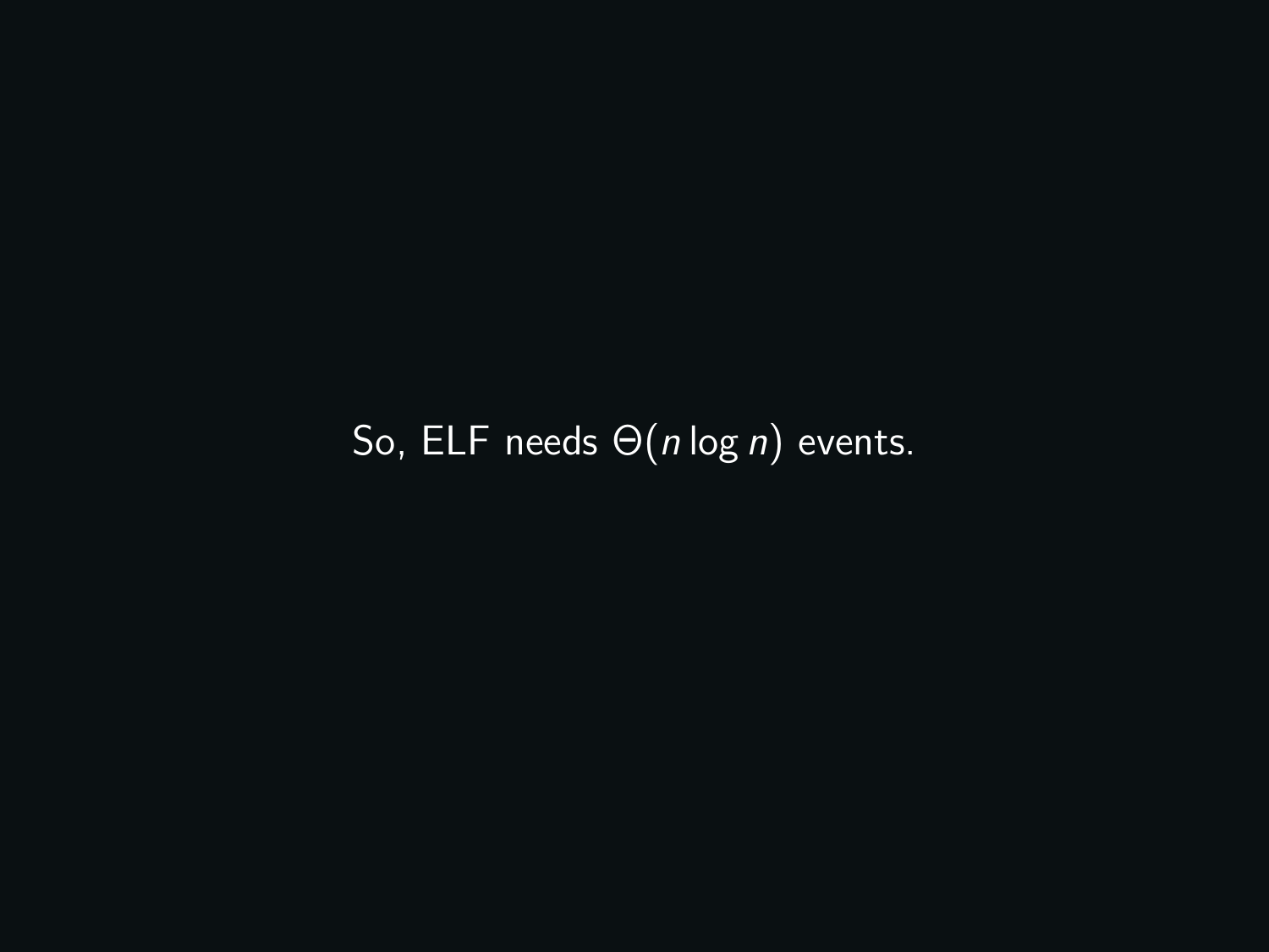So, ELF needs $\Theta(n \log n)$ events.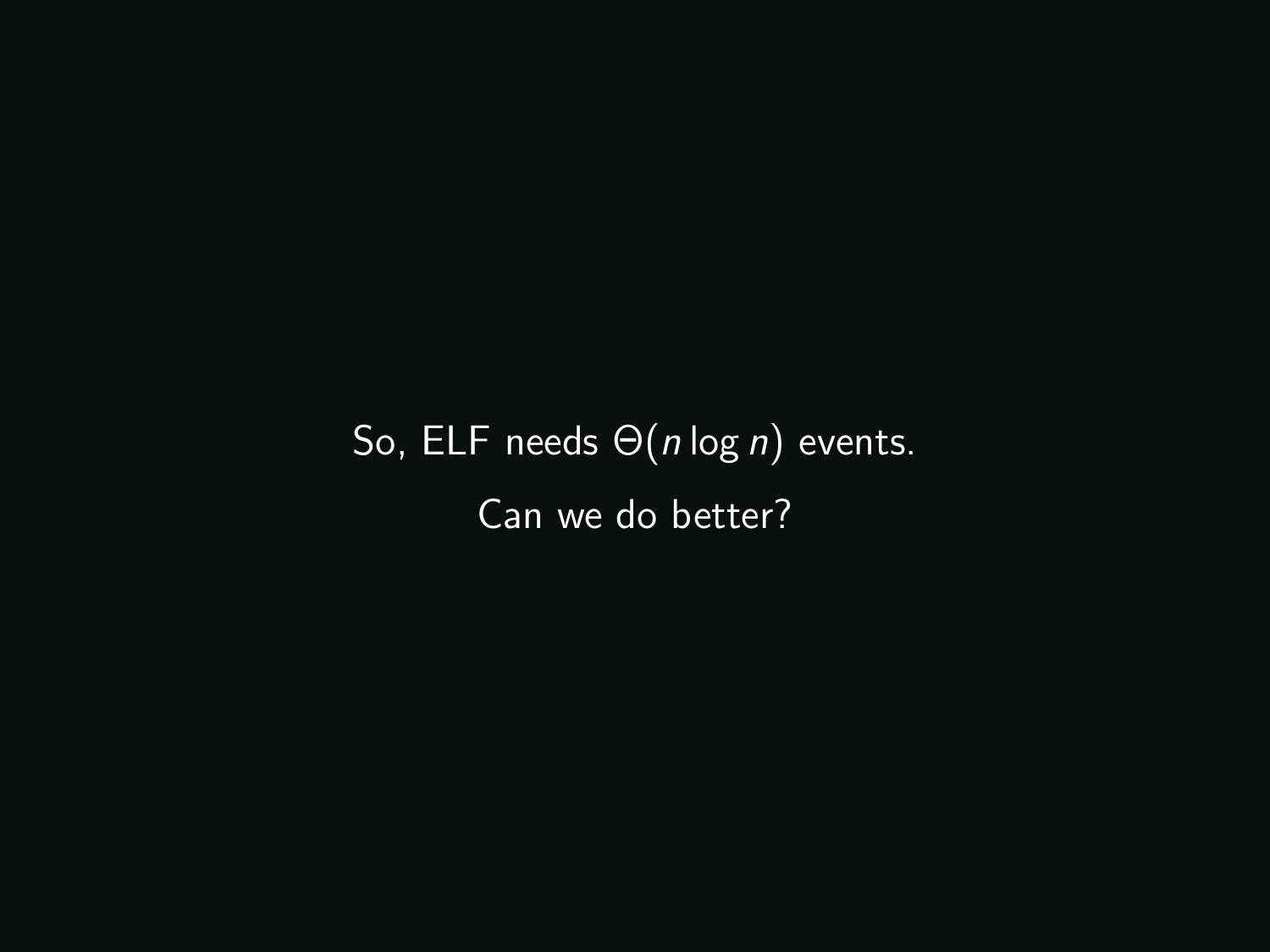So, ELF needs $\Theta(n \log n)$ events.

Can we do better?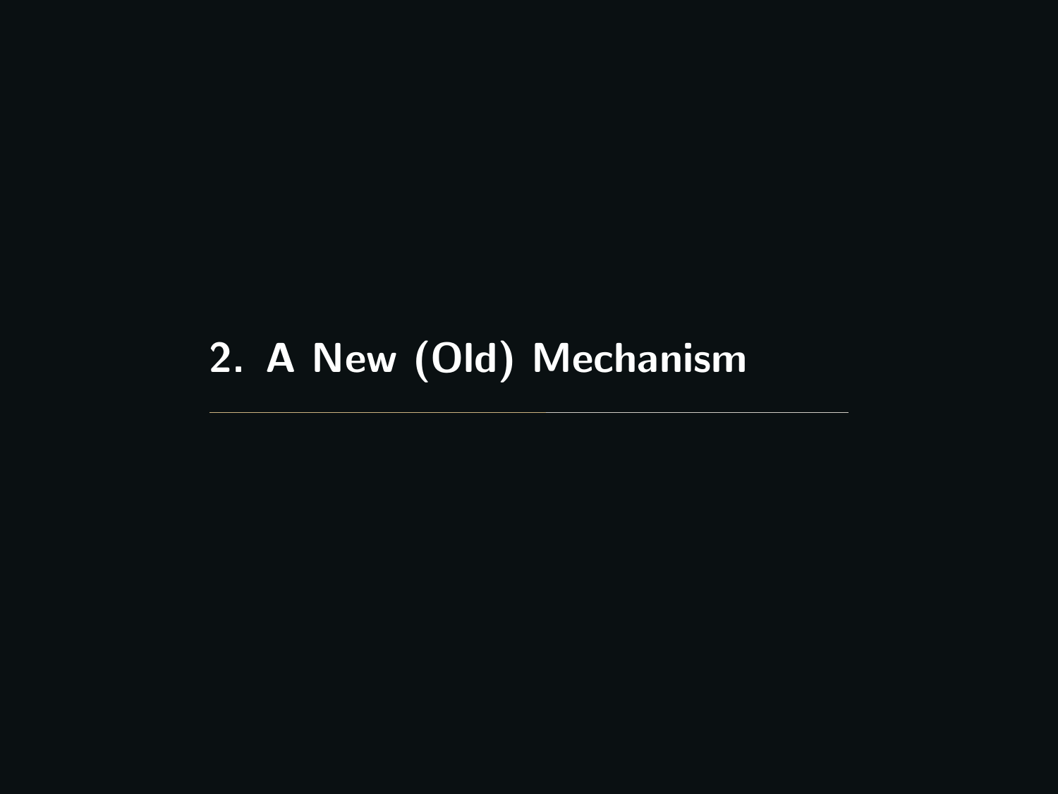# 2. A New (Old) Mechanism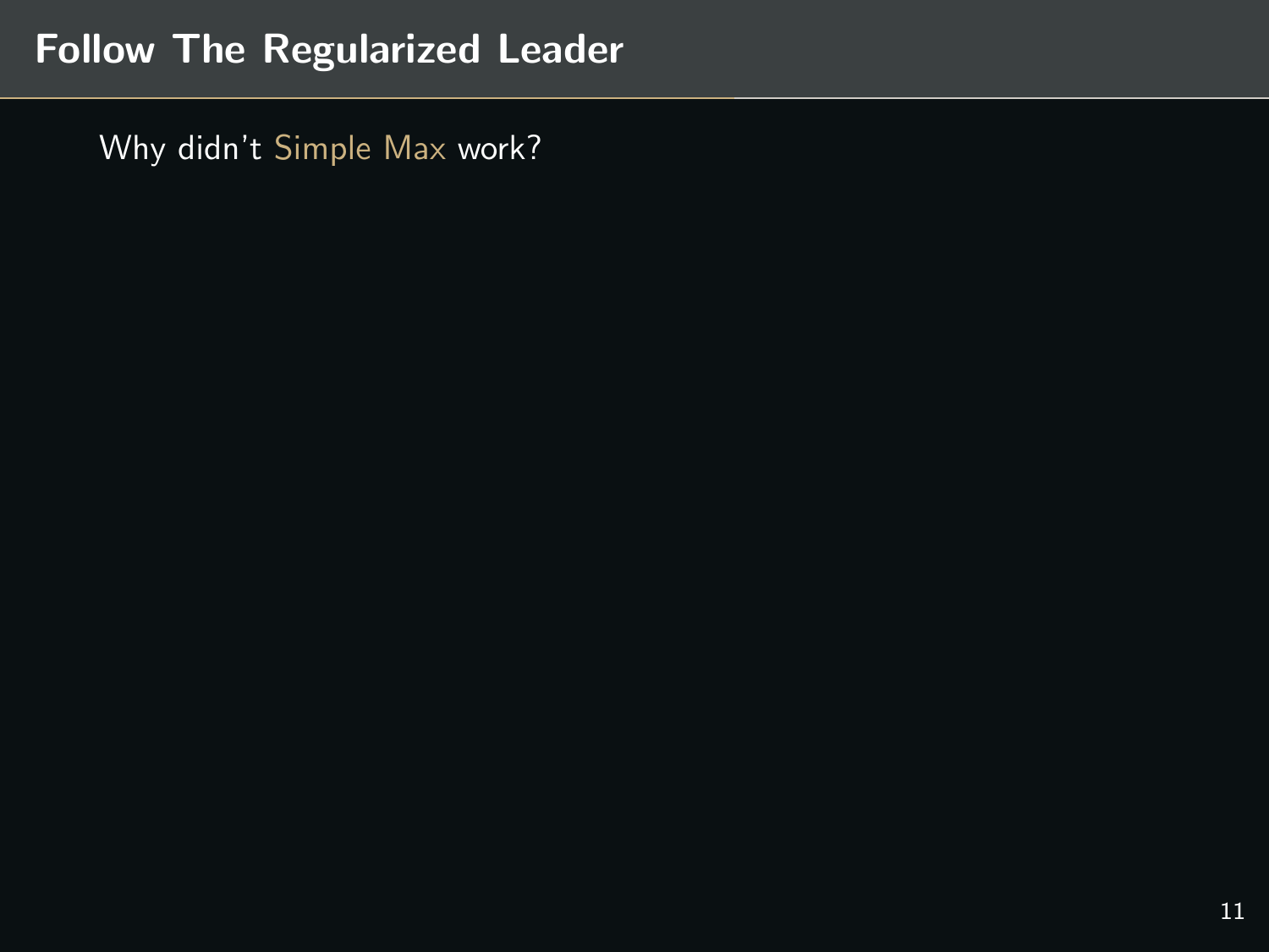# Follow The Regularized Leader

Why didn't Simple Max work?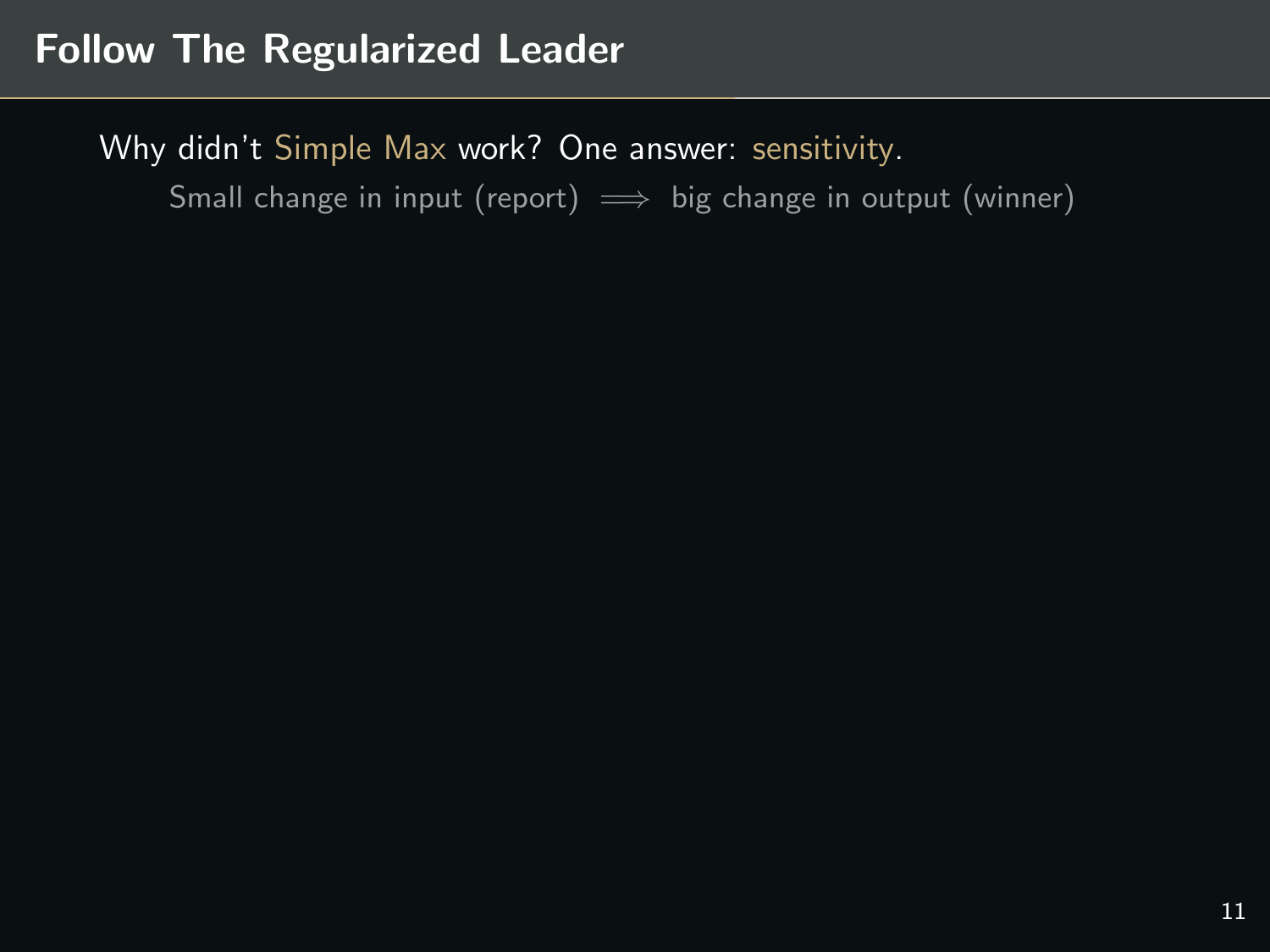# Follow The Regularized Leader

Why didn't Simple Max work? One answer: sensitivity.

Small change in input (report) $\implies$ big change in output (winner)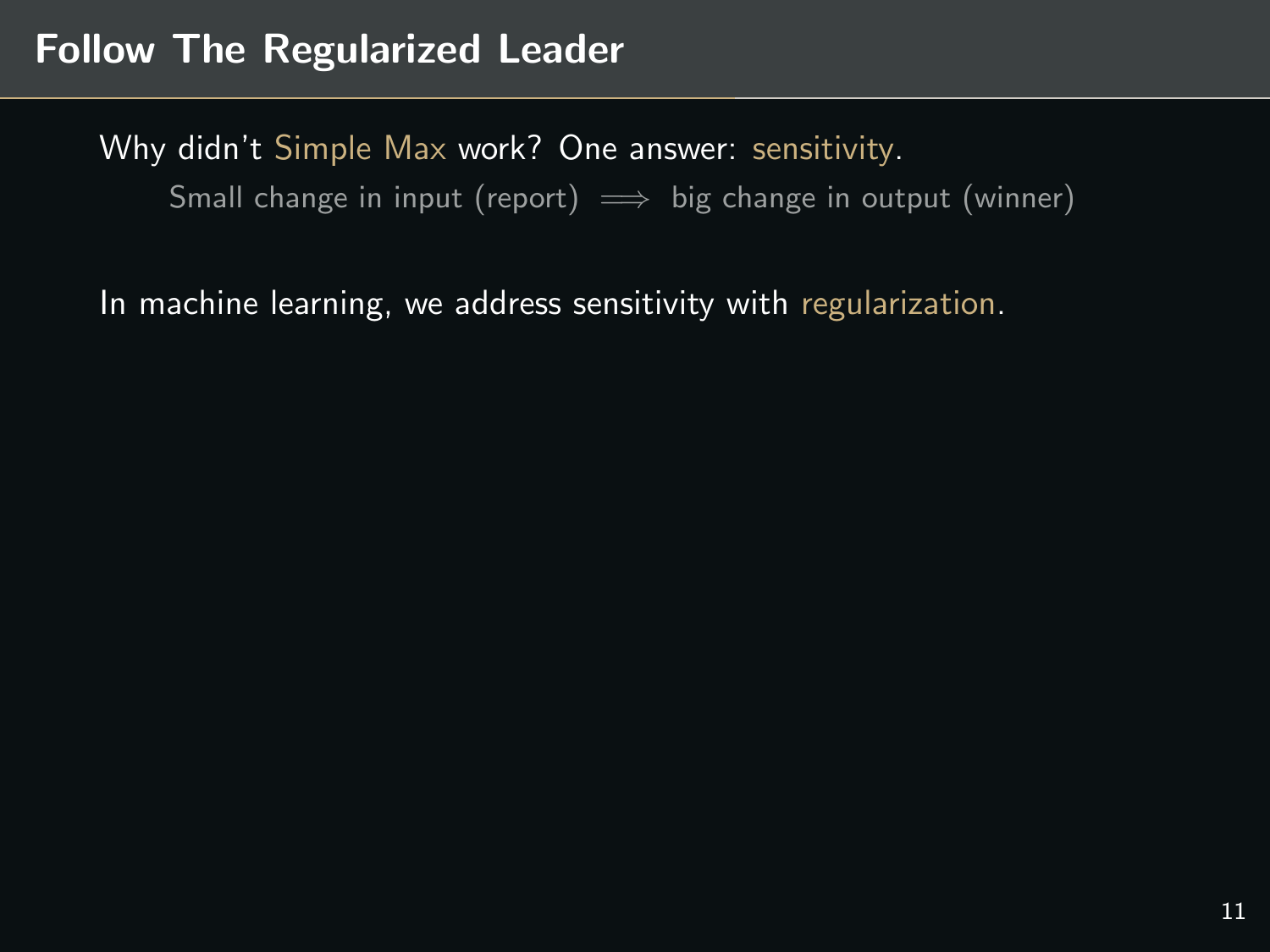# Follow The Regularized Leader

Why didn't Simple Max work? One answer: sensitivity.

Small change in input (report) $\implies$ big change in output (winner)

In machine learning, we address sensitivity with regularization.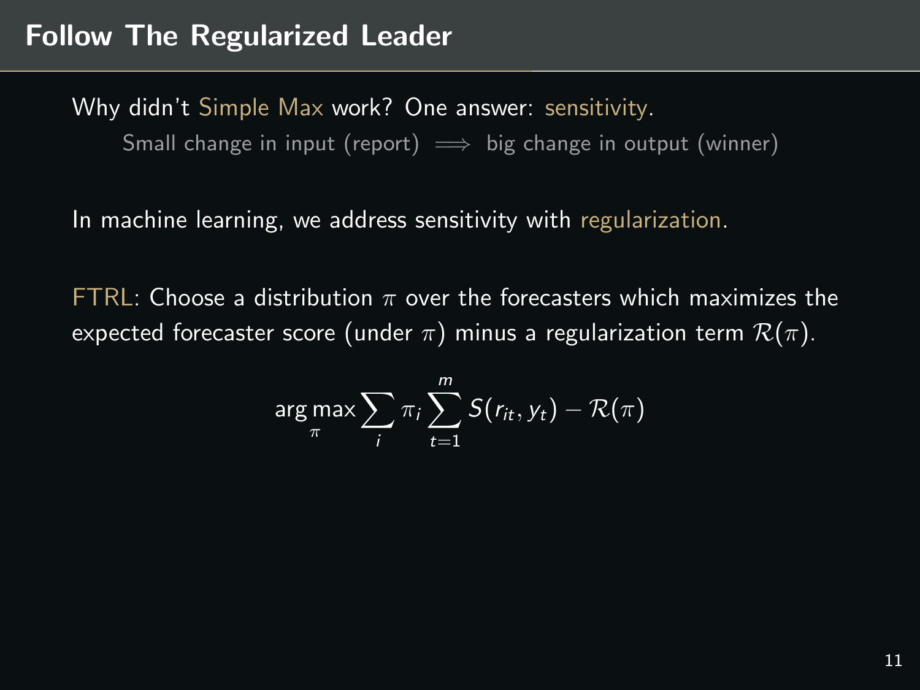# Follow The Regularized Leader

Why didn't Simple Max work? One answer: sensitivity.

Small change in input (report) $\implies$ big change in output (winner)

In machine learning, we address sensitivity with regularization.

FTRL: Choose a distribution $\pi$ over the forecasters which maximizes the expected forecaster score (under $\pi$) minus a regularization term $\mathcal{R}(\pi)$.

$$\arg\max_{\pi} \sum_{i} \pi_i \sum_{t=1}^{m} S(r_{it}, y_t) - \mathcal{R}(\pi)$$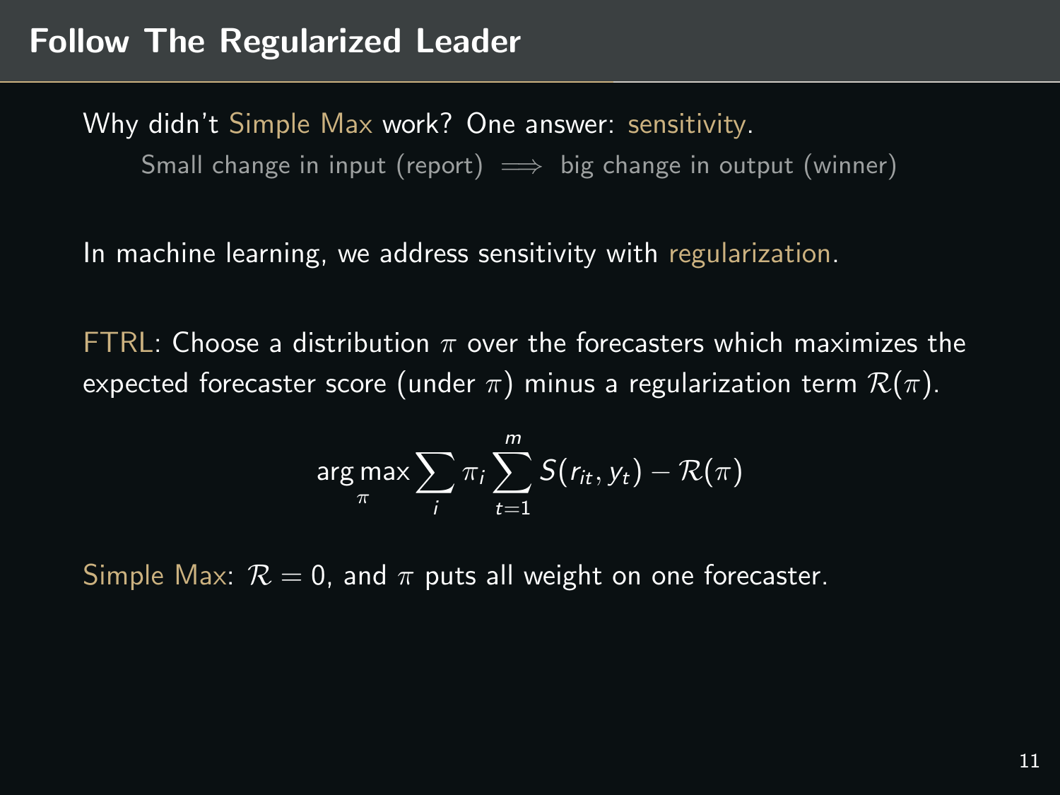# Follow The Regularized Leader

Why didn't Simple Max work? One answer: sensitivity.

Small change in input (report) $\implies$ big change in output (winner)

In machine learning, we address sensitivity with regularization.

FTRL: Choose a distribution $\pi$ over the forecasters which maximizes the expected forecaster score (under $\pi$) minus a regularization term $\mathcal{R}(\pi)$.

$$\arg\max_{\pi} \sum_i \pi_i \sum_{t=1}^{m} S(r_{it}, y_t) - \mathcal{R}(\pi)$$

Simple Max: $\mathcal{R} = 0$, and $\pi$ puts all weight on one forecaster.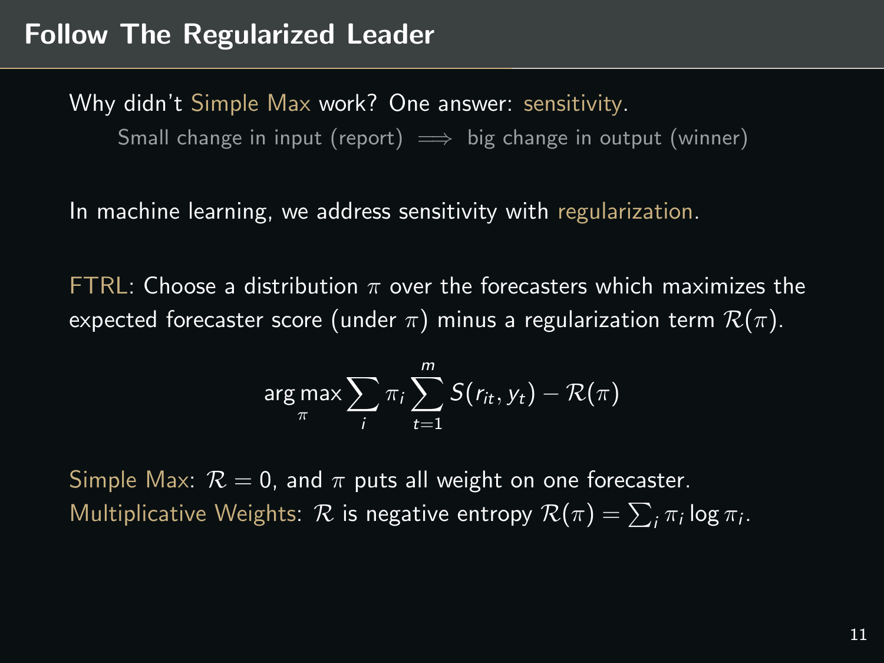# Follow The Regularized Leader

Why didn't Simple Max work? One answer: sensitivity.

Small change in input (report) $\implies$ big change in output (winner)

In machine learning, we address sensitivity with regularization.

FTRL: Choose a distribution $\pi$ over the forecasters which maximizes the expected forecaster score (under $\pi$) minus a regularization term $\mathcal{R}(\pi)$.

$$\arg\max_{\pi} \sum_{i} \pi_i \sum_{t=1}^{m} S(r_{it}, y_t) - \mathcal{R}(\pi)$$

Simple Max: $\mathcal{R} = 0$, and $\pi$ puts all weight on one forecaster.

Multiplicative Weights: $\mathcal{R}$ is negative entropy $\mathcal{R}(\pi) = \sum_i \pi_i \log \pi_i$.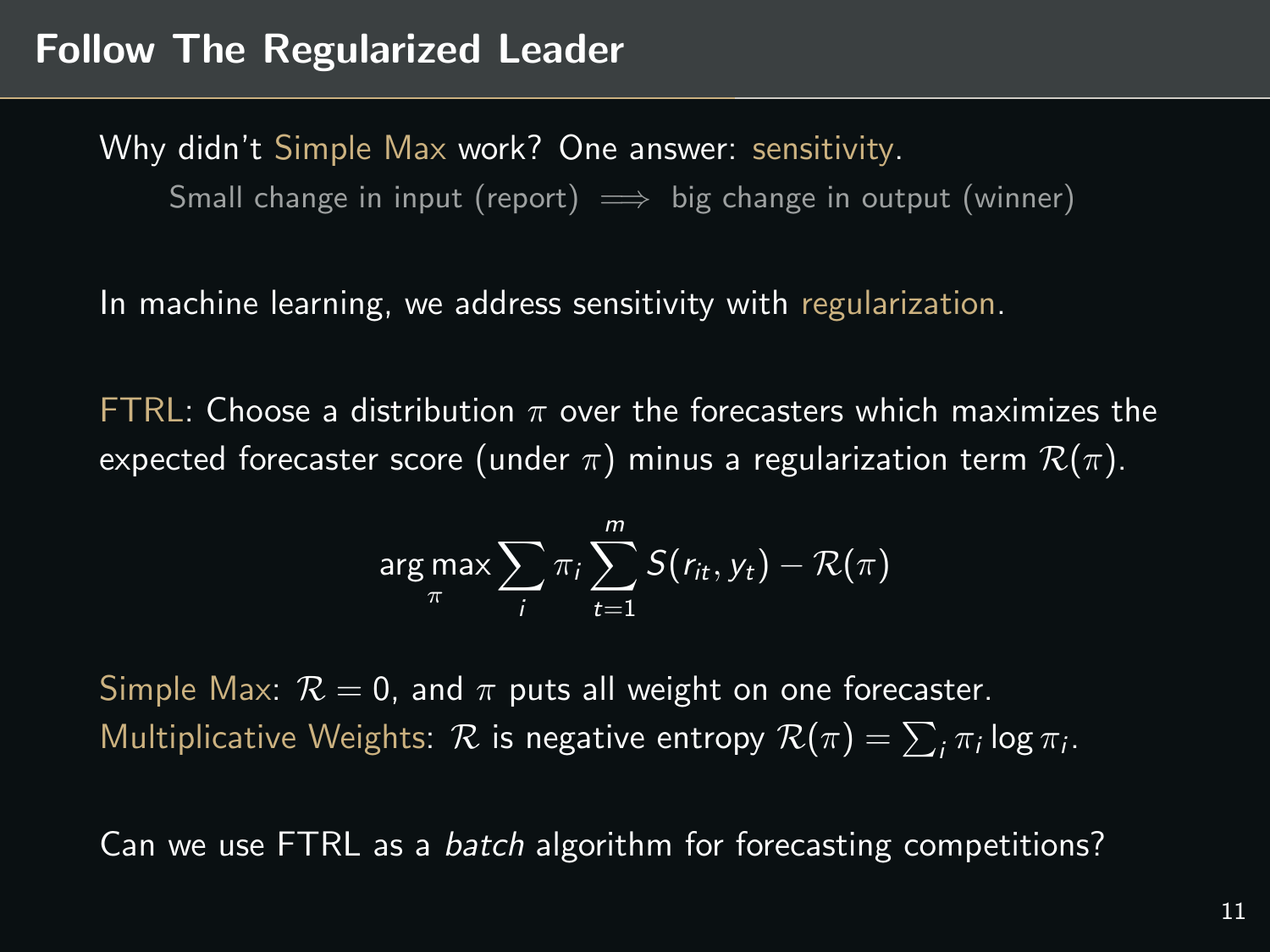## Follow The Regularized Leader

Why didn't Simple Max work? One answer: sensitivity.

Small change in input (report) $\implies$ big change in output (winner)

In machine learning, we address sensitivity with regularization.

FTRL: Choose a distribution $\pi$ over the forecasters which maximizes the expected forecaster score (under $\pi$) minus a regularization term $\mathcal{R}(\pi)$.

$$\arg\max_{\pi} \sum_i \pi_i \sum_{t=1}^{m} S(r_{it}, y_t) - \mathcal{R}(\pi)$$

Simple Max: $\mathcal{R} = 0$, and $\pi$ puts all weight on one forecaster.
Multiplicative Weights: $\mathcal{R}$ is negative entropy $\mathcal{R}(\pi) = \sum_i \pi_i \log \pi_i$.

Can we use FTRL as a *batch* algorithm for forecasting competitions?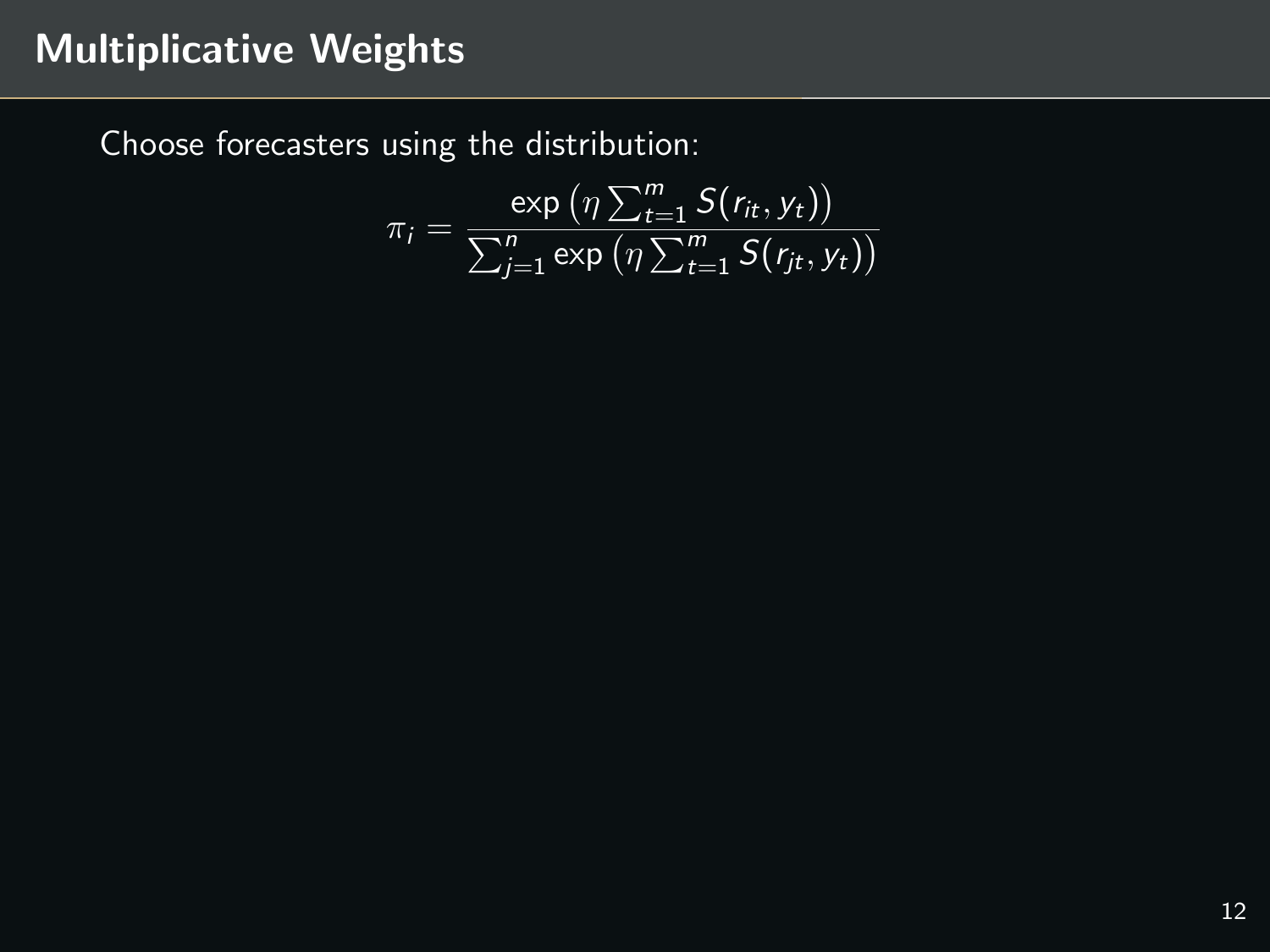# Multiplicative Weights

Choose forecasters using the distribution:

$$\pi_i = \frac{\exp\left(\eta \sum_{t=1}^{m} S(r_{it}, y_t)\right)}{\sum_{j=1}^{n} \exp\left(\eta \sum_{t=1}^{m} S(r_{jt}, y_t)\right)}$$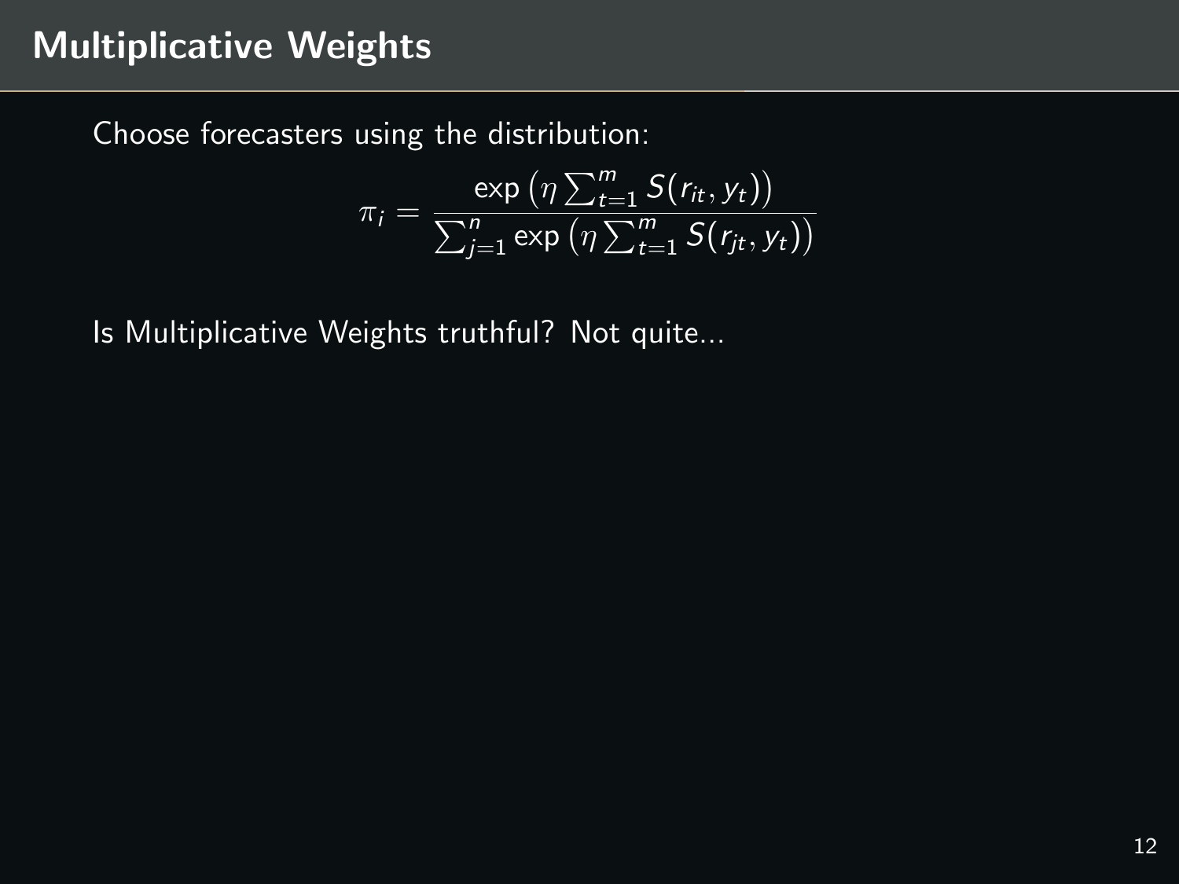# Multiplicative Weights

Choose forecasters using the distribution:

$$\pi_i = \frac{\exp\left(\eta \sum_{t=1}^{m} S(r_{it}, y_t)\right)}{\sum_{j=1}^{n} \exp\left(\eta \sum_{t=1}^{m} S(r_{jt}, y_t)\right)}$$

Is Multiplicative Weights truthful? Not quite...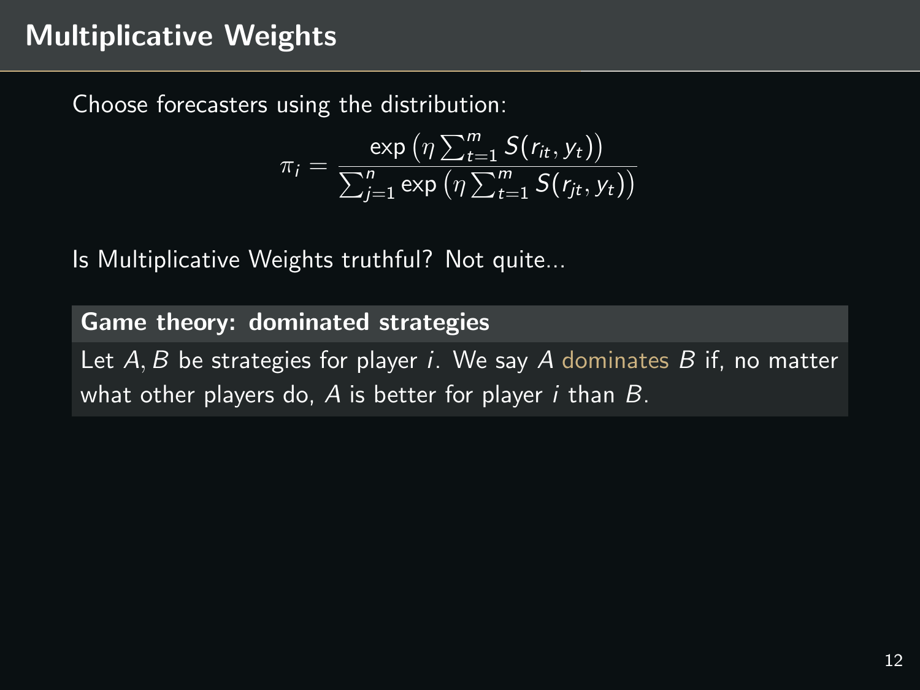# Multiplicative Weights

Choose forecasters using the distribution:

$$\pi_i = \frac{\exp\left(\eta \sum_{t=1}^{m} S(r_{it}, y_t)\right)}{\sum_{j=1}^{n} \exp\left(\eta \sum_{t=1}^{m} S(r_{jt}, y_t)\right)}$$

Is Multiplicative Weights truthful? Not quite...

**Game theory: dominated strategies**

Let $A, B$ be strategies for player $i$. We say $A$ dominates $B$ if, no matter what other players do, $A$ is better for player $i$ than $B$.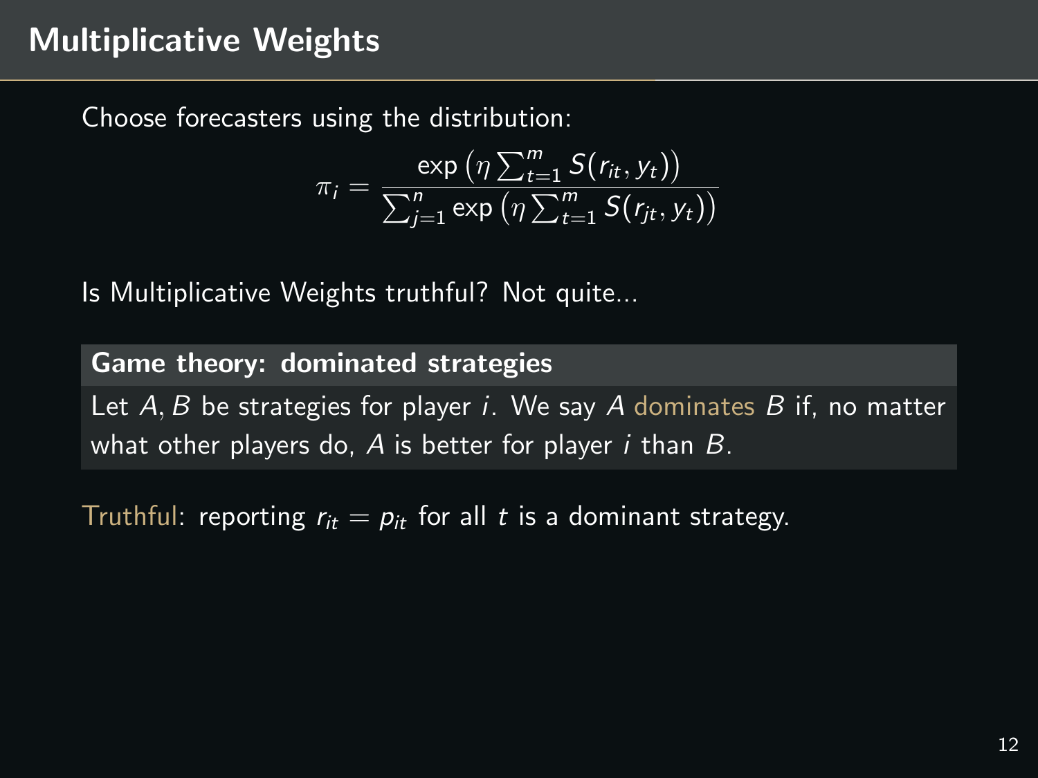# Multiplicative Weights

Choose forecasters using the distribution:

$$\pi_i = \frac{\exp\left(\eta \sum_{t=1}^{m} S(r_{it}, y_t)\right)}{\sum_{j=1}^{n} \exp\left(\eta \sum_{t=1}^{m} S(r_{jt}, y_t)\right)}$$

Is Multiplicative Weights truthful? Not quite...

**Game theory: dominated strategies**

Let $A, B$ be strategies for player $i$. We say $A$ dominates $B$ if, no matter what other players do, $A$ is better for player $i$ than $B$.

Truthful: reporting $r_{it} = p_{it}$ for all $t$ is a dominant strategy.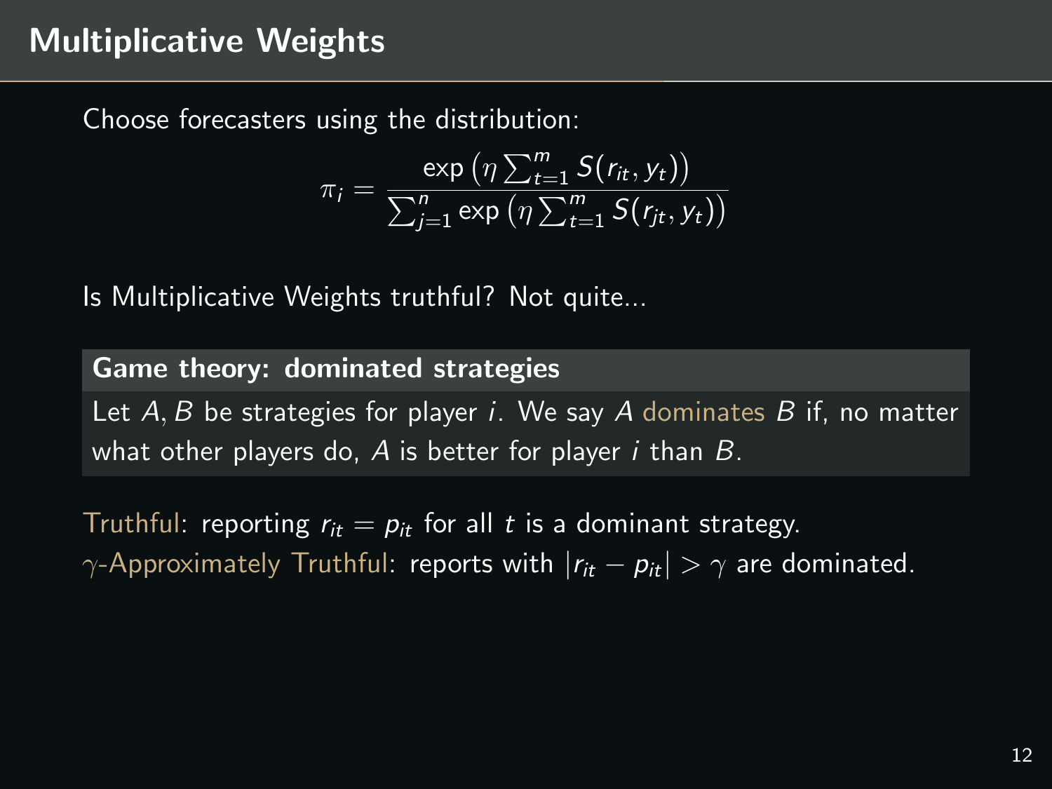# Multiplicative Weights

Choose forecasters using the distribution:

$$\pi_i = \frac{\exp\left(\eta \sum_{t=1}^{m} S(r_{it}, y_t)\right)}{\sum_{j=1}^{n} \exp\left(\eta \sum_{t=1}^{m} S(r_{jt}, y_t)\right)}$$

Is Multiplicative Weights truthful? Not quite...

**Game theory: dominated strategies**

Let $A, B$ be strategies for player $i$. We say $A$ dominates $B$ if, no matter what other players do, $A$ is better for player $i$ than $B$.

Truthful: reporting $r_{it} = p_{it}$ for all $t$ is a dominant strategy.
$\gamma$-Approximately Truthful: reports with $|r_{it} - p_{it}| > \gamma$ are dominated.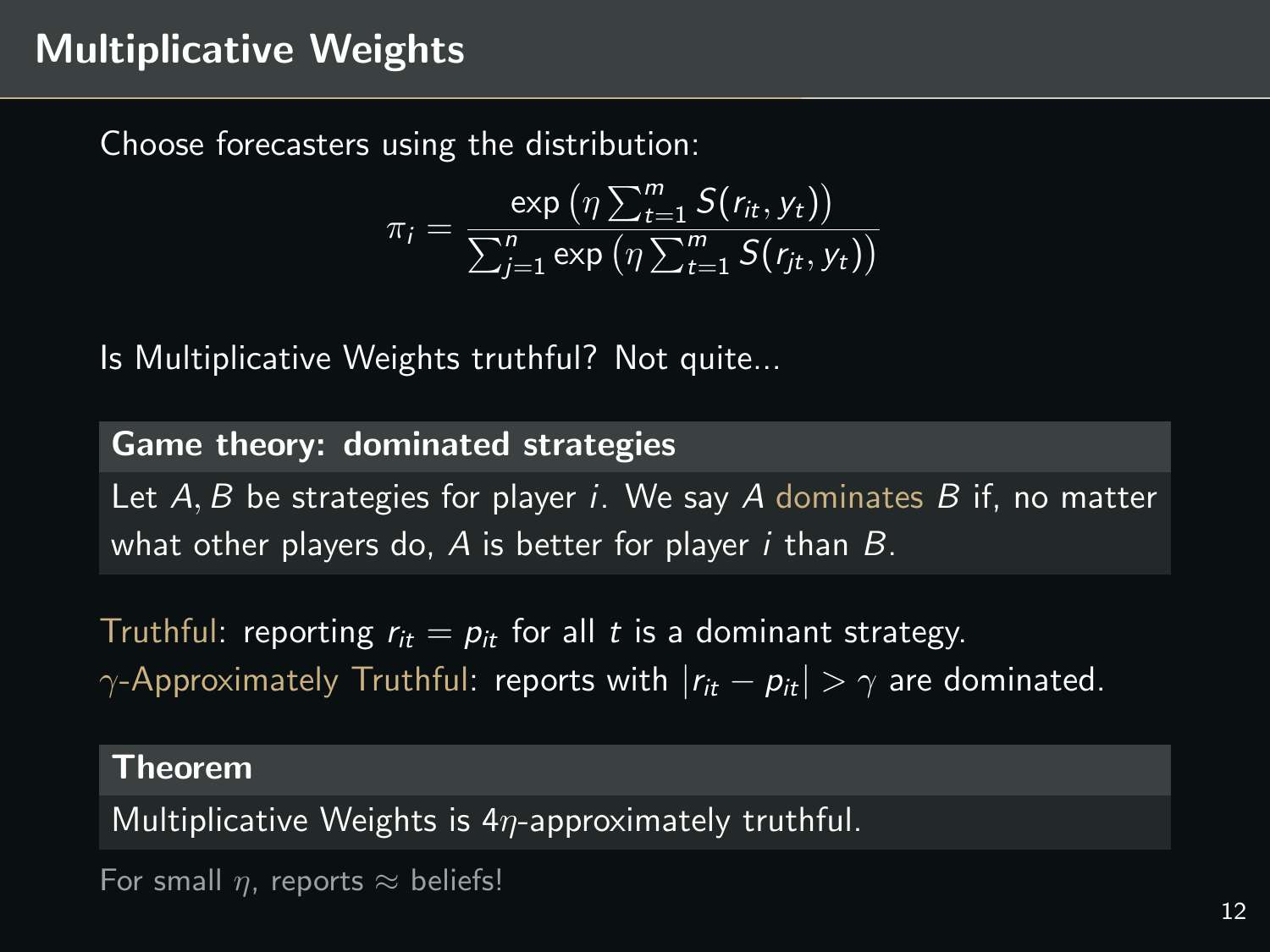# Multiplicative Weights

Choose forecasters using the distribution:

$$\pi_i = \frac{\exp\left(\eta \sum_{t=1}^{m} S(r_{it}, y_t)\right)}{\sum_{j=1}^{n} \exp\left(\eta \sum_{t=1}^{m} S(r_{jt}, y_t)\right)}$$

Is Multiplicative Weights truthful? Not quite...

**Game theory: dominated strategies**

Let $A, B$ be strategies for player $i$. We say $A$ dominates $B$ if, no matter what other players do, $A$ is better for player $i$ than $B$.

Truthful: reporting $r_{it} = p_{it}$ for all $t$ is a dominant strategy.
$\gamma$-Approximately Truthful: reports with $|r_{it} - p_{it}| > \gamma$ are dominated.

**Theorem**

Multiplicative Weights is $4\eta$-approximately truthful.

For small $\eta$, reports $\approx$ beliefs!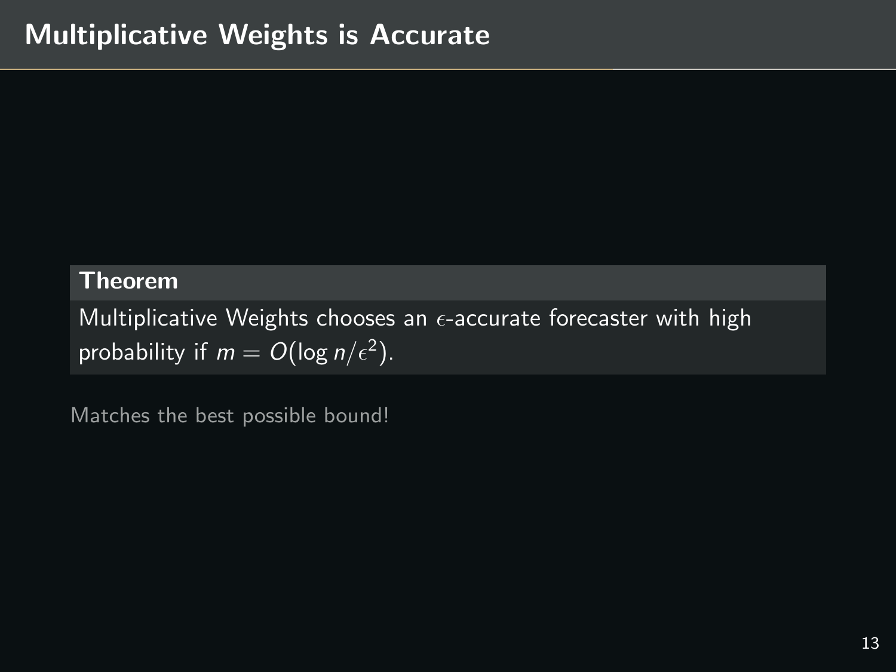# Multiplicative Weights is Accurate

**Theorem**

Multiplicative Weights chooses an $\epsilon$-accurate forecaster with high probability if $m = O(\log n/\epsilon^2)$.

Matches the best possible bound!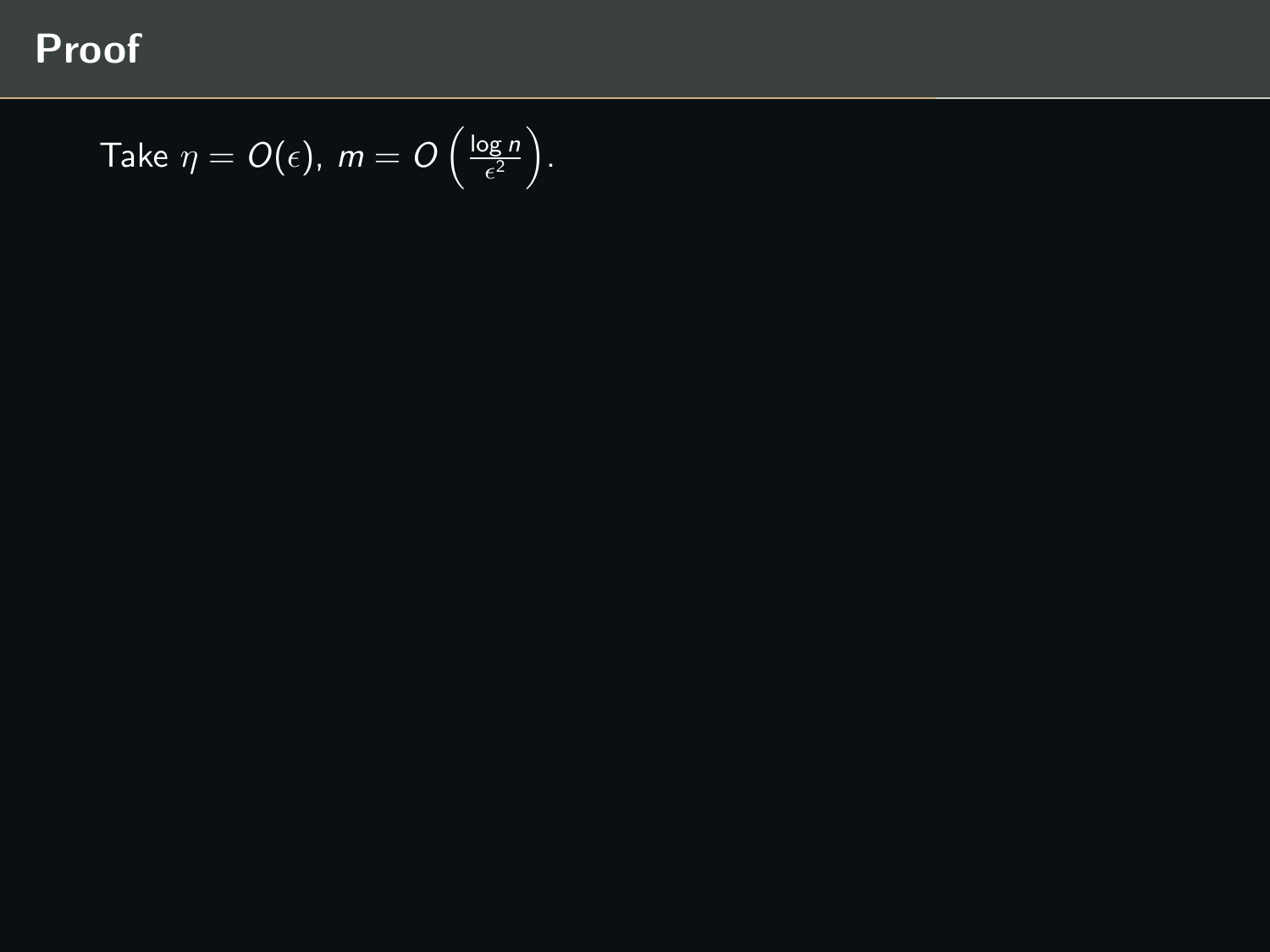# Proof

Take $\eta = O(\epsilon)$, $m = O\left(\frac{\log n}{\epsilon^2}\right)$.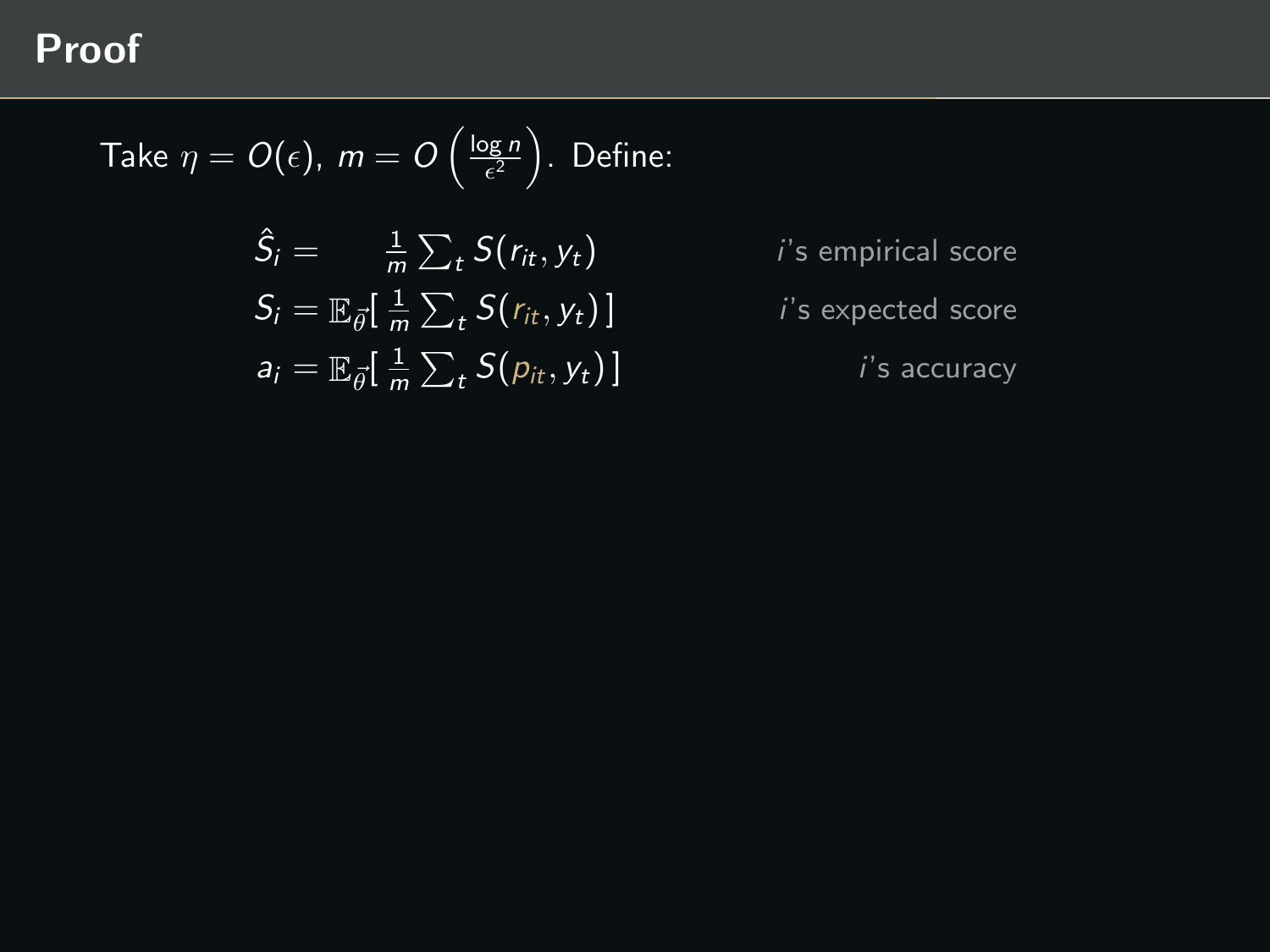# Proof

Take $\eta = O(\epsilon)$, $m = O\left(\frac{\log n}{\epsilon^2}\right)$. Define:

| | |
|---|---|
| $\hat{S}_i = \frac{1}{m} \sum_t S(r_{it}, y_t)$ | $i$'s empirical score |
| $S_i = \mathbb{E}_{\vec{\theta}}[\, \frac{1}{m} \sum_t S(r_{it}, y_t)\,]$ | $i$'s expected score |
| $a_i = \mathbb{E}_{\vec{\theta}}[\, \frac{1}{m} \sum_t S(p_{it}, y_t)\,]$ | $i$'s accuracy |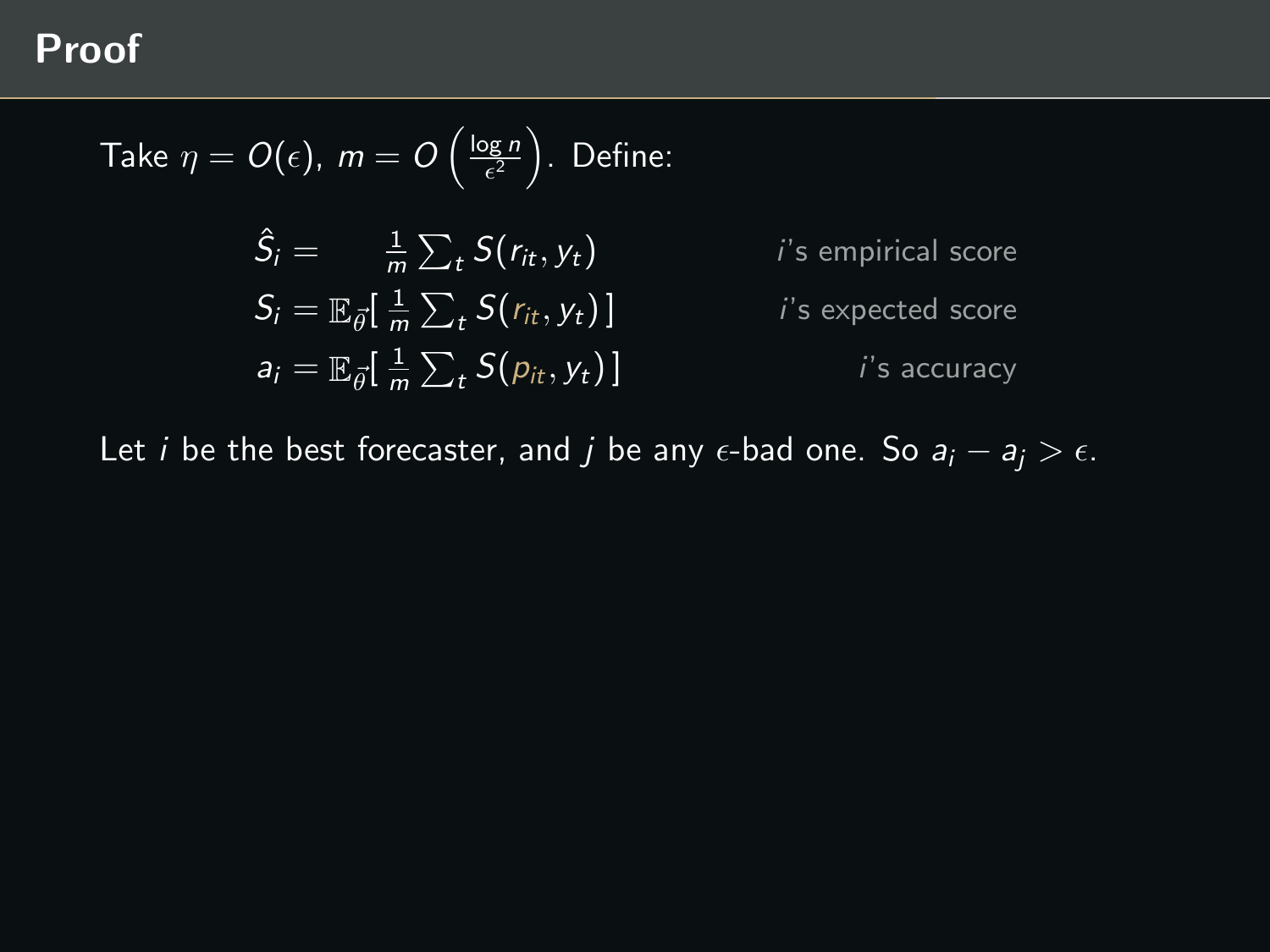# Proof

Take $\eta = O(\epsilon)$, $m = O\left(\frac{\log n}{\epsilon^2}\right)$. Define:

$$\hat{S}_i = \frac{1}{m}\sum_t S(r_{it}, y_t) \qquad i\text{'s empirical score}$$

$$S_i = \mathbb{E}_{\vec{\theta}}\left[\frac{1}{m}\sum_t S(r_{it}, y_t)\right] \qquad i\text{'s expected score}$$

$$a_i = \mathbb{E}_{\vec{\theta}}\left[\frac{1}{m}\sum_t S(p_{it}, y_t)\right] \qquad i\text{'s accuracy}$$

Let $i$ be the best forecaster, and $j$ be any $\epsilon$-bad one. So $a_i - a_j > \epsilon$.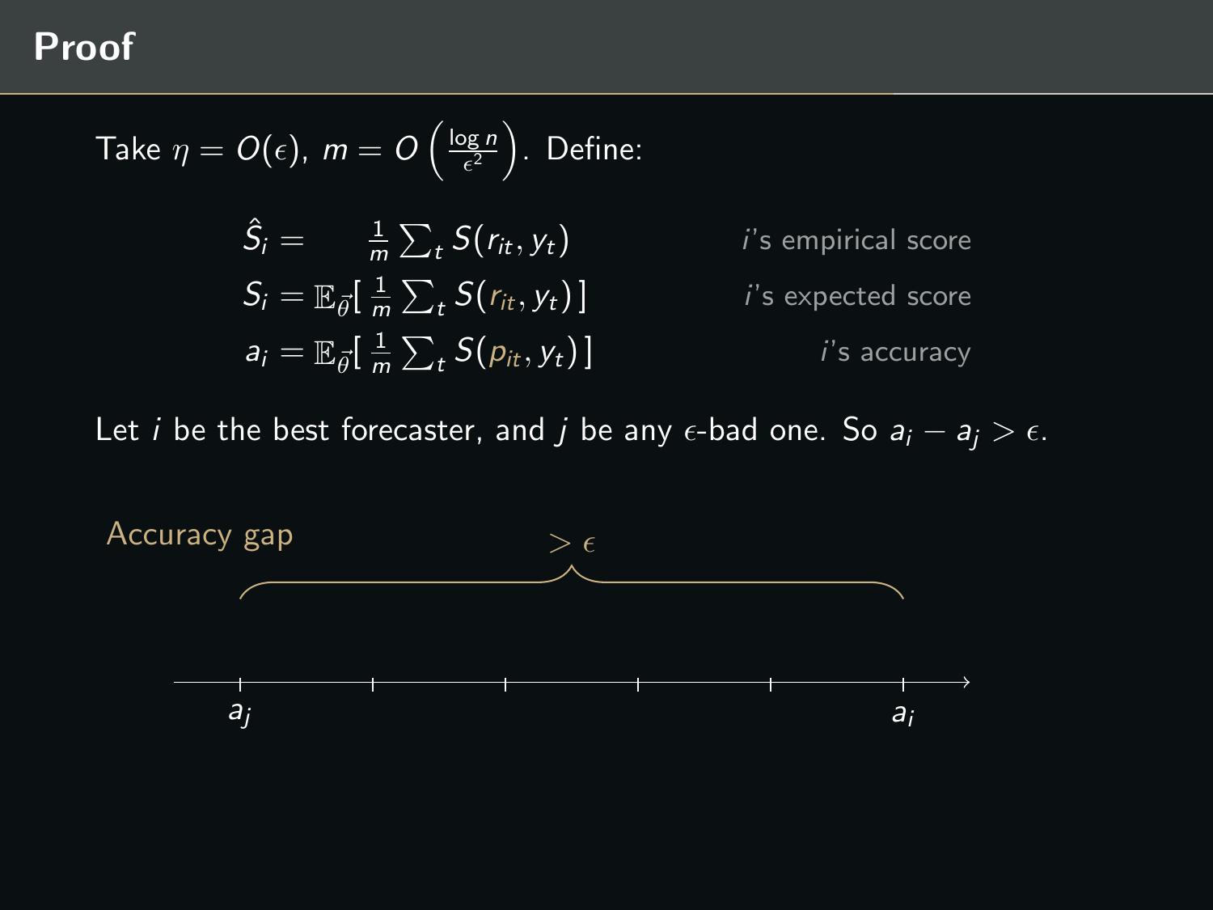# Proof

Take $\eta = O(\epsilon)$, $m = O\left(\frac{\log n}{\epsilon^2}\right)$. Define:

$$\hat{S}_i = \frac{1}{m}\sum_t S(r_{it}, y_t) \qquad i\text{'s empirical score}$$

$$S_i = \mathbb{E}_{\vec{\theta}}\left[\frac{1}{m}\sum_t S(r_{it}, y_t)\right] \qquad i\text{'s expected score}$$

$$a_i = \mathbb{E}_{\vec{\theta}}\left[\frac{1}{m}\sum_t S(p_{it}, y_t)\right] \qquad i\text{'s accuracy}$$

Let $i$ be the best forecaster, and $j$ be any $\epsilon$-bad one. So $a_i - a_j > \epsilon$.

Accuracy gap

$> \epsilon$

$a_j$ $a_i$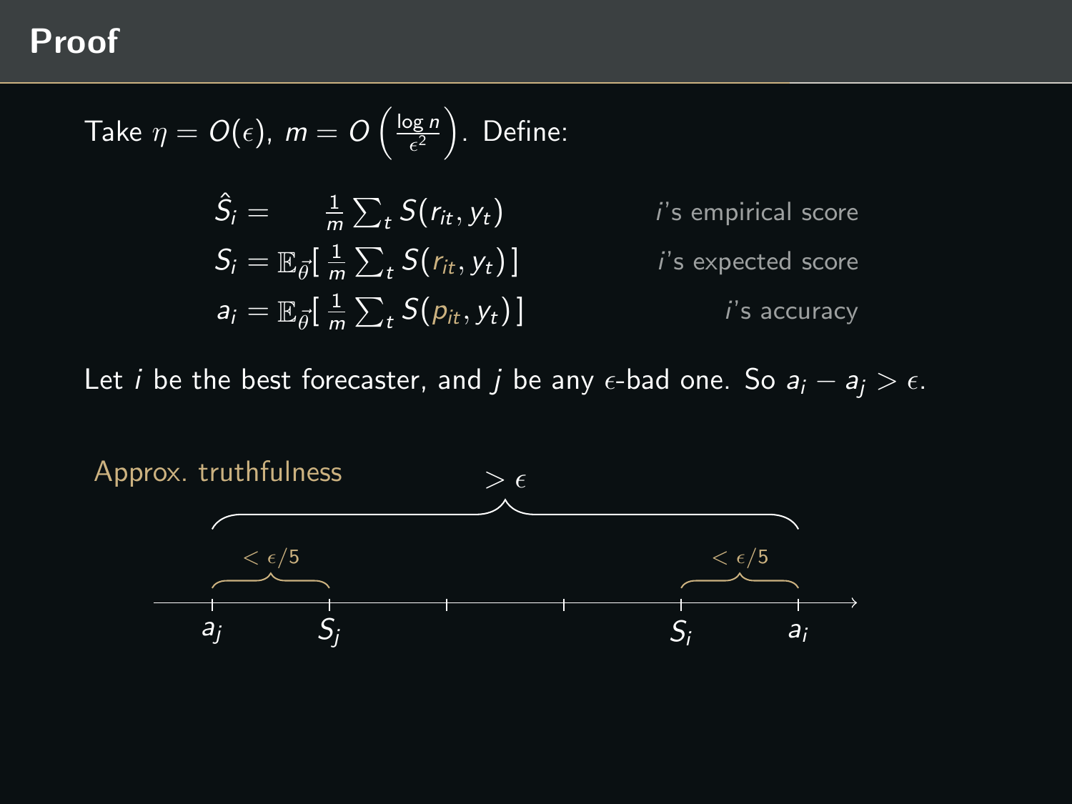# Proof

Take $\eta = O(\epsilon)$, $m = O\left(\frac{\log n}{\epsilon^2}\right)$. Define:

$$\hat{S}_i = \frac{1}{m}\sum_t S(r_{it}, y_t) \qquad \text{$i$'s empirical score}$$

$$S_i = \mathbb{E}_{\vec{\theta}}\left[\frac{1}{m}\sum_t S(r_{it}, y_t)\right] \qquad \text{$i$'s expected score}$$

$$a_i = \mathbb{E}_{\vec{\theta}}\left[\frac{1}{m}\sum_t S(p_{it}, y_t)\right] \qquad \text{$i$'s accuracy}$$

Let $i$ be the best forecaster, and $j$ be any $\epsilon$-bad one. So $a_i - a_j > \epsilon$.

Approx. truthfulness

$> \epsilon$ (from $a_j$ to $a_i$)

$< \epsilon/5$ (from $a_j$ to $S_j$) $\qquad$ $< \epsilon/5$ (from $S_i$ to $a_i$)

$a_j \quad S_j \quad \cdots \quad S_i \quad a_i$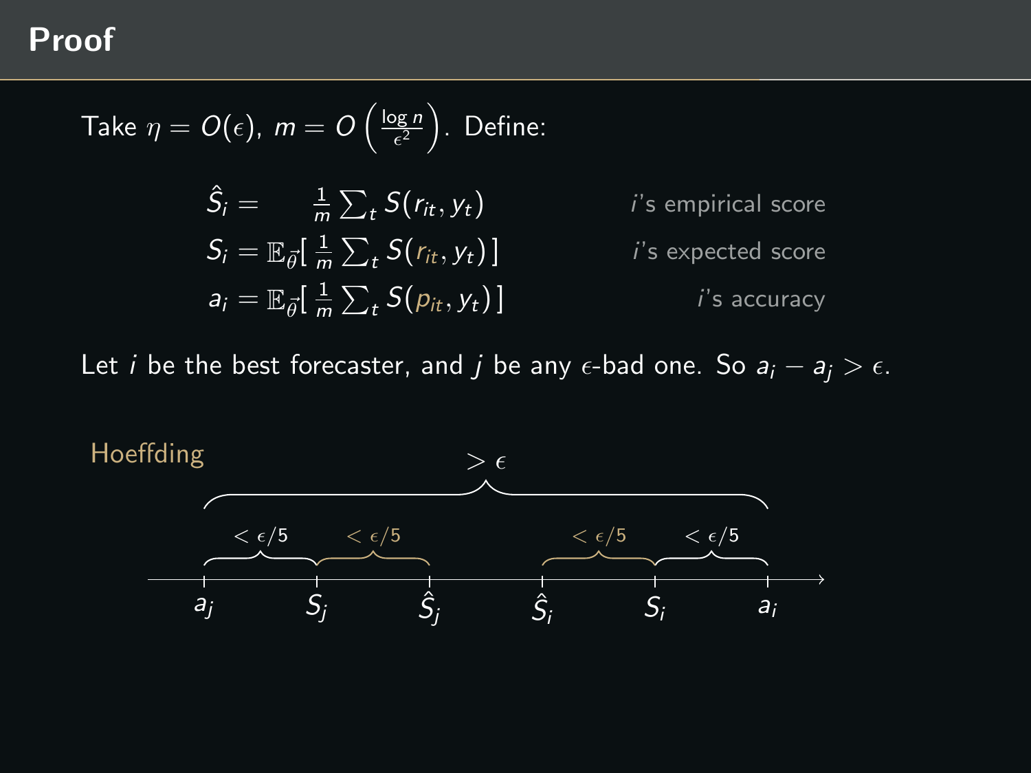# Proof

Take $\eta = O(\epsilon)$, $m = O\left(\frac{\log n}{\epsilon^2}\right)$. Define:

$$\hat{S}_i = \frac{1}{m}\sum_t S(r_{it}, y_t) \qquad i\text{'s empirical score}$$

$$S_i = \mathbb{E}_{\vec{\theta}}\left[\frac{1}{m}\sum_t S(r_{it}, y_t)\right] \qquad i\text{'s expected score}$$

$$a_i = \mathbb{E}_{\vec{\theta}}\left[\frac{1}{m}\sum_t S(p_{it}, y_t)\right] \qquad i\text{'s accuracy}$$

Let $i$ be the best forecaster, and $j$ be any $\epsilon$-bad one. So $a_i - a_j > \epsilon$.

Hoeffding

$> \epsilon$

$< \epsilon/5$ $< \epsilon/5$ $< \epsilon/5$ $< \epsilon/5$

$a_j$ $S_j$ $\hat{S}_j$ $\hat{S}_i$ $S_i$ $a_i$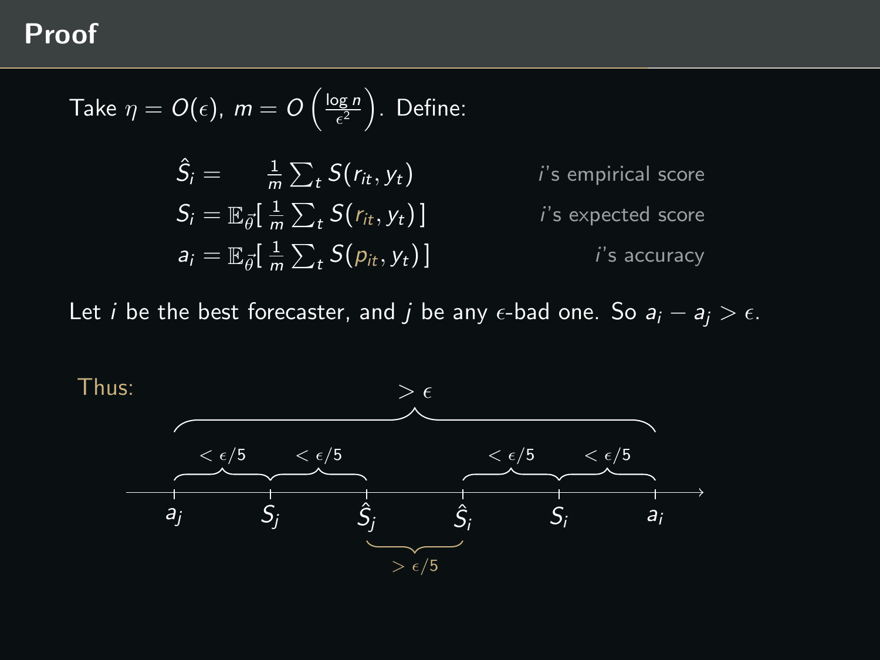# Proof

Take $\eta = O(\epsilon)$, $m = O\left(\frac{\log n}{\epsilon^2}\right)$. Define:

$$\hat{S}_i = \frac{1}{m}\sum_t S(r_{it}, y_t) \qquad i\text{'s empirical score}$$

$$S_i = \mathbb{E}_{\vec{\theta}}\left[\frac{1}{m}\sum_t S(r_{it}, y_t)\right] \qquad i\text{'s expected score}$$

$$a_i = \mathbb{E}_{\vec{\theta}}\left[\frac{1}{m}\sum_t S(p_{it}, y_t)\right] \qquad i\text{'s accuracy}$$

Let $i$ be the best forecaster, and $j$ be any $\epsilon$-bad one. So $a_i - a_j > \epsilon$.

Thus:

$$\underbrace{a_j \overset{<\epsilon/5}{\longleftrightarrow} S_j \overset{<\epsilon/5}{\longleftrightarrow} \hat{S}_j \quad \hat{S}_i \overset{<\epsilon/5}{\longleftrightarrow} S_i \overset{<\epsilon/5}{\longleftrightarrow} a_i}_{>\epsilon}$$

$$\hat{S}_i - \hat{S}_j > \epsilon/5$$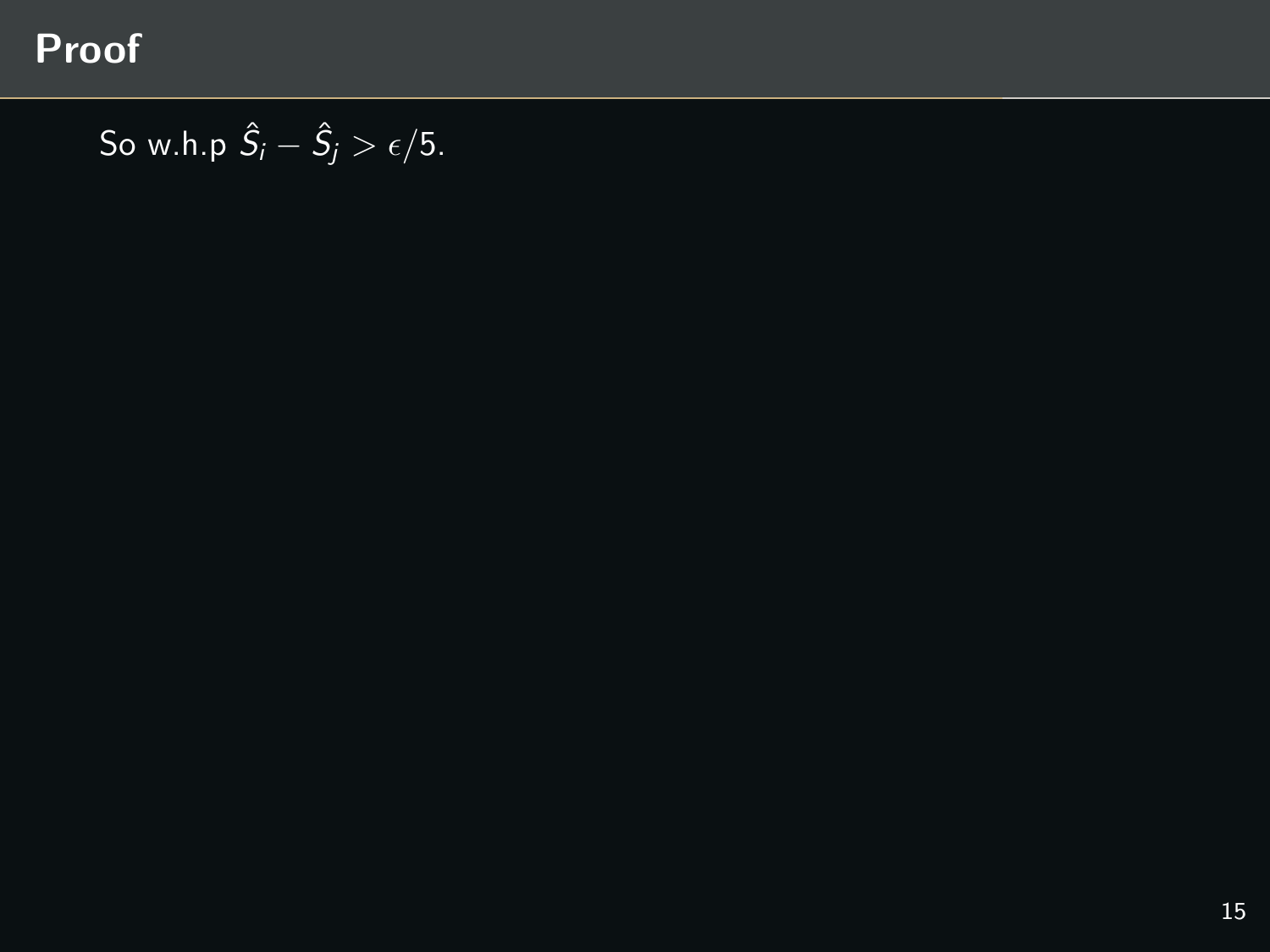## Proof

So w.h.p $\hat{S}_i - \hat{S}_j > \epsilon/5$.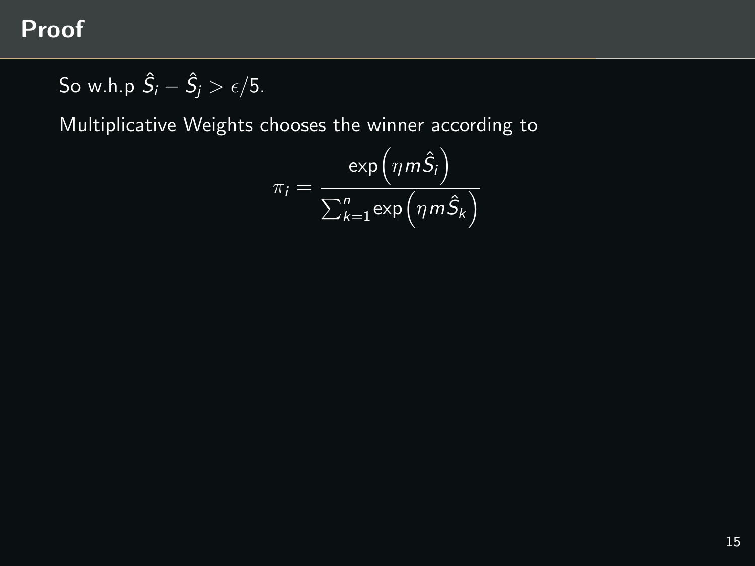# Proof

So w.h.p $\hat{S}_i - \hat{S}_j > \epsilon/5$.

Multiplicative Weights chooses the winner according to

$$\pi_i = \frac{\exp\left(\eta m \hat{S}_i\right)}{\sum_{k=1}^{n} \exp\left(\eta m \hat{S}_k\right)}$$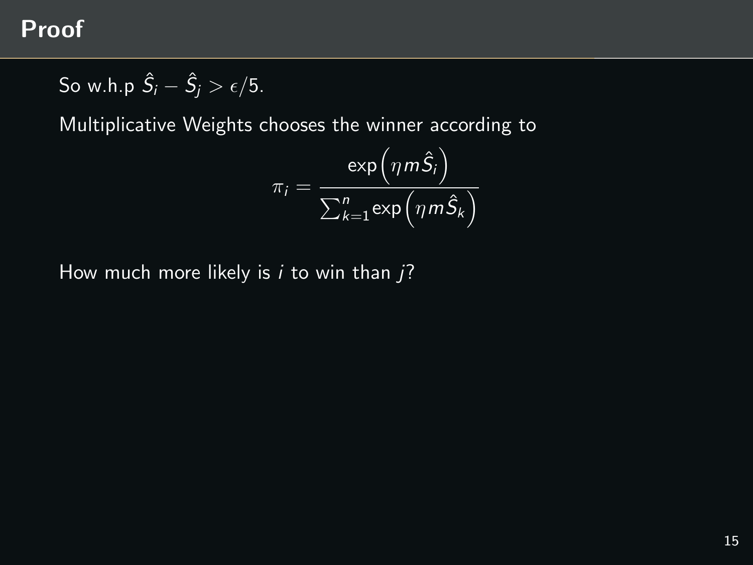# Proof

So w.h.p $\hat{S}_i - \hat{S}_j > \epsilon/5$.

Multiplicative Weights chooses the winner according to

$$\pi_i = \frac{\exp\left(\eta m \hat{S}_i\right)}{\sum_{k=1}^{n} \exp\left(\eta m \hat{S}_k\right)}$$

How much more likely is $i$ to win than $j$?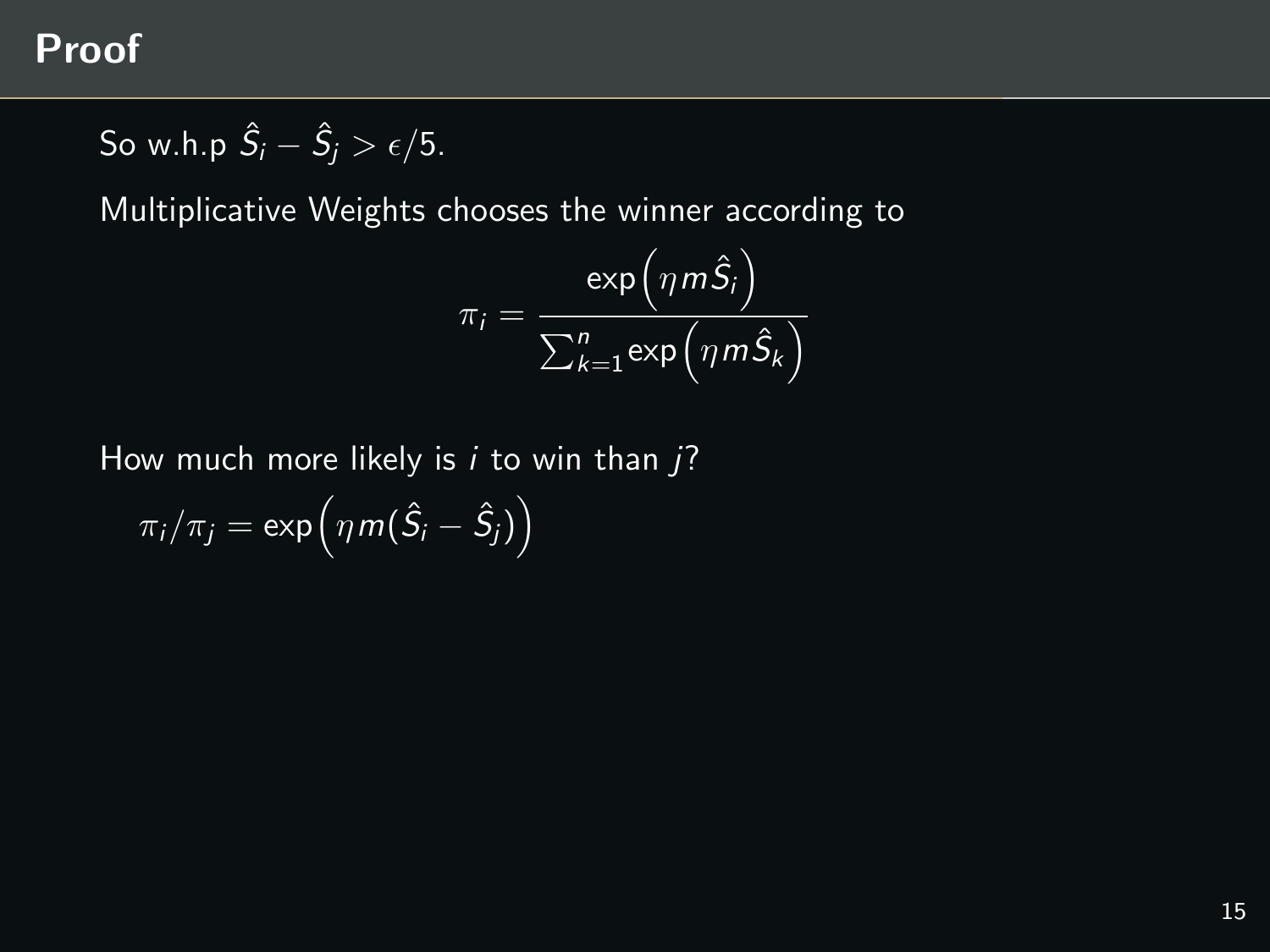# Proof

So w.h.p $\hat{S}_i - \hat{S}_j > \epsilon/5$.

Multiplicative Weights chooses the winner according to

$$\pi_i = \frac{\exp\left(\eta m \hat{S}_i\right)}{\sum_{k=1}^{n} \exp\left(\eta m \hat{S}_k\right)}$$

How much more likely is $i$ to win than $j$?

$\pi_i/\pi_j = \exp\left(\eta m(\hat{S}_i - \hat{S}_j)\right)$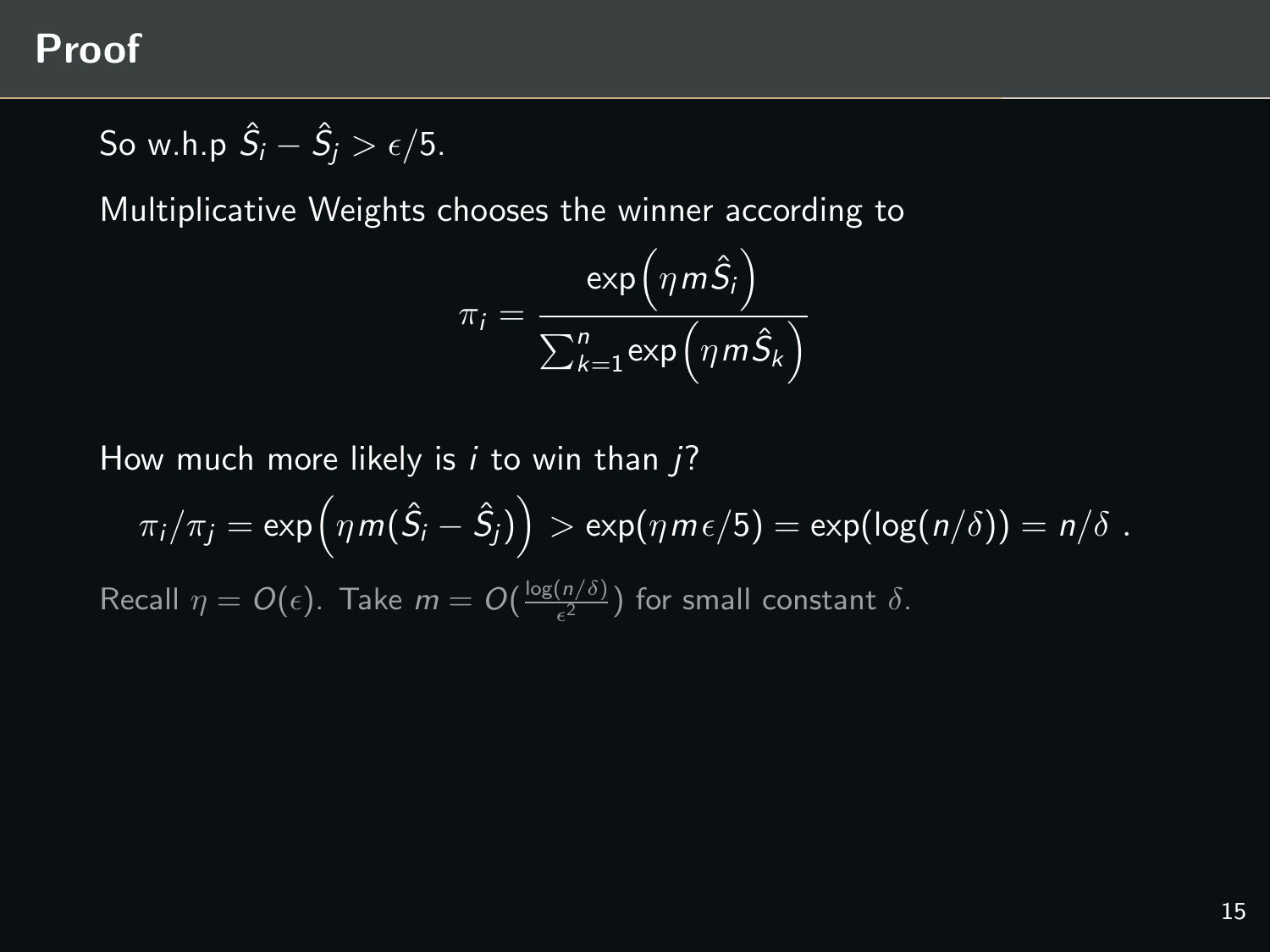# Proof

So w.h.p $\hat{S}_i - \hat{S}_j > \epsilon/5$.

Multiplicative Weights chooses the winner according to

$$\pi_i = \frac{\exp\left(\eta m \hat{S}_i\right)}{\sum_{k=1}^{n} \exp\left(\eta m \hat{S}_k\right)}$$

How much more likely is $i$ to win than $j$?

$$\pi_i/\pi_j = \exp\left(\eta m(\hat{S}_i - \hat{S}_j)\right) > \exp(\eta m \epsilon/5) = \exp(\log(n/\delta)) = n/\delta \ .$$

Recall $\eta = O(\epsilon)$. Take $m = O(\frac{\log(n/\delta)}{\epsilon^2})$ for small constant $\delta$.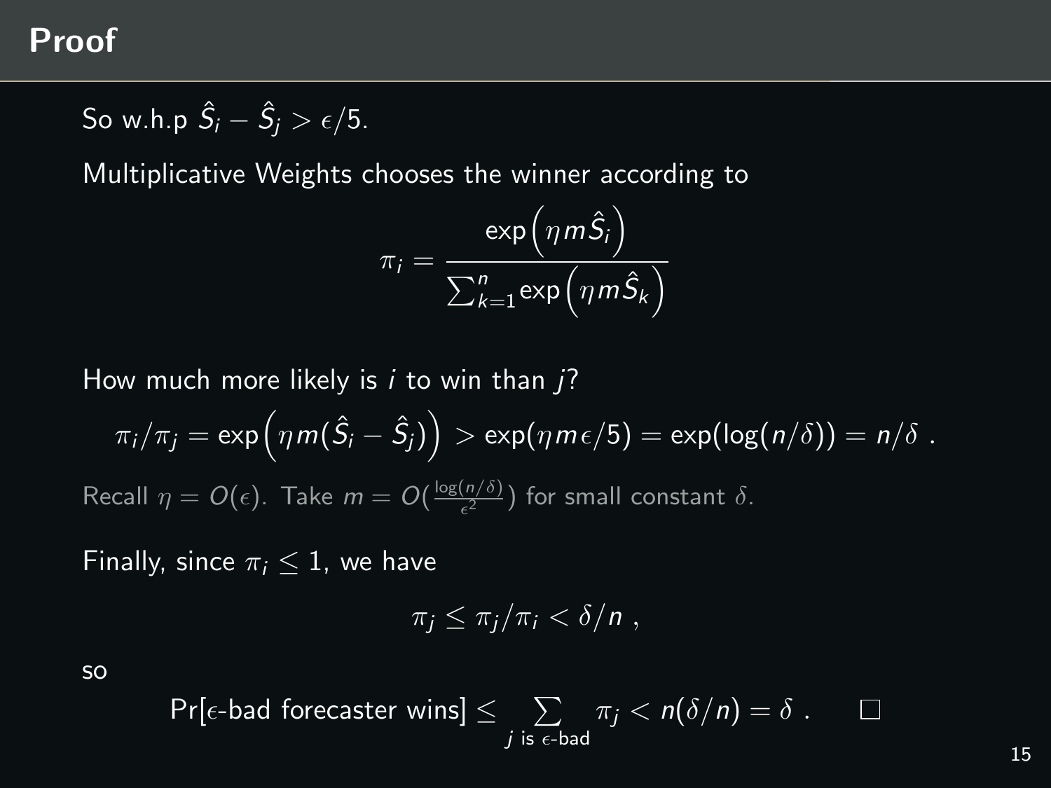## Proof

So w.h.p $\hat{S}_i - \hat{S}_j > \epsilon/5$.

Multiplicative Weights chooses the winner according to

$$\pi_i = \frac{\exp\left(\eta m \hat{S}_i\right)}{\sum_{k=1}^{n} \exp\left(\eta m \hat{S}_k\right)}$$

How much more likely is $i$ to win than $j$?

$$\pi_i/\pi_j = \exp\left(\eta m(\hat{S}_i - \hat{S}_j)\right) > \exp(\eta m \epsilon/5) = \exp(\log(n/\delta)) = n/\delta \ .$$

Recall $\eta = O(\epsilon)$. Take $m = O(\frac{\log(n/\delta)}{\epsilon^2})$ for small constant $\delta$.

Finally, since $\pi_i \leq 1$, we have

$$\pi_j \leq \pi_j/\pi_i < \delta/n \ ,$$

so

$$\Pr[\epsilon\text{-bad forecaster wins}] \leq \sum_{j \text{ is } \epsilon\text{-bad}} \pi_j < n(\delta/n) = \delta \ . \qquad \square$$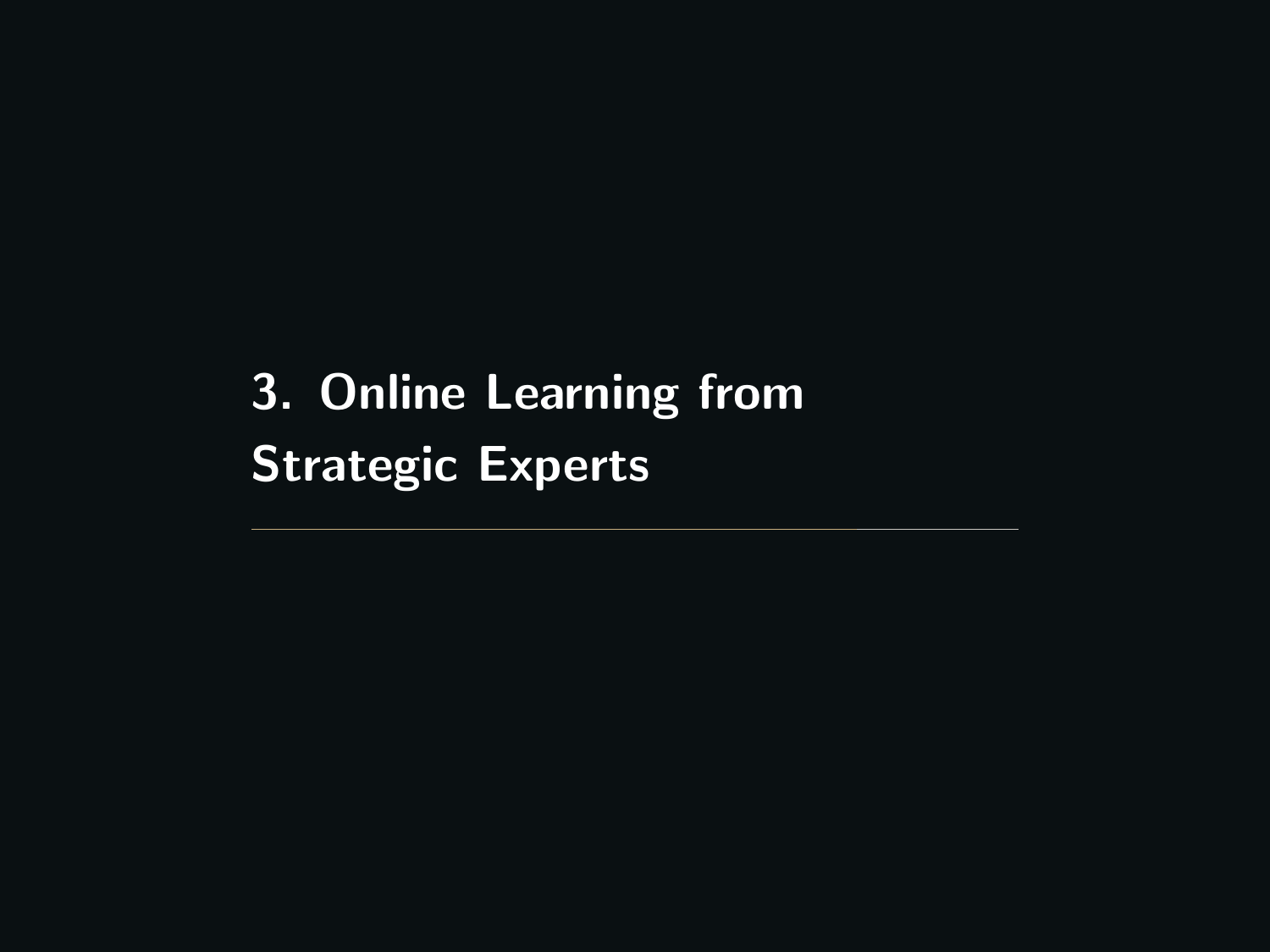# 3. Online Learning from Strategic Experts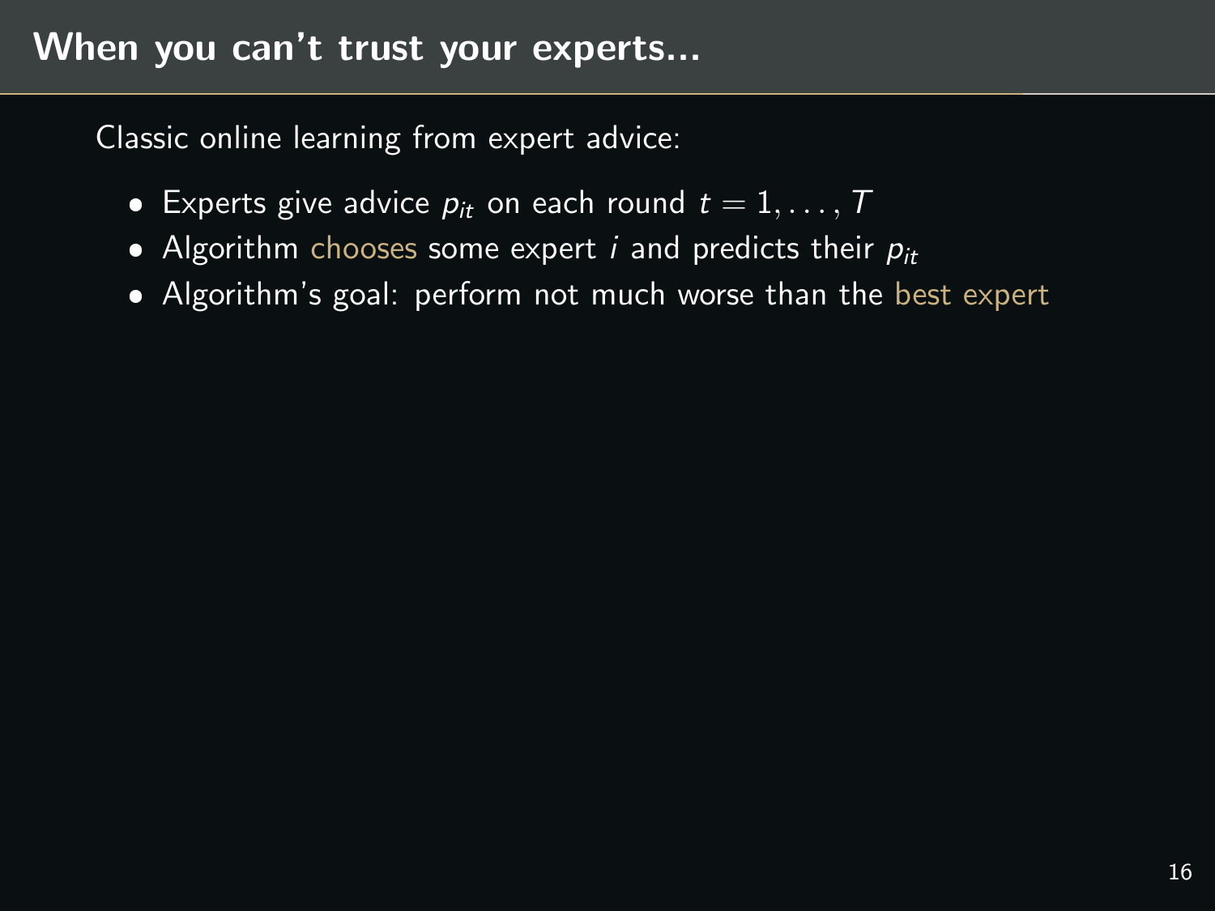## When you can't trust your experts...

Classic online learning from expert advice:

- Experts give advice $p_{it}$ on each round $t = 1, \ldots, T$
- Algorithm chooses some expert $i$ and predicts their $p_{it}$
- Algorithm's goal: perform not much worse than the best expert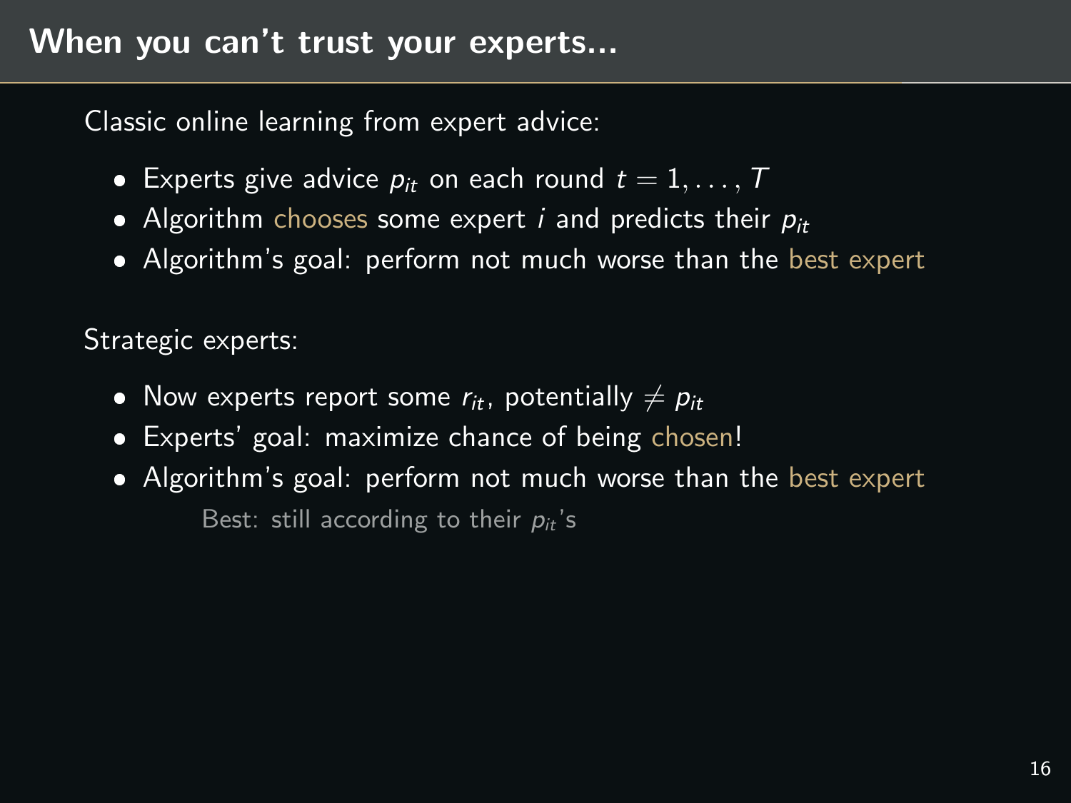# When you can't trust your experts...

Classic online learning from expert advice:

- Experts give advice $p_{it}$ on each round $t = 1, \ldots, T$
- Algorithm chooses some expert $i$ and predicts their $p_{it}$
- Algorithm's goal: perform not much worse than the best expert

Strategic experts:

- Now experts report some $r_{it}$, potentially $\neq p_{it}$
- Experts' goal: maximize chance of being chosen!
- Algorithm's goal: perform not much worse than the best expert

  Best: still according to their $p_{it}$'s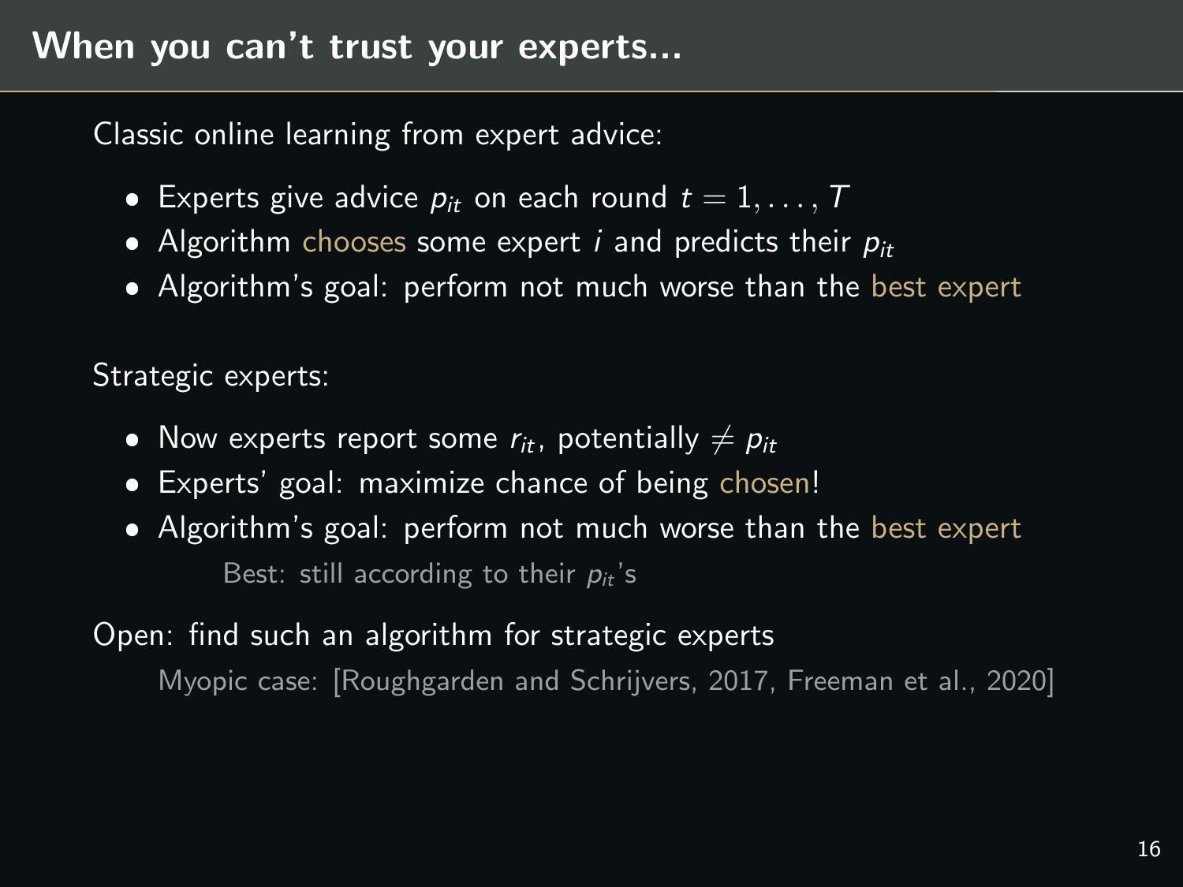## When you can't trust your experts...

Classic online learning from expert advice:

- Experts give advice $p_{it}$ on each round $t = 1, \ldots, T$
- Algorithm chooses some expert $i$ and predicts their $p_{it}$
- Algorithm's goal: perform not much worse than the best expert

Strategic experts:

- Now experts report some $r_{it}$, potentially $\neq p_{it}$
- Experts' goal: maximize chance of being chosen!
- Algorithm's goal: perform not much worse than the best expert

  Best: still according to their $p_{it}$'s

Open: find such an algorithm for strategic experts

Myopic case: [Roughgarden and Schrijvers, 2017, Freeman et al., 2020]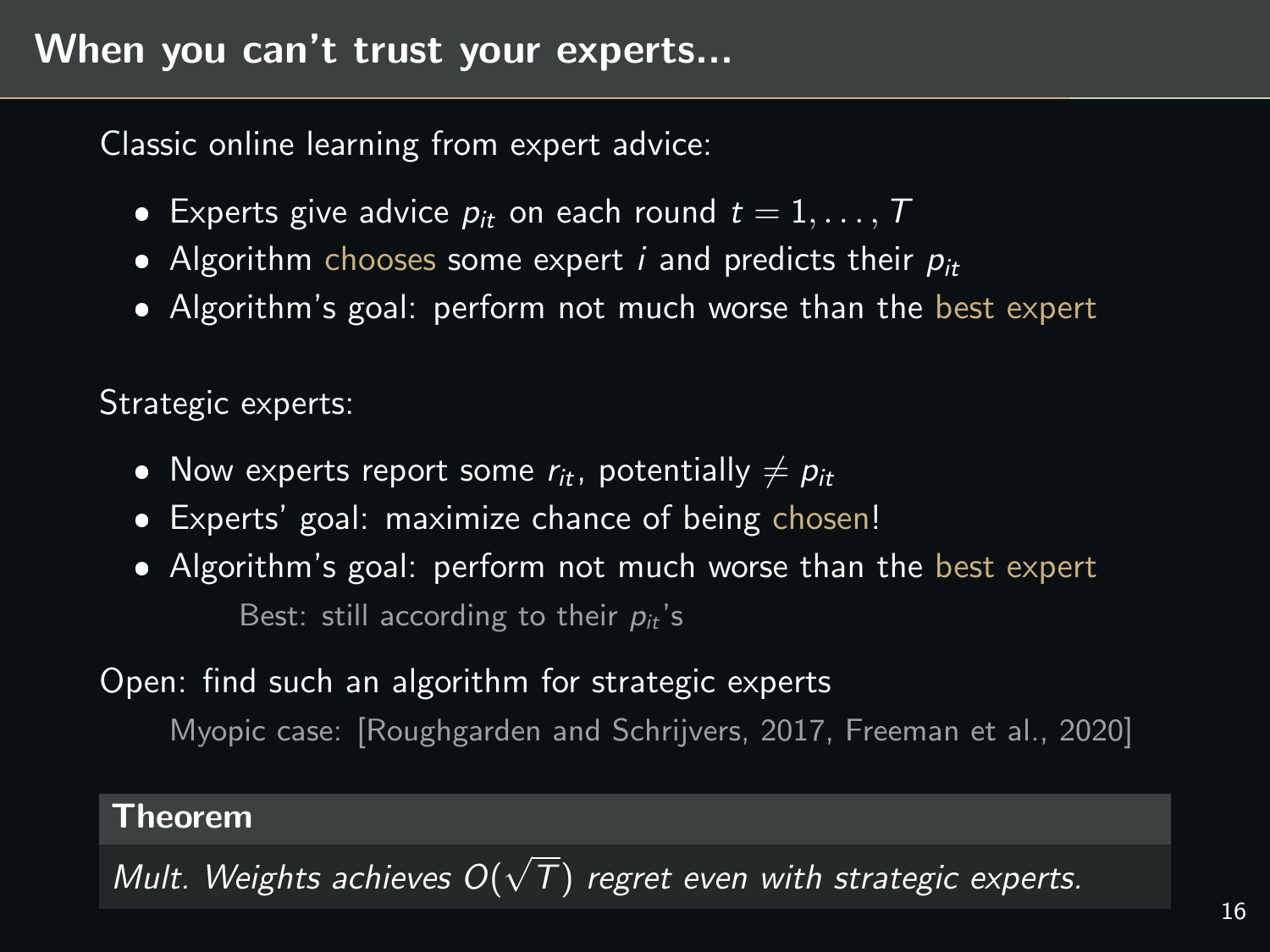## When you can't trust your experts...

Classic online learning from expert advice:

- Experts give advice $p_{it}$ on each round $t = 1, \ldots, T$
- Algorithm chooses some expert $i$ and predicts their $p_{it}$
- Algorithm's goal: perform not much worse than the best expert

Strategic experts:

- Now experts report some $r_{it}$, potentially $\neq p_{it}$
- Experts' goal: maximize chance of being chosen!
- Algorithm's goal: perform not much worse than the best expert

  Best: still according to their $p_{it}$'s

Open: find such an algorithm for strategic experts

Myopic case: [Roughgarden and Schrijvers, 2017, Freeman et al., 2020]

**Theorem**

*Mult. Weights achieves $O(\sqrt{T})$ regret even with strategic experts.*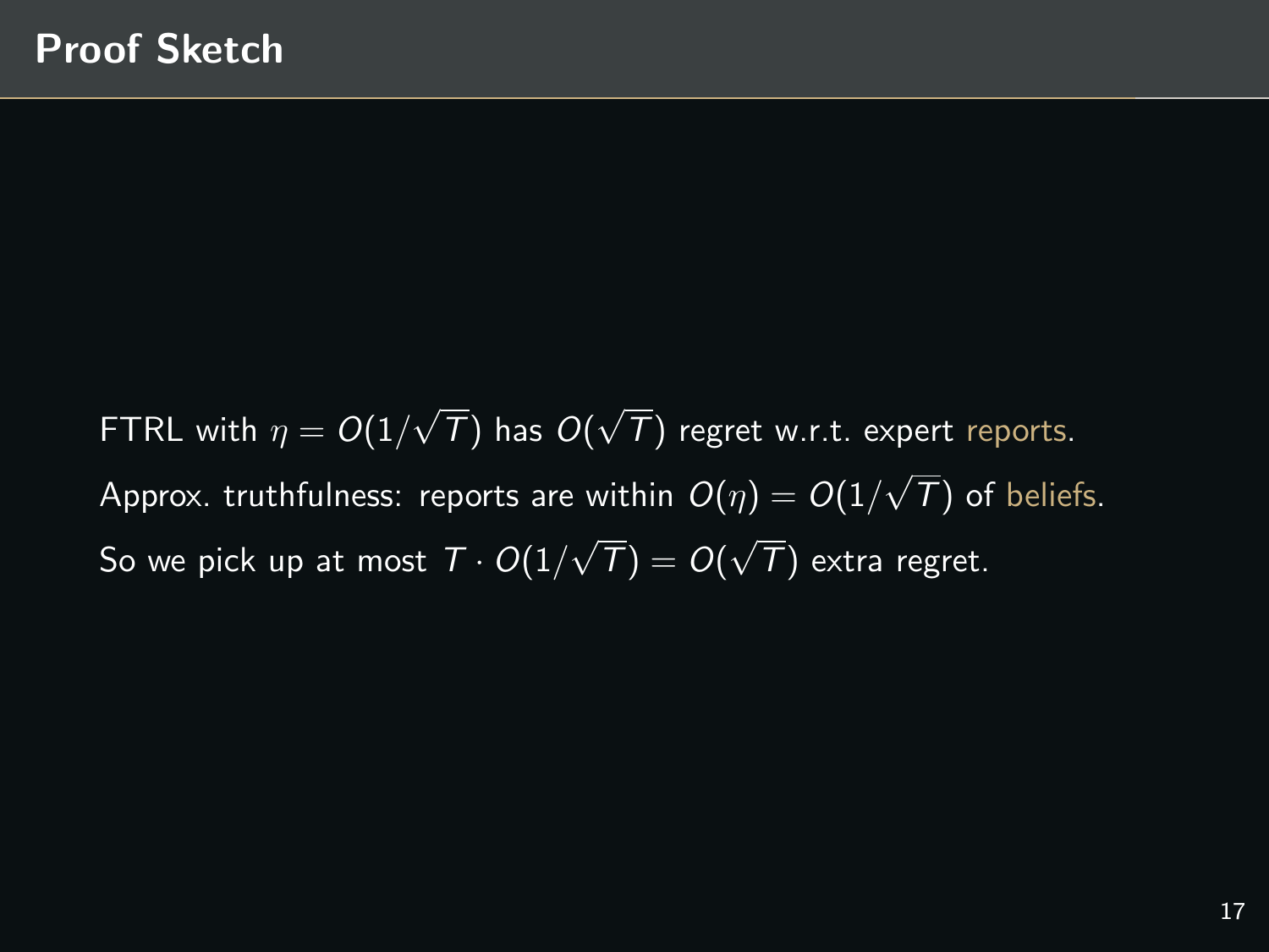# Proof Sketch

FTRL with $\eta = O(1/\sqrt{T})$ has $O(\sqrt{T})$ regret w.r.t. expert reports.

Approx. truthfulness: reports are within $O(\eta) = O(1/\sqrt{T})$ of beliefs.

So we pick up at most $T \cdot O(1/\sqrt{T}) = O(\sqrt{T})$ extra regret.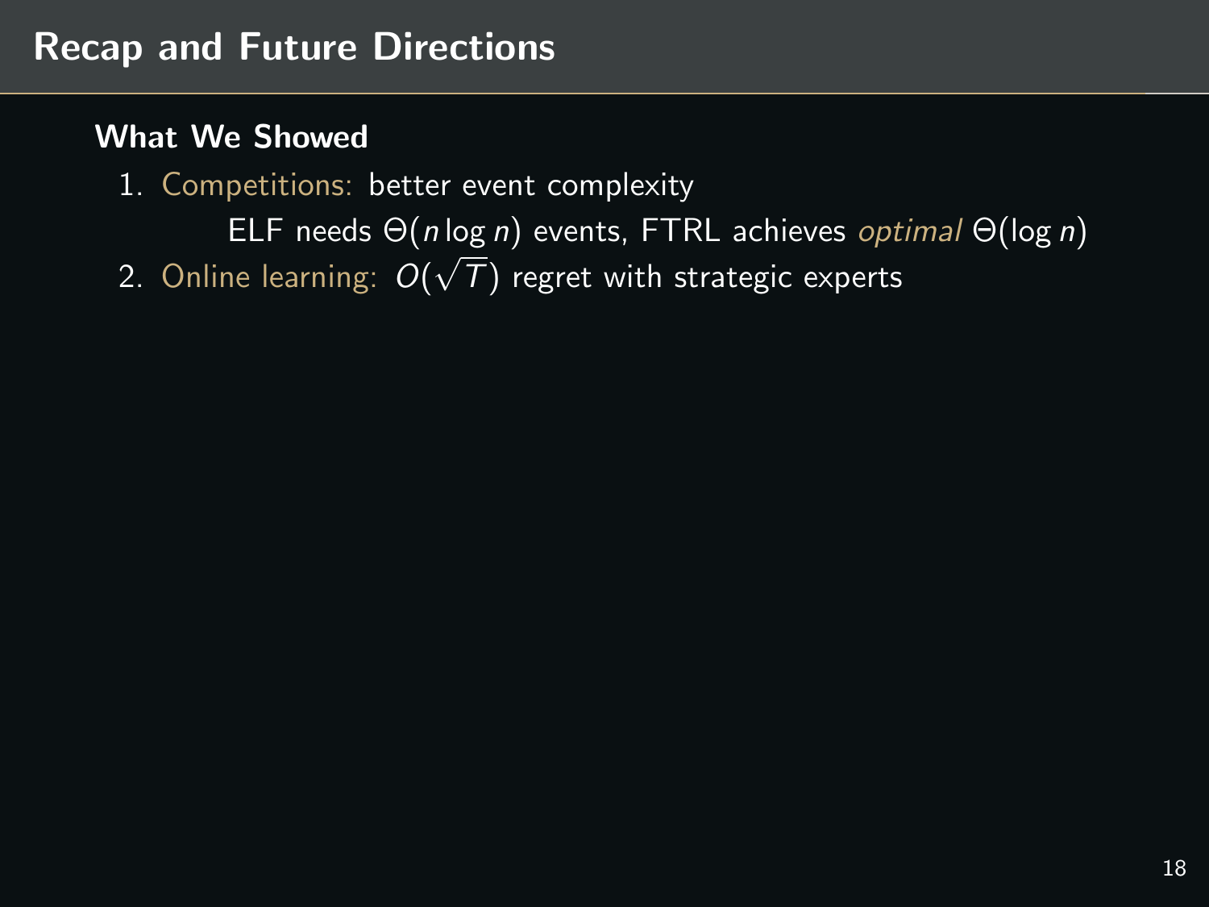# Recap and Future Directions

**What We Showed**

1. Competitions: better event complexity

   ELF needs $\Theta(n \log n)$ events, FTRL achieves *optimal* $\Theta(\log n)$

2. Online learning: $O(\sqrt{T})$ regret with strategic experts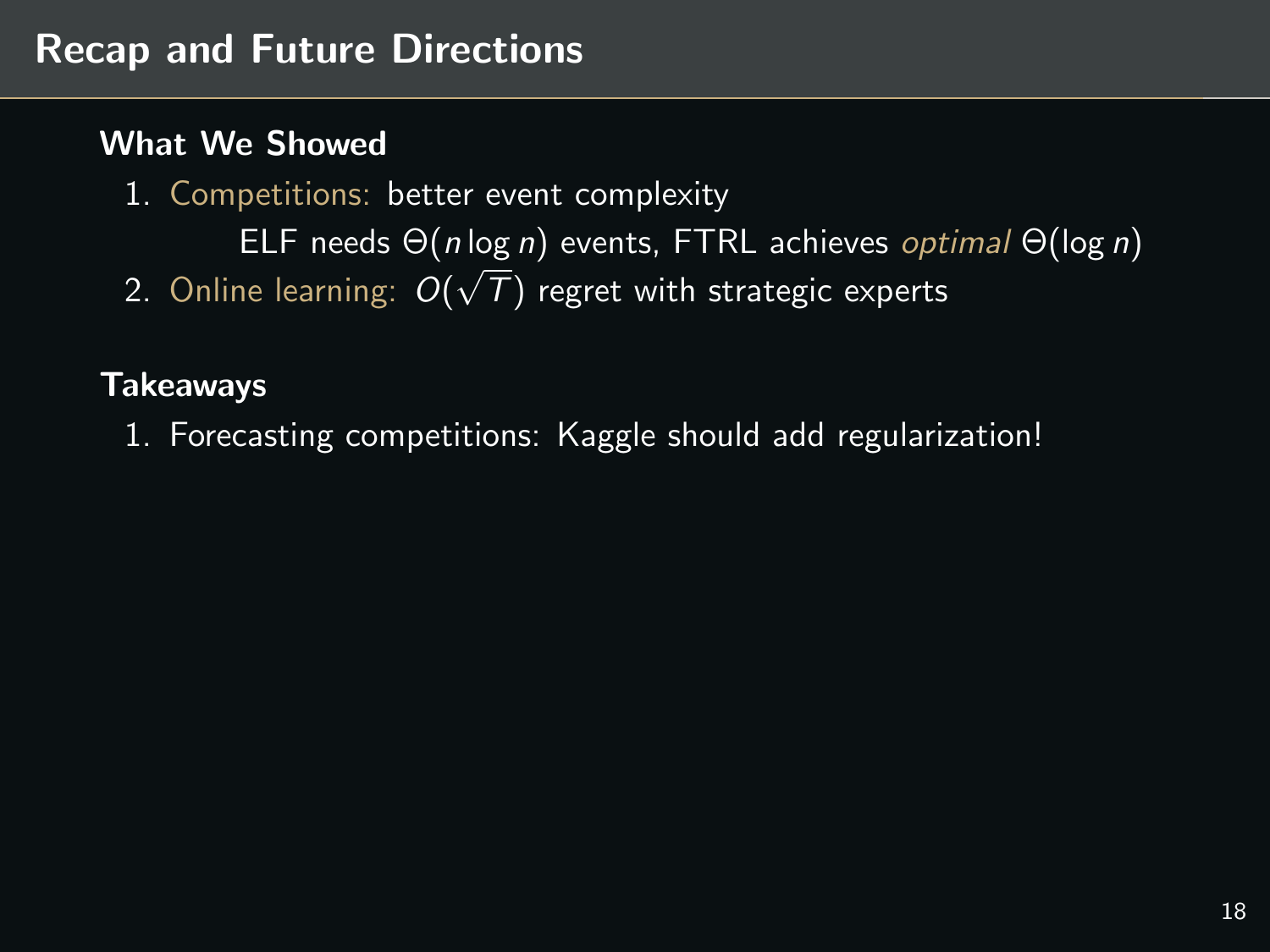# Recap and Future Directions

**What We Showed**

1. Competitions: better event complexity

   ELF needs $\Theta(n \log n)$ events, FTRL achieves *optimal* $\Theta(\log n)$

2. Online learning: $O(\sqrt{T})$ regret with strategic experts

**Takeaways**

1. Forecasting competitions: Kaggle should add regularization!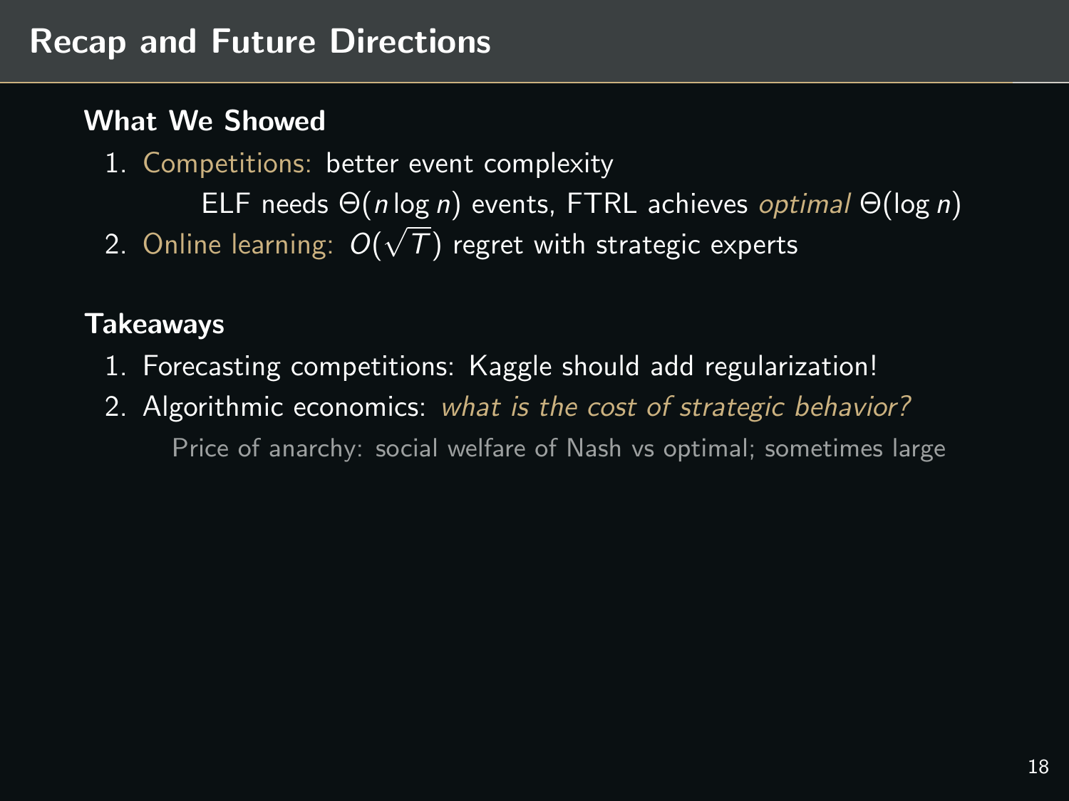# Recap and Future Directions

**What We Showed**

1. Competitions: better event complexity
   ELF needs $\Theta(n \log n)$ events, FTRL achieves *optimal* $\Theta(\log n)$
2. Online learning: $O(\sqrt{T})$ regret with strategic experts

**Takeaways**

1. Forecasting competitions: Kaggle should add regularization!
2. Algorithmic economics: *what is the cost of strategic behavior?*
   Price of anarchy: social welfare of Nash vs optimal; sometimes large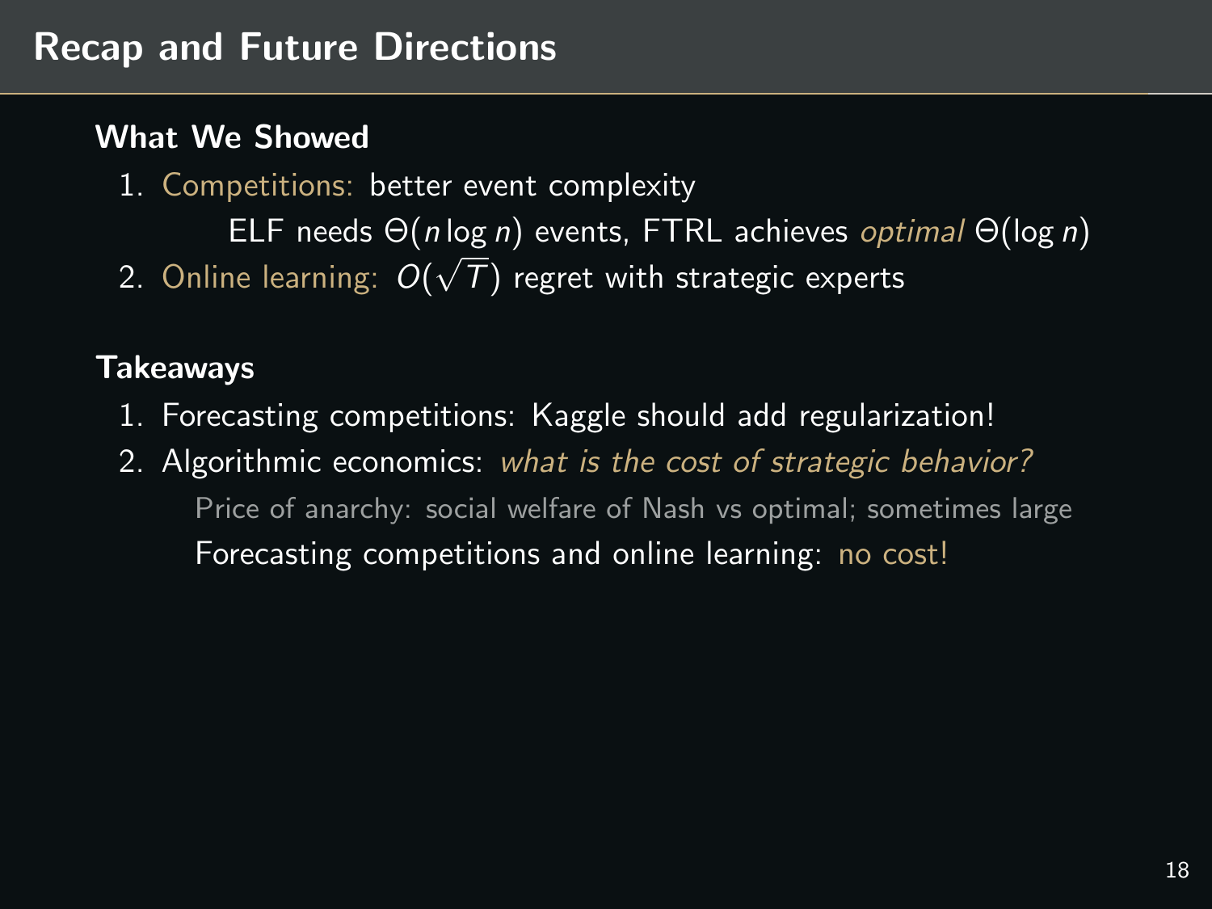# Recap and Future Directions

**What We Showed**

1. Competitions: better event complexity
   ELF needs $\Theta(n \log n)$ events, FTRL achieves *optimal* $\Theta(\log n)$
2. Online learning: $O(\sqrt{T})$ regret with strategic experts

**Takeaways**

1. Forecasting competitions: Kaggle should add regularization!
2. Algorithmic economics: *what is the cost of strategic behavior?*
   Price of anarchy: social welfare of Nash vs optimal; sometimes large
   Forecasting competitions and online learning: no cost!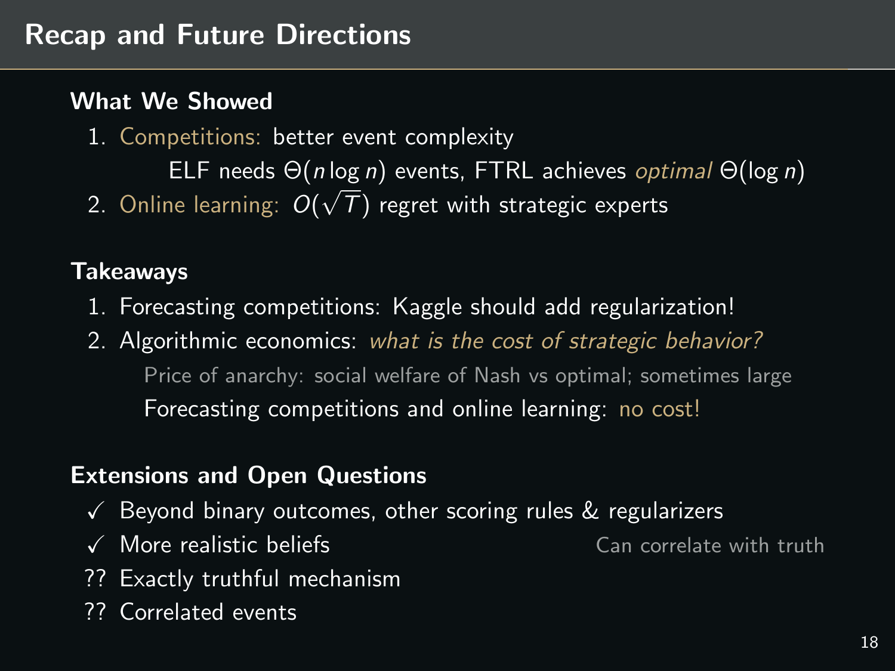# Recap and Future Directions

**What We Showed**

1. Competitions: better event complexity

   ELF needs $\Theta(n \log n)$ events, FTRL achieves *optimal* $\Theta(\log n)$

2. Online learning: $O(\sqrt{T})$ regret with strategic experts

**Takeaways**

1. Forecasting competitions: Kaggle should add regularization!
2. Algorithmic economics: *what is the cost of strategic behavior?*

   Price of anarchy: social welfare of Nash vs optimal; sometimes large

   Forecasting competitions and online learning: no cost!

**Extensions and Open Questions**

- ✓ Beyond binary outcomes, other scoring rules & regularizers
- ✓ More realistic beliefs — Can correlate with truth
- ?? Exactly truthful mechanism
- ?? Correlated events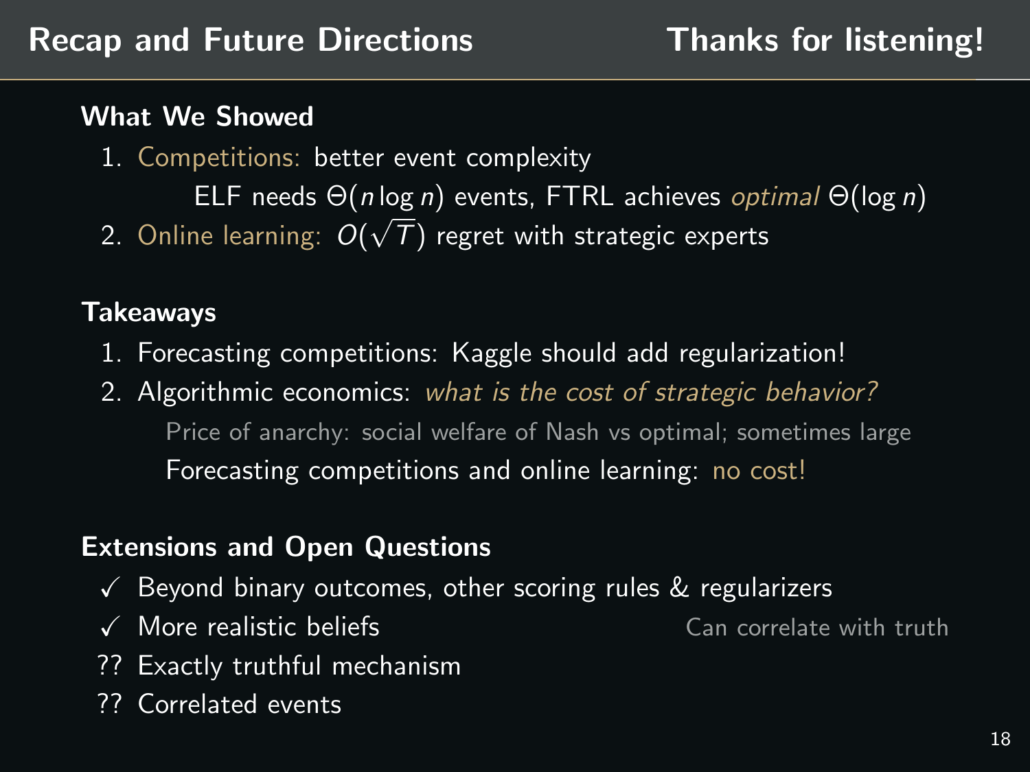# Recap and Future Directions

**Thanks for listening!**

## What We Showed

1. Competitions: better event complexity

   ELF needs $\Theta(n \log n)$ events, FTRL achieves *optimal* $\Theta(\log n)$

2. Online learning: $O(\sqrt{T})$ regret with strategic experts

## Takeaways

1. Forecasting competitions: Kaggle should add regularization!
2. Algorithmic economics: *what is the cost of strategic behavior?*

   Price of anarchy: social welfare of Nash vs optimal; sometimes large

   Forecasting competitions and online learning: no cost!

## Extensions and Open Questions

✓ Beyond binary outcomes, other scoring rules & regularizers

✓ More realistic beliefs — Can correlate with truth

?? Exactly truthful mechanism

?? Correlated events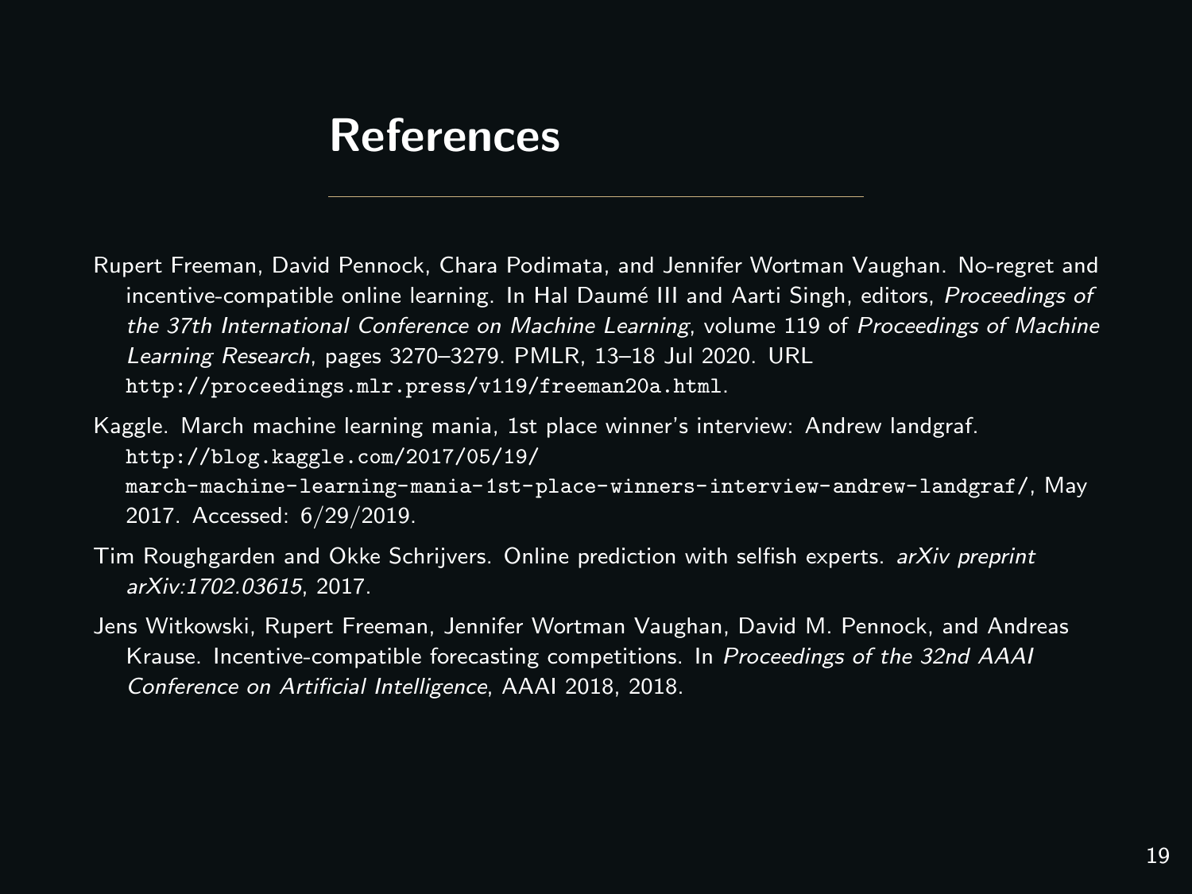# References

Rupert Freeman, David Pennock, Chara Podimata, and Jennifer Wortman Vaughan. No-regret and incentive-compatible online learning. In Hal Daumé III and Aarti Singh, editors, *Proceedings of the 37th International Conference on Machine Learning*, volume 119 of *Proceedings of Machine Learning Research*, pages 3270–3279. PMLR, 13–18 Jul 2020. URL `http://proceedings.mlr.press/v119/freeman20a.html`.

Kaggle. March machine learning mania, 1st place winner's interview: Andrew landgraf. `http://blog.kaggle.com/2017/05/19/march-machine-learning-mania-1st-place-winners-interview-andrew-landgraf/`, May 2017. Accessed: 6/29/2019.

Tim Roughgarden and Okke Schrijvers. Online prediction with selfish experts. *arXiv preprint arXiv:1702.03615*, 2017.

Jens Witkowski, Rupert Freeman, Jennifer Wortman Vaughan, David M. Pennock, and Andreas Krause. Incentive-compatible forecasting competitions. In *Proceedings of the 32nd AAAI Conference on Artificial Intelligence*, AAAI 2018, 2018.